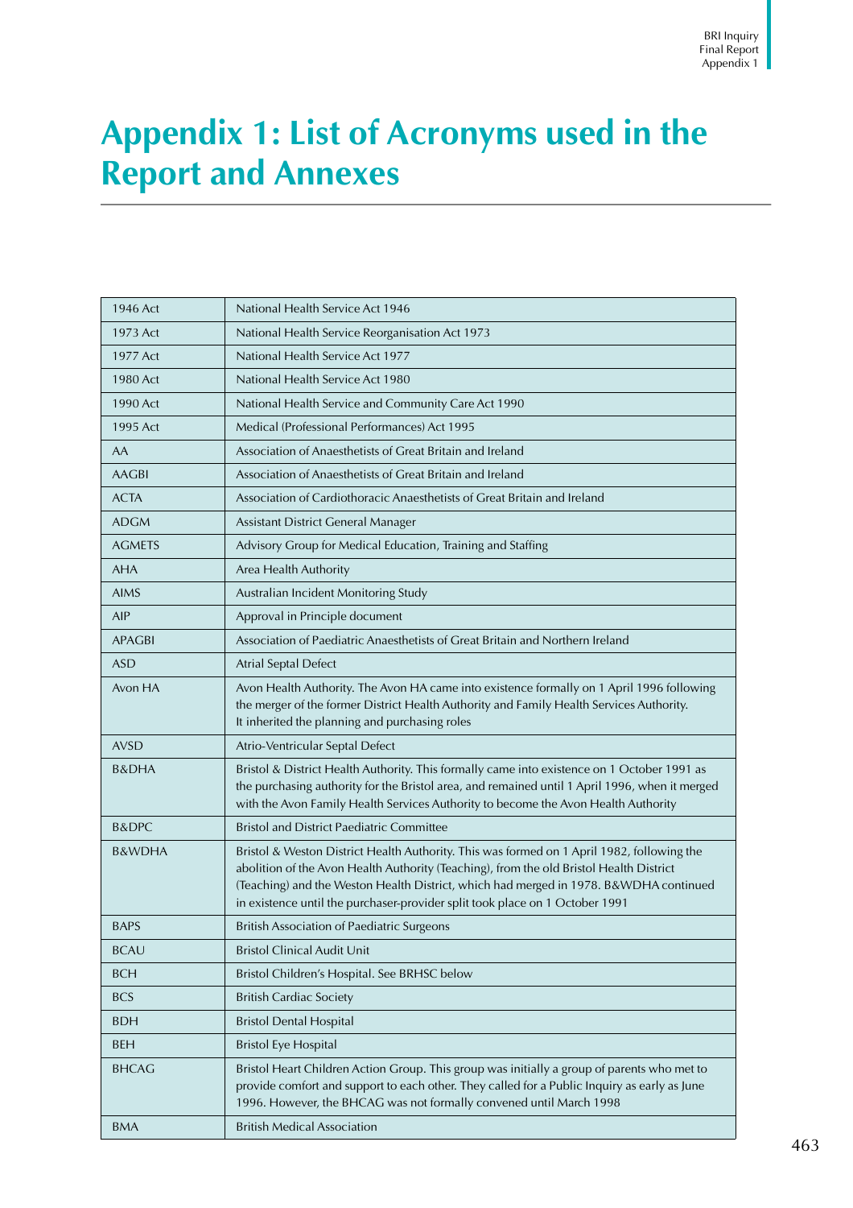# Appendix 1: List of Acronyms used in the Report and Annexes

| | |
|---|---|
| 1946 Act | National Health Service Act 1946 |
| 1973 Act | National Health Service Reorganisation Act 1973 |
| 1977 Act | National Health Service Act 1977 |
| 1980 Act | National Health Service Act 1980 |
| 1990 Act | National Health Service and Community Care Act 1990 |
| 1995 Act | Medical (Professional Performances) Act 1995 |
| AA | Association of Anaesthetists of Great Britain and Ireland |
| AAGBI | Association of Anaesthetists of Great Britain and Ireland |
| ACTA | Association of Cardiothoracic Anaesthetists of Great Britain and Ireland |
| ADGM | Assistant District General Manager |
| AGMETS | Advisory Group for Medical Education, Training and Staffing |
| AHA | Area Health Authority |
| AIMS | Australian Incident Monitoring Study |
| AIP | Approval in Principle document |
| APAGBI | Association of Paediatric Anaesthetists of Great Britain and Northern Ireland |
| ASD | Atrial Septal Defect |
| Avon HA | Avon Health Authority. The Avon HA came into existence formally on 1 April 1996 following the merger of the former District Health Authority and Family Health Services Authority. It inherited the planning and purchasing roles |
| AVSD | Atrio-Ventricular Septal Defect |
| B&DHA | Bristol & District Health Authority. This formally came into existence on 1 October 1991 as the purchasing authority for the Bristol area, and remained until 1 April 1996, when it merged with the Avon Family Health Services Authority to become the Avon Health Authority |
| B&DPC | Bristol and District Paediatric Committee |
| B&WDHA | Bristol & Weston District Health Authority. This was formed on 1 April 1982, following the abolition of the Avon Health Authority (Teaching), from the old Bristol Health District (Teaching) and the Weston Health District, which had merged in 1978. B&WDHA continued in existence until the purchaser-provider split took place on 1 October 1991 |
| BAPS | British Association of Paediatric Surgeons |
| BCAU | Bristol Clinical Audit Unit |
| BCH | Bristol Children's Hospital. See BRHSC below |
| BCS | British Cardiac Society |
| BDH | Bristol Dental Hospital |
| BEH | Bristol Eye Hospital |
| BHCAG | Bristol Heart Children Action Group. This group was initially a group of parents who met to provide comfort and support to each other. They called for a Public Inquiry as early as June 1996. However, the BHCAG was not formally convened until March 1998 |
| BMA | British Medical Association |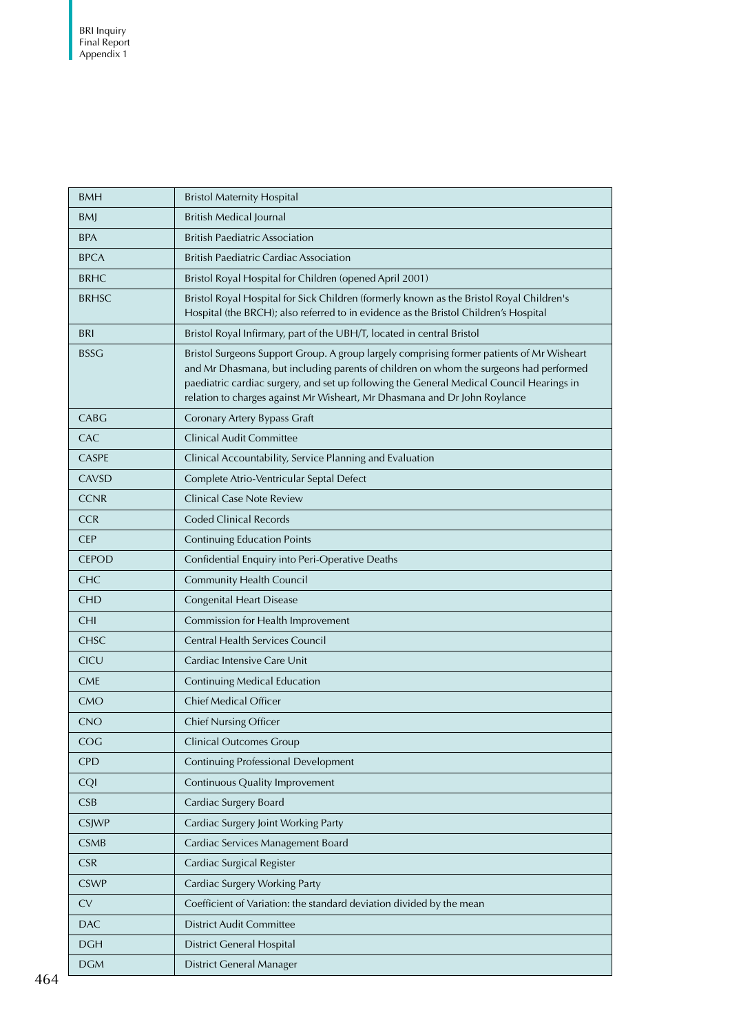| | |
|---|---|
| BMH | Bristol Maternity Hospital |
| BMJ | British Medical Journal |
| BPA | British Paediatric Association |
| BPCA | British Paediatric Cardiac Association |
| BRHC | Bristol Royal Hospital for Children (opened April 2001) |
| BRHSC | Bristol Royal Hospital for Sick Children (formerly known as the Bristol Royal Children's Hospital (the BRCH); also referred to in evidence as the Bristol Children's Hospital |
| BRI | Bristol Royal Infirmary, part of the UBH/T, located in central Bristol |
| BSSG | Bristol Surgeons Support Group. A group largely comprising former patients of Mr Wisheart and Mr Dhasmana, but including parents of children on whom the surgeons had performed paediatric cardiac surgery, and set up following the General Medical Council Hearings in relation to charges against Mr Wisheart, Mr Dhasmana and Dr John Roylance |
| CABG | Coronary Artery Bypass Graft |
| CAC | Clinical Audit Committee |
| CASPE | Clinical Accountability, Service Planning and Evaluation |
| CAVSD | Complete Atrio-Ventricular Septal Defect |
| CCNR | Clinical Case Note Review |
| CCR | Coded Clinical Records |
| CEP | Continuing Education Points |
| CEPOD | Confidential Enquiry into Peri-Operative Deaths |
| CHC | Community Health Council |
| CHD | Congenital Heart Disease |
| CHI | Commission for Health Improvement |
| CHSC | Central Health Services Council |
| CICU | Cardiac Intensive Care Unit |
| CME | Continuing Medical Education |
| CMO | Chief Medical Officer |
| CNO | Chief Nursing Officer |
| COG | Clinical Outcomes Group |
| CPD | Continuing Professional Development |
| CQI | Continuous Quality Improvement |
| CSB | Cardiac Surgery Board |
| CSJWP | Cardiac Surgery Joint Working Party |
| CSMB | Cardiac Services Management Board |
| CSR | Cardiac Surgical Register |
| CSWP | Cardiac Surgery Working Party |
| CV | Coefficient of Variation: the standard deviation divided by the mean |
| DAC | District Audit Committee |
| DGH | District General Hospital |
| DGM | District General Manager |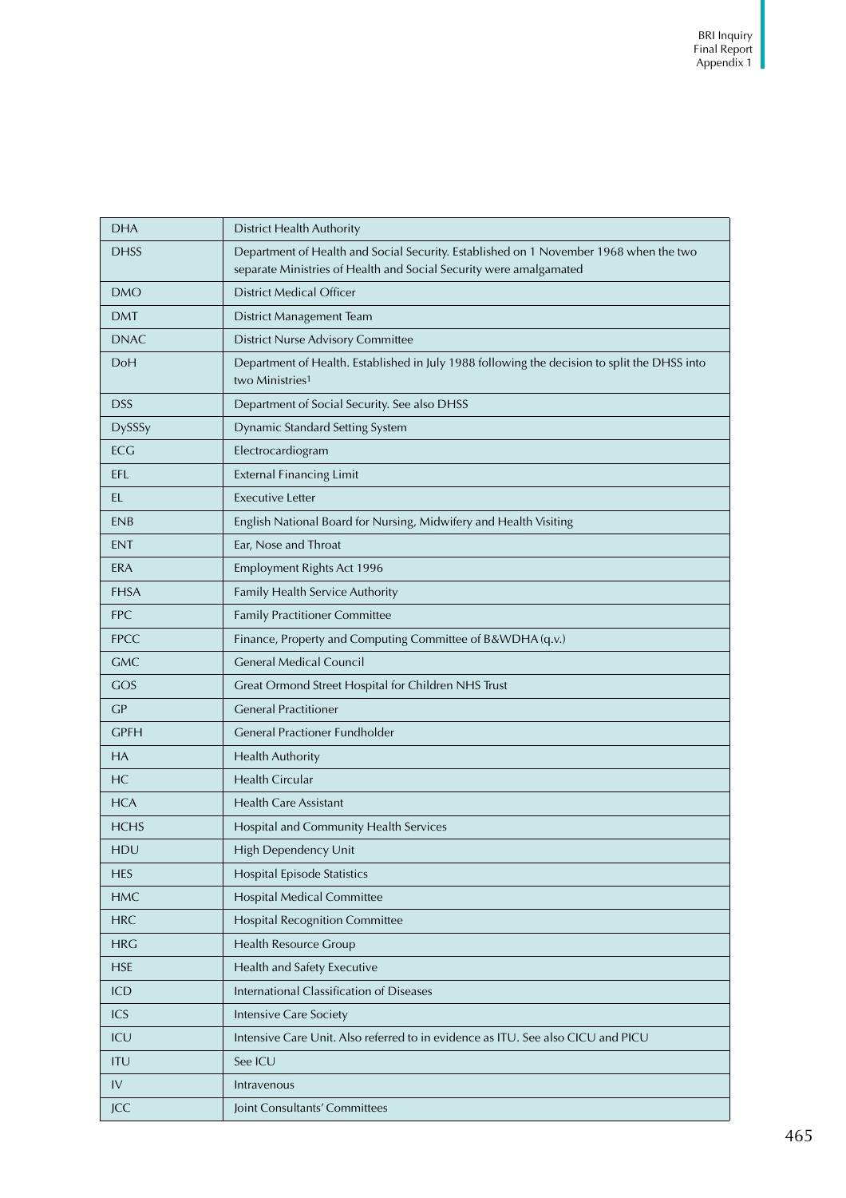| | |
|---|---|
| DHA | District Health Authority |
| DHSS | Department of Health and Social Security. Established on 1 November 1968 when the two separate Ministries of Health and Social Security were amalgamated |
| DMO | District Medical Officer |
| DMT | District Management Team |
| DNAC | District Nurse Advisory Committee |
| DoH | Department of Health. Established in July 1988 following the decision to split the DHSS into two Ministries[1] |
| DSS | Department of Social Security. See also DHSS |
| DySSSy | Dynamic Standard Setting System |
| ECG | Electrocardiogram |
| EFL | External Financing Limit |
| EL | Executive Letter |
| ENB | English National Board for Nursing, Midwifery and Health Visiting |
| ENT | Ear, Nose and Throat |
| ERA | Employment Rights Act 1996 |
| FHSA | Family Health Service Authority |
| FPC | Family Practitioner Committee |
| FPCC | Finance, Property and Computing Committee of B&WDHA (q.v.) |
| GMC | General Medical Council |
| GOS | Great Ormond Street Hospital for Children NHS Trust |
| GP | General Practitioner |
| GPFH | General Practioner Fundholder |
| HA | Health Authority |
| HC | Health Circular |
| HCA | Health Care Assistant |
| HCHS | Hospital and Community Health Services |
| HDU | High Dependency Unit |
| HES | Hospital Episode Statistics |
| HMC | Hospital Medical Committee |
| HRC | Hospital Recognition Committee |
| HRG | Health Resource Group |
| HSE | Health and Safety Executive |
| ICD | International Classification of Diseases |
| ICS | Intensive Care Society |
| ICU | Intensive Care Unit. Also referred to in evidence as ITU. See also CICU and PICU |
| ITU | See ICU |
| IV | Intravenous |
| JCC | Joint Consultants' Committees |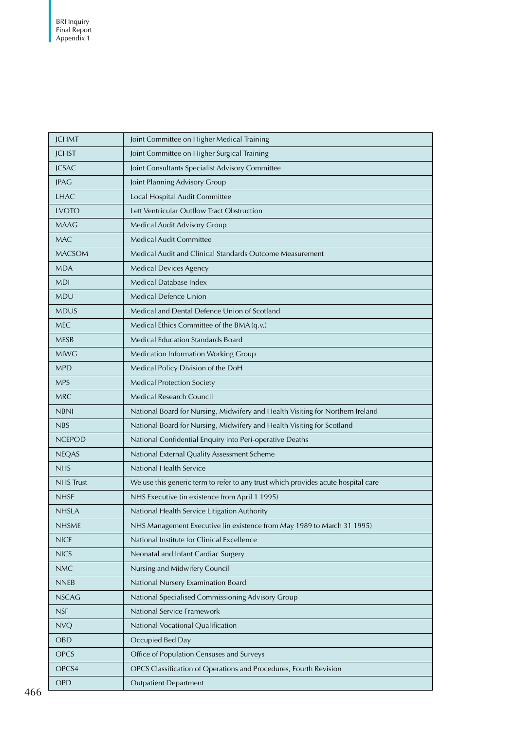| | |
|---|---|
| JCHMT | Joint Committee on Higher Medical Training |
| JCHST | Joint Committee on Higher Surgical Training |
| JCSAC | Joint Consultants Specialist Advisory Committee |
| JPAG | Joint Planning Advisory Group |
| LHAC | Local Hospital Audit Committee |
| LVOTO | Left Ventricular Outflow Tract Obstruction |
| MAAG | Medical Audit Advisory Group |
| MAC | Medical Audit Committee |
| MACSOM | Medical Audit and Clinical Standards Outcome Measurement |
| MDA | Medical Devices Agency |
| MDI | Medical Database Index |
| MDU | Medical Defence Union |
| MDUS | Medical and Dental Defence Union of Scotland |
| MEC | Medical Ethics Committee of the BMA (q.v.) |
| MESB | Medical Education Standards Board |
| MIWG | Medication Information Working Group |
| MPD | Medical Policy Division of the DoH |
| MPS | Medical Protection Society |
| MRC | Medical Research Council |
| NBNI | National Board for Nursing, Midwifery and Health Visiting for Northern Ireland |
| NBS | National Board for Nursing, Midwifery and Health Visiting for Scotland |
| NCEPOD | National Confidential Enquiry into Peri-operative Deaths |
| NEQAS | National External Quality Assessment Scheme |
| NHS | National Health Service |
| NHS Trust | We use this generic term to refer to any trust which provides acute hospital care |
| NHSE | NHS Executive (in existence from April 1 1995) |
| NHSLA | National Health Service Litigation Authority |
| NHSME | NHS Management Executive (in existence from May 1989 to March 31 1995) |
| NICE | National Institute for Clinical Excellence |
| NICS | Neonatal and Infant Cardiac Surgery |
| NMC | Nursing and Midwifery Council |
| NNEB | National Nursery Examination Board |
| NSCAG | National Specialised Commissioning Advisory Group |
| NSF | National Service Framework |
| NVQ | National Vocational Qualification |
| OBD | Occupied Bed Day |
| OPCS | Office of Population Censuses and Surveys |
| OPCS4 | OPCS Classification of Operations and Procedures, Fourth Revision |
| OPD | Outpatient Department |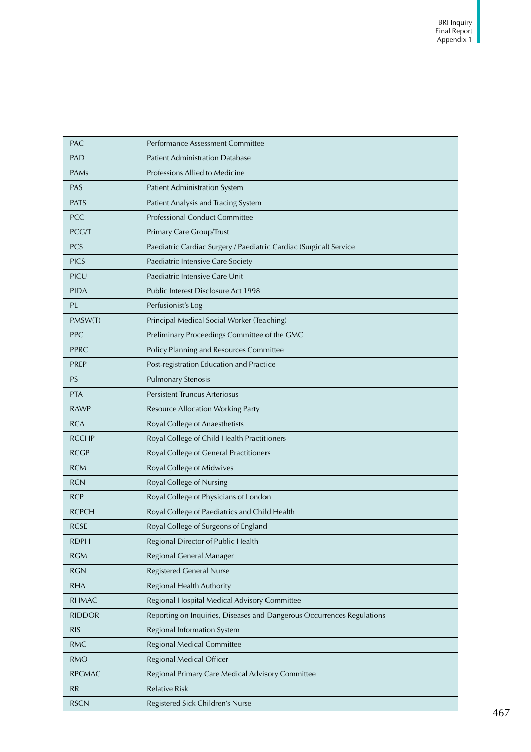| PAC | Performance Assessment Committee |
|---|---|
| PAD | Patient Administration Database |
| PAMs | Professions Allied to Medicine |
| PAS | Patient Administration System |
| PATS | Patient Analysis and Tracing System |
| PCC | Professional Conduct Committee |
| PCG/T | Primary Care Group/Trust |
| PCS | Paediatric Cardiac Surgery / Paediatric Cardiac (Surgical) Service |
| PICS | Paediatric Intensive Care Society |
| PICU | Paediatric Intensive Care Unit |
| PIDA | Public Interest Disclosure Act 1998 |
| PL | Perfusionist's Log |
| PMSW(T) | Principal Medical Social Worker (Teaching) |
| PPC | Preliminary Proceedings Committee of the GMC |
| PPRC | Policy Planning and Resources Committee |
| PREP | Post-registration Education and Practice |
| PS | Pulmonary Stenosis |
| PTA | Persistent Truncus Arteriosus |
| RAWP | Resource Allocation Working Party |
| RCA | Royal College of Anaesthetists |
| RCCHP | Royal College of Child Health Practitioners |
| RCGP | Royal College of General Practitioners |
| RCM | Royal College of Midwives |
| RCN | Royal College of Nursing |
| RCP | Royal College of Physicians of London |
| RCPCH | Royal College of Paediatrics and Child Health |
| RCSE | Royal College of Surgeons of England |
| RDPH | Regional Director of Public Health |
| RGM | Regional General Manager |
| RGN | Registered General Nurse |
| RHA | Regional Health Authority |
| RHMAC | Regional Hospital Medical Advisory Committee |
| RIDDOR | Reporting on Inquiries, Diseases and Dangerous Occurrences Regulations |
| RIS | Regional Information System |
| RMC | Regional Medical Committee |
| RMO | Regional Medical Officer |
| RPCMAC | Regional Primary Care Medical Advisory Committee |
| RR | Relative Risk |
| RSCN | Registered Sick Children's Nurse |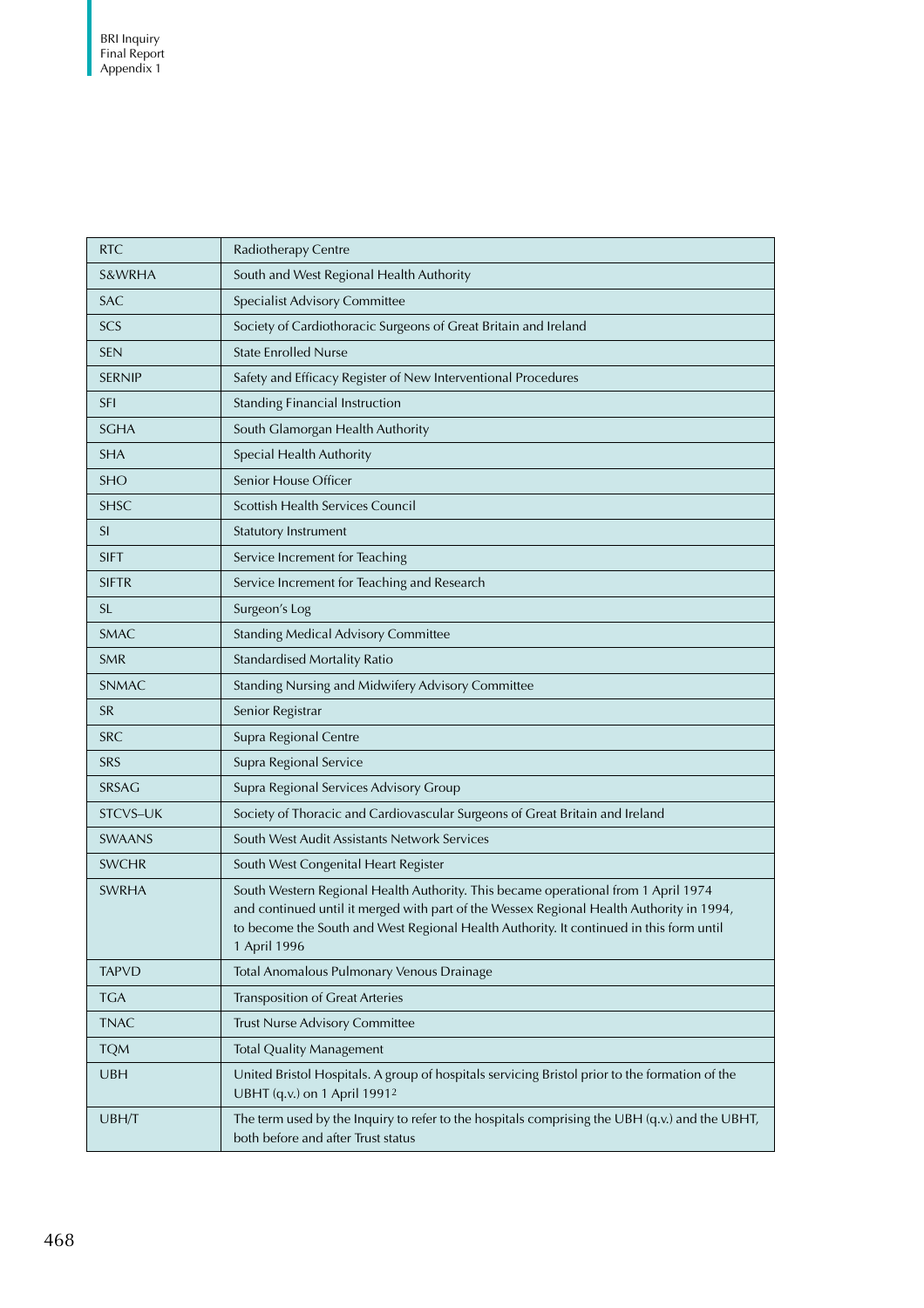| | |
|---|---|
| RTC | Radiotherapy Centre |
| S&WRHA | South and West Regional Health Authority |
| SAC | Specialist Advisory Committee |
| SCS | Society of Cardiothoracic Surgeons of Great Britain and Ireland |
| SEN | State Enrolled Nurse |
| SERNIP | Safety and Efficacy Register of New Interventional Procedures |
| SFI | Standing Financial Instruction |
| SGHA | South Glamorgan Health Authority |
| SHA | Special Health Authority |
| SHO | Senior House Officer |
| SHSC | Scottish Health Services Council |
| SI | Statutory Instrument |
| SIFT | Service Increment for Teaching |
| SIFTR | Service Increment for Teaching and Research |
| SL | Surgeon's Log |
| SMAC | Standing Medical Advisory Committee |
| SMR | Standardised Mortality Ratio |
| SNMAC | Standing Nursing and Midwifery Advisory Committee |
| SR | Senior Registrar |
| SRC | Supra Regional Centre |
| SRS | Supra Regional Service |
| SRSAG | Supra Regional Services Advisory Group |
| STCVS–UK | Society of Thoracic and Cardiovascular Surgeons of Great Britain and Ireland |
| SWAANS | South West Audit Assistants Network Services |
| SWCHR | South West Congenital Heart Register |
| SWRHA | South Western Regional Health Authority. This became operational from 1 April 1974 and continued until it merged with part of the Wessex Regional Health Authority in 1994, to become the South and West Regional Health Authority. It continued in this form until 1 April 1996 |
| TAPVD | Total Anomalous Pulmonary Venous Drainage |
| TGA | Transposition of Great Arteries |
| TNAC | Trust Nurse Advisory Committee |
| TQM | Total Quality Management |
| UBH | United Bristol Hospitals. A group of hospitals servicing Bristol prior to the formation of the UBHT (q.v.) on 1 April 1991[2] |
| UBH/T | The term used by the Inquiry to refer to the hospitals comprising the UBH (q.v.) and the UBHT, both before and after Trust status |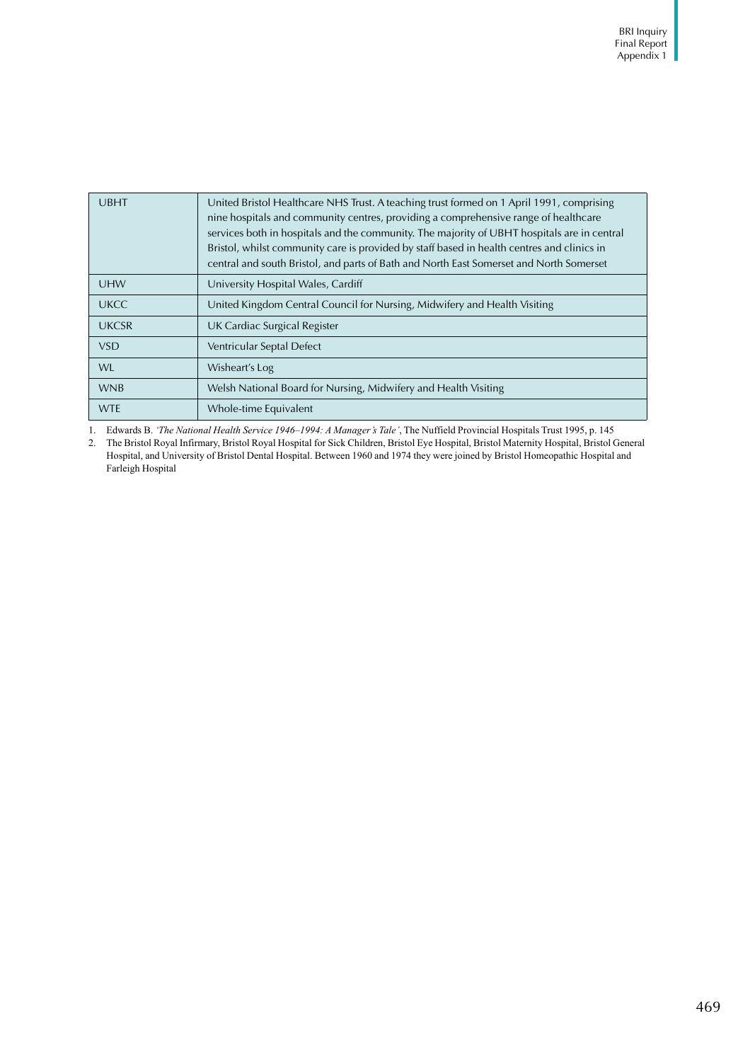| | |
|---|---|
| UBHT | United Bristol Healthcare NHS Trust. A teaching trust formed on 1 April 1991, comprising nine hospitals and community centres, providing a comprehensive range of healthcare services both in hospitals and the community. The majority of UBHT hospitals are in central Bristol, whilst community care is provided by staff based in health centres and clinics in central and south Bristol, and parts of Bath and North East Somerset and North Somerset |
| UHW | University Hospital Wales, Cardiff |
| UKCC | United Kingdom Central Council for Nursing, Midwifery and Health Visiting |
| UKCSR | UK Cardiac Surgical Register |
| VSD | Ventricular Septal Defect |
| WL | Wisheart's Log |
| WNB | Welsh National Board for Nursing, Midwifery and Health Visiting |
| WTE | Whole-time Equivalent |

1. Edwards B. *'The National Health Service 1946–1994: A Manager's Tale'*, The Nuffield Provincial Hospitals Trust 1995, p. 145
2. The Bristol Royal Infirmary, Bristol Royal Hospital for Sick Children, Bristol Eye Hospital, Bristol Maternity Hospital, Bristol General Hospital, and University of Bristol Dental Hospital. Between 1960 and 1974 they were joined by Bristol Homeopathic Hospital and Farleigh Hospital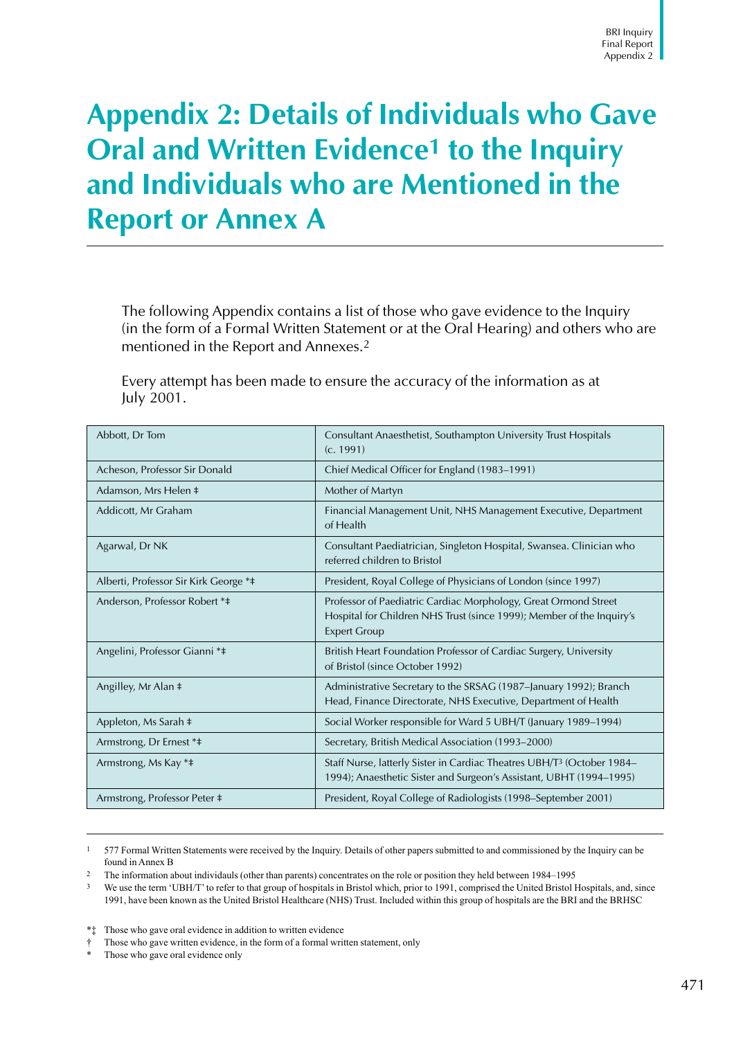# Appendix 2: Details of Individuals who Gave Oral and Written Evidence[1] to the Inquiry and Individuals who are Mentioned in the Report or Annex A

The following Appendix contains a list of those who gave evidence to the Inquiry (in the form of a Formal Written Statement or at the Oral Hearing) and others who are mentioned in the Report and Annexes.[2]

Every attempt has been made to ensure the accuracy of the information as at July 2001.

| | |
|---|---|
| Abbott, Dr Tom | Consultant Anaesthetist, Southampton University Trust Hospitals (c. 1991) |
| Acheson, Professor Sir Donald | Chief Medical Officer for England (1983–1991) |
| Adamson, Mrs Helen ‡ | Mother of Martyn |
| Addicott, Mr Graham | Financial Management Unit, NHS Management Executive, Department of Health |
| Agarwal, Dr NK | Consultant Paediatrician, Singleton Hospital, Swansea. Clinician who referred children to Bristol |
| Alberti, Professor Sir Kirk George *‡ | President, Royal College of Physicians of London (since 1997) |
| Anderson, Professor Robert *‡ | Professor of Paediatric Cardiac Morphology, Great Ormond Street Hospital for Children NHS Trust (since 1999); Member of the Inquiry's Expert Group |
| Angelini, Professor Gianni *‡ | British Heart Foundation Professor of Cardiac Surgery, University of Bristol (since October 1992) |
| Angilley, Mr Alan ‡ | Administrative Secretary to the SRSAG (1987–January 1992); Branch Head, Finance Directorate, NHS Executive, Department of Health |
| Appleton, Ms Sarah ‡ | Social Worker responsible for Ward 5 UBH/T (January 1989–1994) |
| Armstrong, Dr Ernest *‡ | Secretary, British Medical Association (1993–2000) |
| Armstrong, Ms Kay *‡ | Staff Nurse, latterly Sister in Cardiac Theatres UBH/T[3] (October 1984–1994); Anaesthetic Sister and Surgeon's Assistant, UBHT (1994–1995) |
| Armstrong, Professor Peter ‡ | President, Royal College of Radiologists (1998–September 2001) |

[1] 577 Formal Written Statements were received by the Inquiry. Details of other papers submitted to and commissioned by the Inquiry can be found in Annex B

[2] The information about individauls (other than parents) concentrates on the role or position they held between 1984–1995

[3] We use the term 'UBH/T' to refer to that group of hospitals in Bristol which, prior to 1991, comprised the United Bristol Hospitals, and, since 1991, have been known as the United Bristol Healthcare (NHS) Trust. Included within this group of hospitals are the BRI and the BRHSC

*‡ Those who gave oral evidence in addition to written evidence
† Those who gave written evidence, in the form of a formal written statement, only
\* Those who gave oral evidence only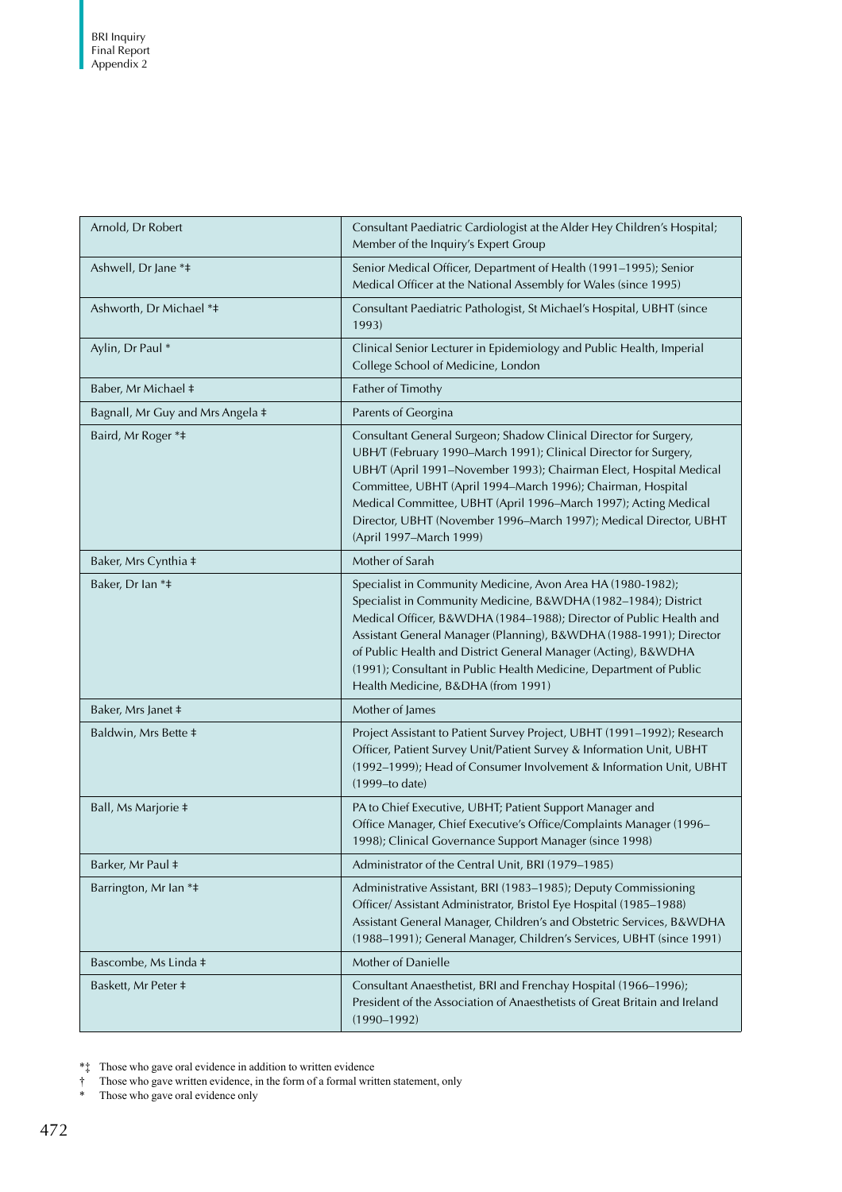| | |
|---|---|
| Arnold, Dr Robert | Consultant Paediatric Cardiologist at the Alder Hey Children's Hospital; Member of the Inquiry's Expert Group |
| Ashwell, Dr Jane *‡ | Senior Medical Officer, Department of Health (1991–1995); Senior Medical Officer at the National Assembly for Wales (since 1995) |
| Ashworth, Dr Michael *‡ | Consultant Paediatric Pathologist, St Michael's Hospital, UBHT (since 1993) |
| Aylin, Dr Paul * | Clinical Senior Lecturer in Epidemiology and Public Health, Imperial College School of Medicine, London |
| Baber, Mr Michael ‡ | Father of Timothy |
| Bagnall, Mr Guy and Mrs Angela ‡ | Parents of Georgina |
| Baird, Mr Roger *‡ | Consultant General Surgeon; Shadow Clinical Director for Surgery, UBH/T (February 1990–March 1991); Clinical Director for Surgery, UBH/T (April 1991–November 1993); Chairman Elect, Hospital Medical Committee, UBHT (April 1994–March 1996); Chairman, Hospital Medical Committee, UBHT (April 1996–March 1997); Acting Medical Director, UBHT (November 1996–March 1997); Medical Director, UBHT (April 1997–March 1999) |
| Baker, Mrs Cynthia ‡ | Mother of Sarah |
| Baker, Dr Ian *‡ | Specialist in Community Medicine, Avon Area HA (1980-1982); Specialist in Community Medicine, B&WDHA (1982–1984); District Medical Officer, B&WDHA (1984–1988); Director of Public Health and Assistant General Manager (Planning), B&WDHA (1988-1991); Director of Public Health and District General Manager (Acting), B&WDHA (1991); Consultant in Public Health Medicine, Department of Public Health Medicine, B&DHA (from 1991) |
| Baker, Mrs Janet ‡ | Mother of James |
| Baldwin, Mrs Bette ‡ | Project Assistant to Patient Survey Project, UBHT (1991–1992); Research Officer, Patient Survey Unit/Patient Survey & Information Unit, UBHT (1992–1999); Head of Consumer Involvement & Information Unit, UBHT (1999–to date) |
| Ball, Ms Marjorie ‡ | PA to Chief Executive, UBHT; Patient Support Manager and Office Manager, Chief Executive's Office/Complaints Manager (1996–1998); Clinical Governance Support Manager (since 1998) |
| Barker, Mr Paul ‡ | Administrator of the Central Unit, BRI (1979–1985) |
| Barrington, Mr Ian *‡ | Administrative Assistant, BRI (1983–1985); Deputy Commissioning Officer/ Assistant Administrator, Bristol Eye Hospital (1985–1988) Assistant General Manager, Children's and Obstetric Services, B&WDHA (1988–1991); General Manager, Children's Services, UBHT (since 1991) |
| Bascombe, Ms Linda ‡ | Mother of Danielle |
| Baskett, Mr Peter ‡ | Consultant Anaesthetist, BRI and Frenchay Hospital (1966–1996); President of the Association of Anaesthetists of Great Britain and Ireland (1990–1992) |

*‡ Those who gave oral evidence in addition to written evidence
† Those who gave written evidence, in the form of a formal written statement, only
* Those who gave oral evidence only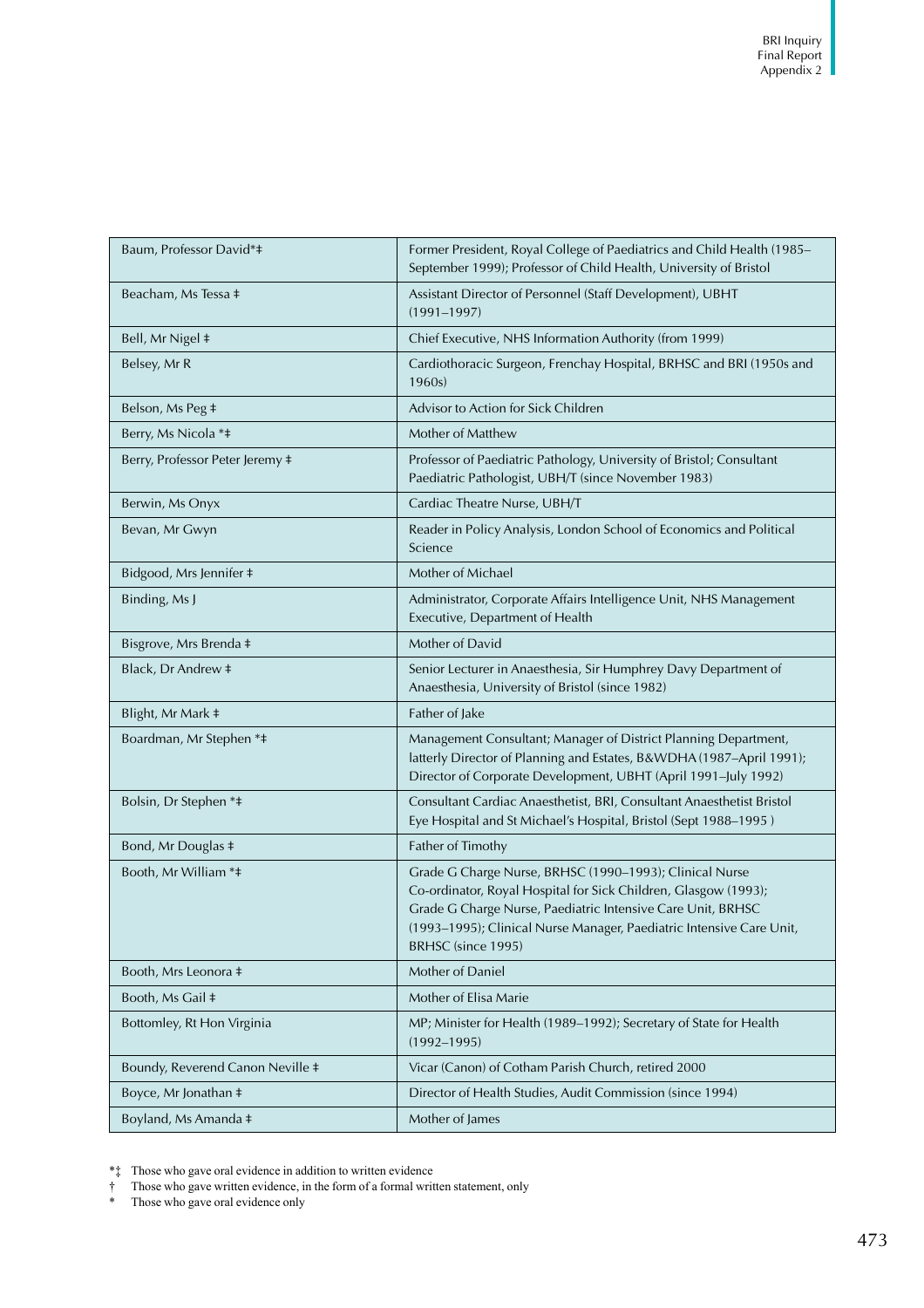| Name | Position |
| --- | --- |
| Baum, Professor David*‡ | Former President, Royal College of Paediatrics and Child Health (1985–September 1999); Professor of Child Health, University of Bristol |
| Beacham, Ms Tessa ‡ | Assistant Director of Personnel (Staff Development), UBHT (1991–1997) |
| Bell, Mr Nigel ‡ | Chief Executive, NHS Information Authority (from 1999) |
| Belsey, Mr R | Cardiothoracic Surgeon, Frenchay Hospital, BRHSC and BRI (1950s and 1960s) |
| Belson, Ms Peg ‡ | Advisor to Action for Sick Children |
| Berry, Ms Nicola *‡ | Mother of Matthew |
| Berry, Professor Peter Jeremy ‡ | Professor of Paediatric Pathology, University of Bristol; Consultant Paediatric Pathologist, UBH/T (since November 1983) |
| Berwin, Ms Onyx | Cardiac Theatre Nurse, UBH/T |
| Bevan, Mr Gwyn | Reader in Policy Analysis, London School of Economics and Political Science |
| Bidgood, Mrs Jennifer ‡ | Mother of Michael |
| Binding, Ms J | Administrator, Corporate Affairs Intelligence Unit, NHS Management Executive, Department of Health |
| Bisgrove, Mrs Brenda ‡ | Mother of David |
| Black, Dr Andrew ‡ | Senior Lecturer in Anaesthesia, Sir Humphrey Davy Department of Anaesthesia, University of Bristol (since 1982) |
| Blight, Mr Mark ‡ | Father of Jake |
| Boardman, Mr Stephen *‡ | Management Consultant; Manager of District Planning Department, latterly Director of Planning and Estates, B&WDHA (1987–April 1991); Director of Corporate Development, UBHT (April 1991–July 1992) |
| Bolsin, Dr Stephen *‡ | Consultant Cardiac Anaesthetist, BRI, Consultant Anaesthetist Bristol Eye Hospital and St Michael's Hospital, Bristol (Sept 1988–1995 ) |
| Bond, Mr Douglas ‡ | Father of Timothy |
| Booth, Mr William *‡ | Grade G Charge Nurse, BRHSC (1990–1993); Clinical Nurse Co-ordinator, Royal Hospital for Sick Children, Glasgow (1993); Grade G Charge Nurse, Paediatric Intensive Care Unit, BRHSC (1993–1995); Clinical Nurse Manager, Paediatric Intensive Care Unit, BRHSC (since 1995) |
| Booth, Mrs Leonora ‡ | Mother of Daniel |
| Booth, Ms Gail ‡ | Mother of Elisa Marie |
| Bottomley, Rt Hon Virginia | MP; Minister for Health (1989–1992); Secretary of State for Health (1992–1995) |
| Boundy, Reverend Canon Neville ‡ | Vicar (Canon) of Cotham Parish Church, retired 2000 |
| Boyce, Mr Jonathan ‡ | Director of Health Studies, Audit Commission (since 1994) |
| Boyland, Ms Amanda ‡ | Mother of James |

*‡ Those who gave oral evidence in addition to written evidence
† Those who gave written evidence, in the form of a formal written statement, only
\* Those who gave oral evidence only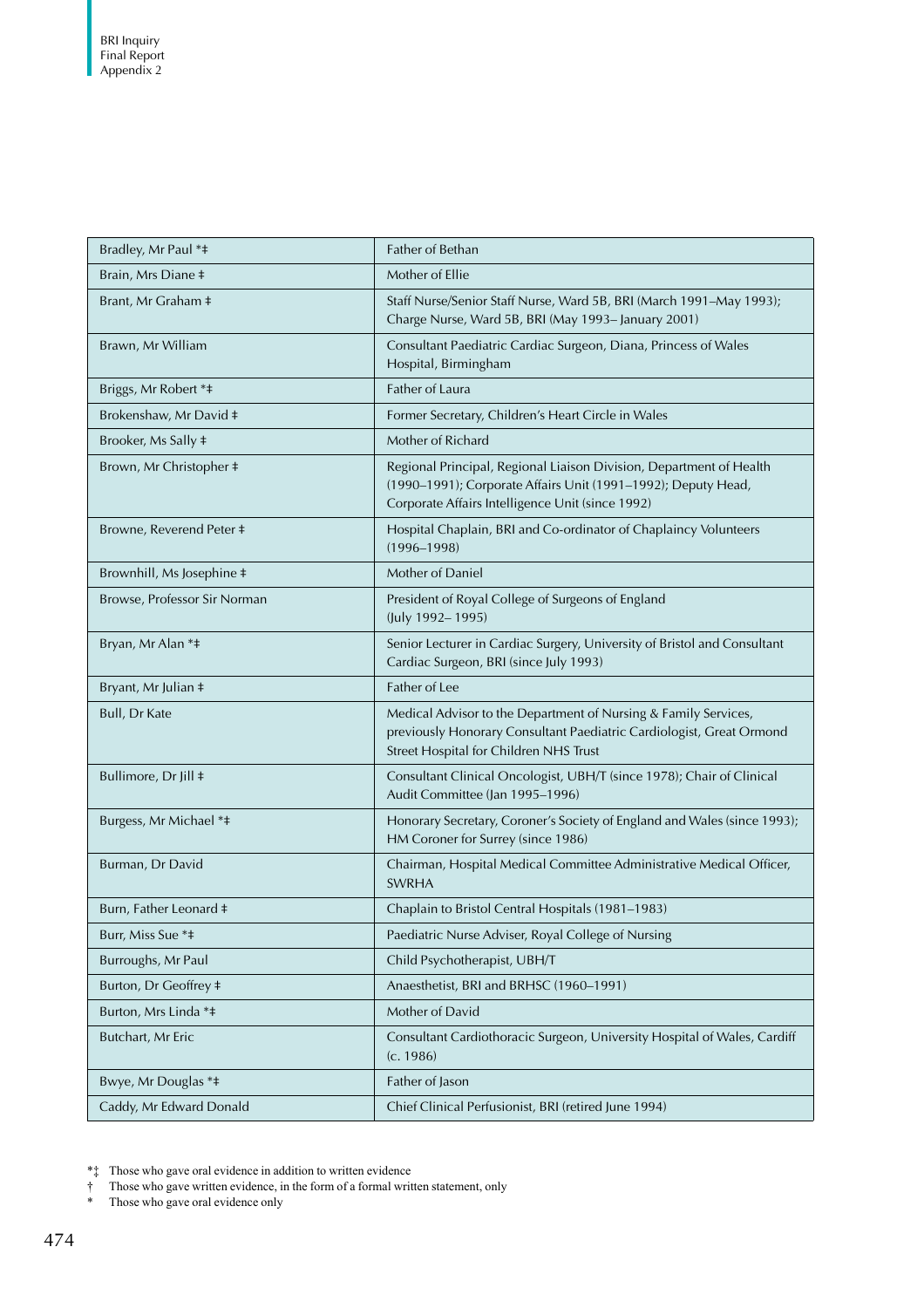| Bradley, Mr Paul *‡ | Father of Bethan |
| --- | --- |
| Brain, Mrs Diane ‡ | Mother of Ellie |
| Brant, Mr Graham ‡ | Staff Nurse/Senior Staff Nurse, Ward 5B, BRI (March 1991–May 1993); Charge Nurse, Ward 5B, BRI (May 1993– January 2001) |
| Brawn, Mr William | Consultant Paediatric Cardiac Surgeon, Diana, Princess of Wales Hospital, Birmingham |
| Briggs, Mr Robert *‡ | Father of Laura |
| Brokenshaw, Mr David ‡ | Former Secretary, Children's Heart Circle in Wales |
| Brooker, Ms Sally ‡ | Mother of Richard |
| Brown, Mr Christopher ‡ | Regional Principal, Regional Liaison Division, Department of Health (1990–1991); Corporate Affairs Unit (1991–1992); Deputy Head, Corporate Affairs Intelligence Unit (since 1992) |
| Browne, Reverend Peter ‡ | Hospital Chaplain, BRI and Co-ordinator of Chaplaincy Volunteers (1996–1998) |
| Brownhill, Ms Josephine ‡ | Mother of Daniel |
| Browse, Professor Sir Norman | President of Royal College of Surgeons of England (July 1992– 1995) |
| Bryan, Mr Alan *‡ | Senior Lecturer in Cardiac Surgery, University of Bristol and Consultant Cardiac Surgeon, BRI (since July 1993) |
| Bryant, Mr Julian ‡ | Father of Lee |
| Bull, Dr Kate | Medical Advisor to the Department of Nursing & Family Services, previously Honorary Consultant Paediatric Cardiologist, Great Ormond Street Hospital for Children NHS Trust |
| Bullimore, Dr Jill ‡ | Consultant Clinical Oncologist, UBH/T (since 1978); Chair of Clinical Audit Committee (Jan 1995–1996) |
| Burgess, Mr Michael *‡ | Honorary Secretary, Coroner's Society of England and Wales (since 1993); HM Coroner for Surrey (since 1986) |
| Burman, Dr David | Chairman, Hospital Medical Committee Administrative Medical Officer, SWRHA |
| Burn, Father Leonard ‡ | Chaplain to Bristol Central Hospitals (1981–1983) |
| Burr, Miss Sue *‡ | Paediatric Nurse Adviser, Royal College of Nursing |
| Burroughs, Mr Paul | Child Psychotherapist, UBH/T |
| Burton, Dr Geoffrey ‡ | Anaesthetist, BRI and BRHSC (1960–1991) |
| Burton, Mrs Linda *‡ | Mother of David |
| Butchart, Mr Eric | Consultant Cardiothoracic Surgeon, University Hospital of Wales, Cardiff (c. 1986) |
| Bwye, Mr Douglas *‡ | Father of Jason |
| Caddy, Mr Edward Donald | Chief Clinical Perfusionist, BRI (retired June 1994) |

*‡ Those who gave oral evidence in addition to written evidence
† Those who gave written evidence, in the form of a formal written statement, only
* Those who gave oral evidence only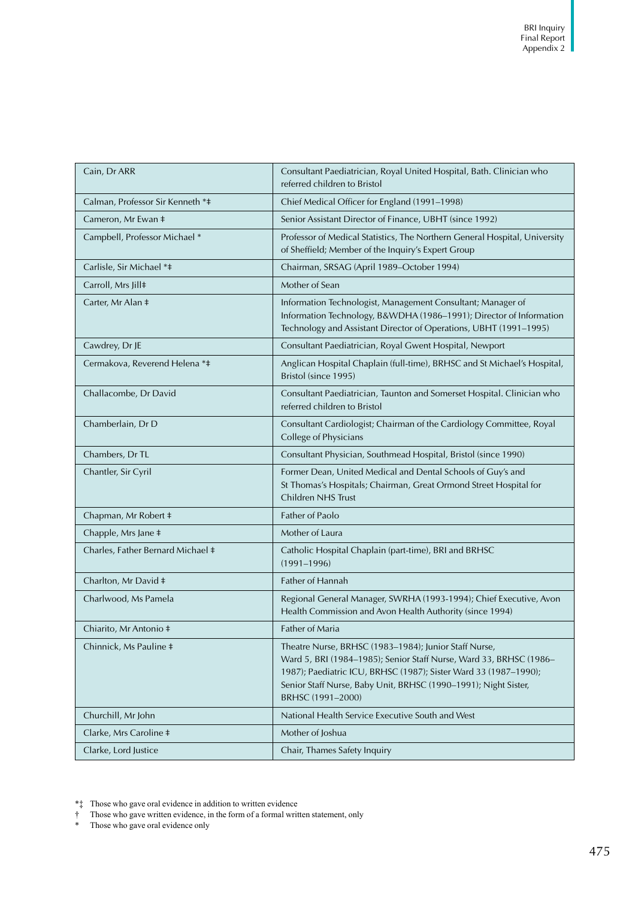| | |
|---|---|
| Cain, Dr ARR | Consultant Paediatrician, Royal United Hospital, Bath. Clinician who referred children to Bristol |
| Calman, Professor Sir Kenneth *‡ | Chief Medical Officer for England (1991–1998) |
| Cameron, Mr Ewan ‡ | Senior Assistant Director of Finance, UBHT (since 1992) |
| Campbell, Professor Michael * | Professor of Medical Statistics, The Northern General Hospital, University of Sheffield; Member of the Inquiry's Expert Group |
| Carlisle, Sir Michael *‡ | Chairman, SRSAG (April 1989–October 1994) |
| Carroll, Mrs Jill‡ | Mother of Sean |
| Carter, Mr Alan ‡ | Information Technologist, Management Consultant; Manager of Information Technology, B&WDHA (1986–1991); Director of Information Technology and Assistant Director of Operations, UBHT (1991–1995) |
| Cawdrey, Dr JE | Consultant Paediatrician, Royal Gwent Hospital, Newport |
| Cermakova, Reverend Helena *‡ | Anglican Hospital Chaplain (full-time), BRHSC and St Michael's Hospital, Bristol (since 1995) |
| Challacombe, Dr David | Consultant Paediatrician, Taunton and Somerset Hospital. Clinician who referred children to Bristol |
| Chamberlain, Dr D | Consultant Cardiologist; Chairman of the Cardiology Committee, Royal College of Physicians |
| Chambers, Dr TL | Consultant Physician, Southmead Hospital, Bristol (since 1990) |
| Chantler, Sir Cyril | Former Dean, United Medical and Dental Schools of Guy's and St Thomas's Hospitals; Chairman, Great Ormond Street Hospital for Children NHS Trust |
| Chapman, Mr Robert ‡ | Father of Paolo |
| Chapple, Mrs Jane ‡ | Mother of Laura |
| Charles, Father Bernard Michael ‡ | Catholic Hospital Chaplain (part-time), BRI and BRHSC (1991–1996) |
| Charlton, Mr David ‡ | Father of Hannah |
| Charlwood, Ms Pamela | Regional General Manager, SWRHA (1993-1994); Chief Executive, Avon Health Commission and Avon Health Authority (since 1994) |
| Chiarito, Mr Antonio ‡ | Father of Maria |
| Chinnick, Ms Pauline ‡ | Theatre Nurse, BRHSC (1983–1984); Junior Staff Nurse, Ward 5, BRI (1984–1985); Senior Staff Nurse, Ward 33, BRHSC (1986–1987); Paediatric ICU, BRHSC (1987); Sister Ward 33 (1987–1990); Senior Staff Nurse, Baby Unit, BRHSC (1990–1991); Night Sister, BRHSC (1991–2000) |
| Churchill, Mr John | National Health Service Executive South and West |
| Clarke, Mrs Caroline ‡ | Mother of Joshua |
| Clarke, Lord Justice | Chair, Thames Safety Inquiry |

*‡ Those who gave oral evidence in addition to written evidence

† Those who gave written evidence, in the form of a formal written statement, only

\* Those who gave oral evidence only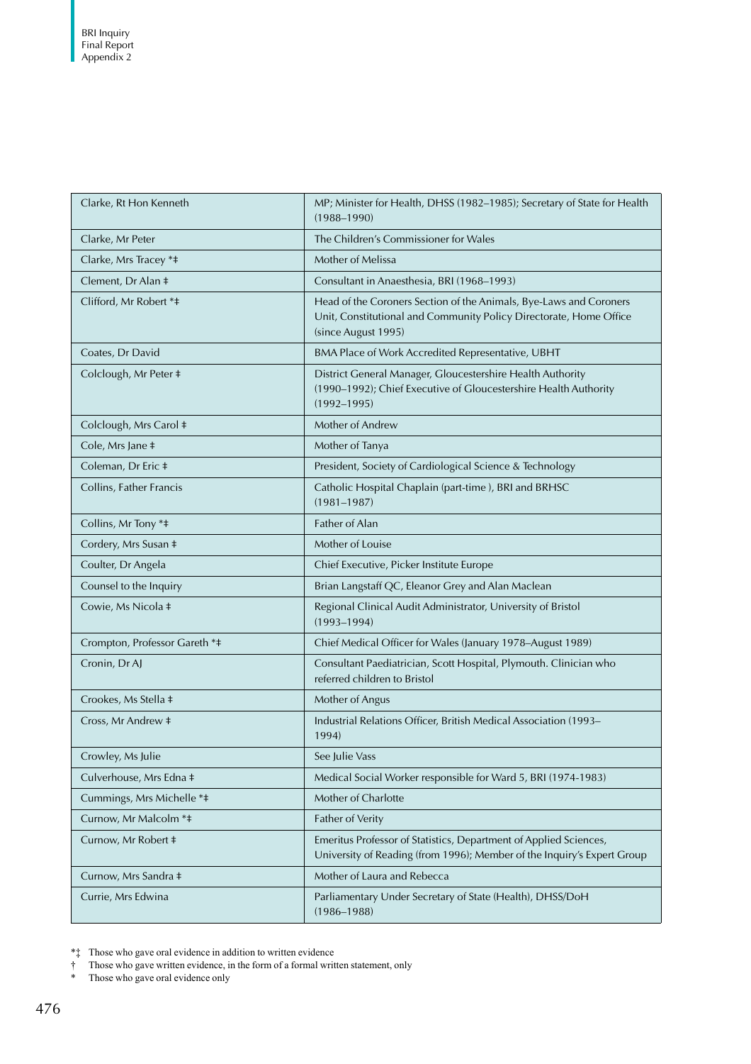| | |
|---|---|
| Clarke, Rt Hon Kenneth | MP; Minister for Health, DHSS (1982–1985); Secretary of State for Health (1988–1990) |
| Clarke, Mr Peter | The Children's Commissioner for Wales |
| Clarke, Mrs Tracey *‡ | Mother of Melissa |
| Clement, Dr Alan ‡ | Consultant in Anaesthesia, BRI (1968–1993) |
| Clifford, Mr Robert *‡ | Head of the Coroners Section of the Animals, Bye-Laws and Coroners Unit, Constitutional and Community Policy Directorate, Home Office (since August 1995) |
| Coates, Dr David | BMA Place of Work Accredited Representative, UBHT |
| Colclough, Mr Peter ‡ | District General Manager, Gloucestershire Health Authority (1990–1992); Chief Executive of Gloucestershire Health Authority (1992–1995) |
| Colclough, Mrs Carol ‡ | Mother of Andrew |
| Cole, Mrs Jane ‡ | Mother of Tanya |
| Coleman, Dr Eric ‡ | President, Society of Cardiological Science & Technology |
| Collins, Father Francis | Catholic Hospital Chaplain (part-time ), BRI and BRHSC (1981–1987) |
| Collins, Mr Tony *‡ | Father of Alan |
| Cordery, Mrs Susan ‡ | Mother of Louise |
| Coulter, Dr Angela | Chief Executive, Picker Institute Europe |
| Counsel to the Inquiry | Brian Langstaff QC, Eleanor Grey and Alan Maclean |
| Cowie, Ms Nicola ‡ | Regional Clinical Audit Administrator, University of Bristol (1993–1994) |
| Crompton, Professor Gareth *‡ | Chief Medical Officer for Wales (January 1978–August 1989) |
| Cronin, Dr AJ | Consultant Paediatrician, Scott Hospital, Plymouth. Clinician who referred children to Bristol |
| Crookes, Ms Stella ‡ | Mother of Angus |
| Cross, Mr Andrew ‡ | Industrial Relations Officer, British Medical Association (1993–1994) |
| Crowley, Ms Julie | See Julie Vass |
| Culverhouse, Mrs Edna ‡ | Medical Social Worker responsible for Ward 5, BRI (1974-1983) |
| Cummings, Mrs Michelle *‡ | Mother of Charlotte |
| Curnow, Mr Malcolm *‡ | Father of Verity |
| Curnow, Mr Robert ‡ | Emeritus Professor of Statistics, Department of Applied Sciences, University of Reading (from 1996); Member of the Inquiry's Expert Group |
| Curnow, Mrs Sandra ‡ | Mother of Laura and Rebecca |
| Currie, Mrs Edwina | Parliamentary Under Secretary of State (Health), DHSS/DoH (1986–1988) |

*‡ Those who gave oral evidence in addition to written evidence
† Those who gave written evidence, in the form of a formal written statement, only
* Those who gave oral evidence only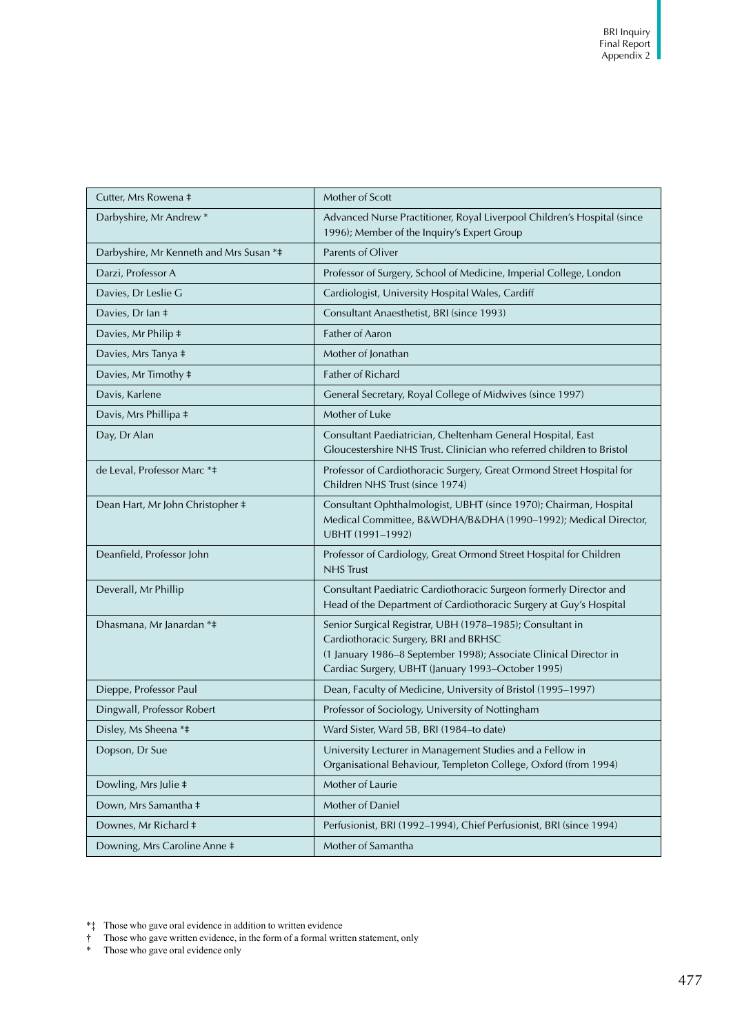| Cutter, Mrs Rowena ‡ | Mother of Scott |
|---|---|
| Darbyshire, Mr Andrew * | Advanced Nurse Practitioner, Royal Liverpool Children's Hospital (since 1996); Member of the Inquiry's Expert Group |
| Darbyshire, Mr Kenneth and Mrs Susan *‡ | Parents of Oliver |
| Darzi, Professor A | Professor of Surgery, School of Medicine, Imperial College, London |
| Davies, Dr Leslie G | Cardiologist, University Hospital Wales, Cardiff |
| Davies, Dr Ian ‡ | Consultant Anaesthetist, BRI (since 1993) |
| Davies, Mr Philip ‡ | Father of Aaron |
| Davies, Mrs Tanya ‡ | Mother of Jonathan |
| Davies, Mr Timothy ‡ | Father of Richard |
| Davis, Karlene | General Secretary, Royal College of Midwives (since 1997) |
| Davis, Mrs Phillipa ‡ | Mother of Luke |
| Day, Dr Alan | Consultant Paediatrician, Cheltenham General Hospital, East Gloucestershire NHS Trust. Clinician who referred children to Bristol |
| de Leval, Professor Marc *‡ | Professor of Cardiothoracic Surgery, Great Ormond Street Hospital for Children NHS Trust (since 1974) |
| Dean Hart, Mr John Christopher ‡ | Consultant Ophthalmologist, UBHT (since 1970); Chairman, Hospital Medical Committee, B&WDHA/B&DHA (1990–1992); Medical Director, UBHT (1991–1992) |
| Deanfield, Professor John | Professor of Cardiology, Great Ormond Street Hospital for Children NHS Trust |
| Deverall, Mr Phillip | Consultant Paediatric Cardiothoracic Surgeon formerly Director and Head of the Department of Cardiothoracic Surgery at Guy's Hospital |
| Dhasmana, Mr Janardan *‡ | Senior Surgical Registrar, UBH (1978–1985); Consultant in Cardiothoracic Surgery, BRI and BRHSC (1 January 1986–8 September 1998); Associate Clinical Director in Cardiac Surgery, UBHT (January 1993–October 1995) |
| Dieppe, Professor Paul | Dean, Faculty of Medicine, University of Bristol (1995–1997) |
| Dingwall, Professor Robert | Professor of Sociology, University of Nottingham |
| Disley, Ms Sheena *‡ | Ward Sister, Ward 5B, BRI (1984–to date) |
| Dopson, Dr Sue | University Lecturer in Management Studies and a Fellow in Organisational Behaviour, Templeton College, Oxford (from 1994) |
| Dowling, Mrs Julie ‡ | Mother of Laurie |
| Down, Mrs Samantha ‡ | Mother of Daniel |
| Downes, Mr Richard ‡ | Perfusionist, BRI (1992–1994), Chief Perfusionist, BRI (since 1994) |
| Downing, Mrs Caroline Anne ‡ | Mother of Samantha |

*‡ Those who gave oral evidence in addition to written evidence

† Those who gave written evidence, in the form of a formal written statement, only

\* Those who gave oral evidence only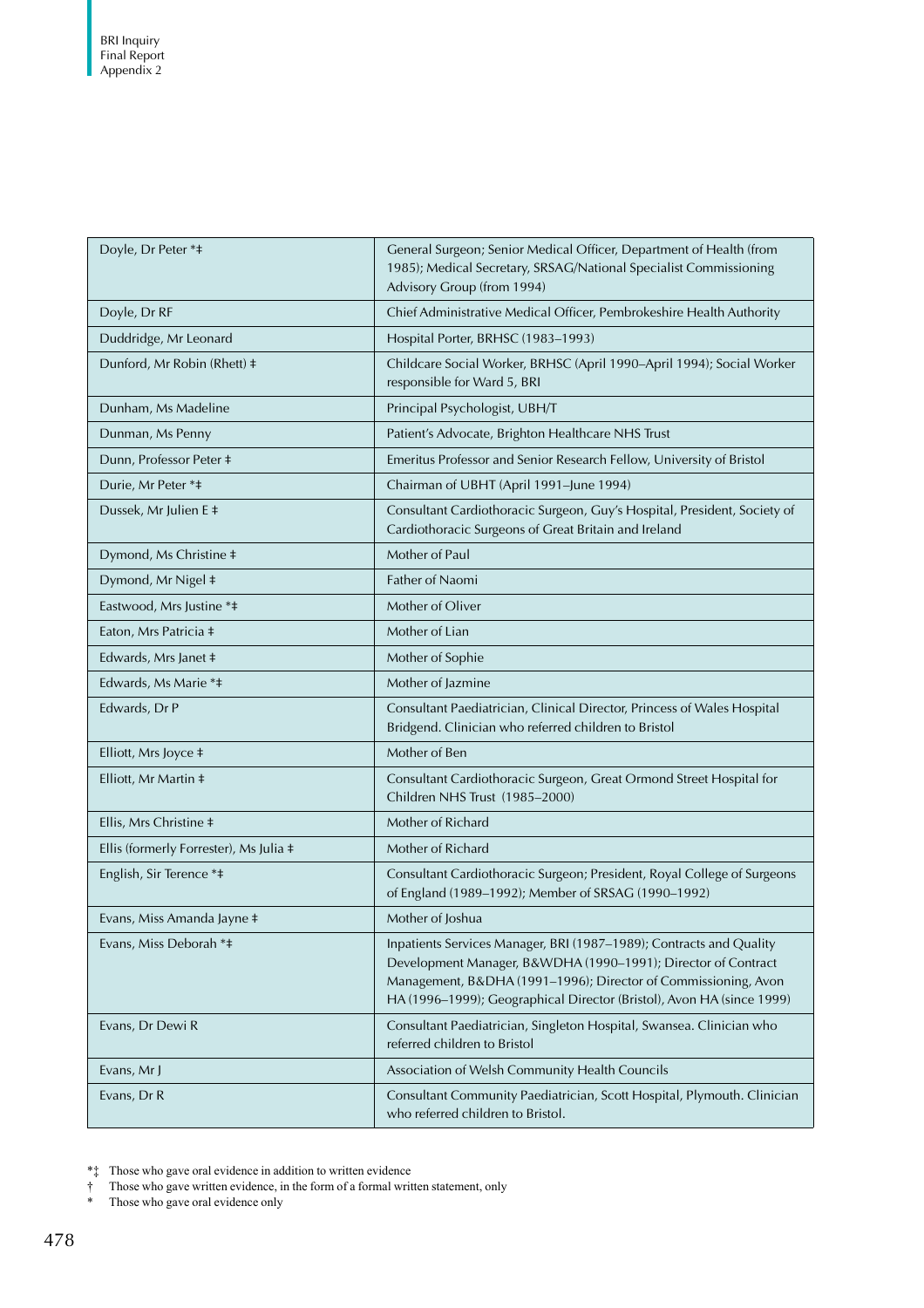| | |
|---|---|
| Doyle, Dr Peter *‡ | General Surgeon; Senior Medical Officer, Department of Health (from 1985); Medical Secretary, SRSAG/National Specialist Commissioning Advisory Group (from 1994) |
| Doyle, Dr RF | Chief Administrative Medical Officer, Pembrokeshire Health Authority |
| Duddridge, Mr Leonard | Hospital Porter, BRHSC (1983–1993) |
| Dunford, Mr Robin (Rhett) ‡ | Childcare Social Worker, BRHSC (April 1990–April 1994); Social Worker responsible for Ward 5, BRI |
| Dunham, Ms Madeline | Principal Psychologist, UBH/T |
| Dunman, Ms Penny | Patient's Advocate, Brighton Healthcare NHS Trust |
| Dunn, Professor Peter ‡ | Emeritus Professor and Senior Research Fellow, University of Bristol |
| Durie, Mr Peter *‡ | Chairman of UBHT (April 1991–June 1994) |
| Dussek, Mr Julien E ‡ | Consultant Cardiothoracic Surgeon, Guy's Hospital, President, Society of Cardiothoracic Surgeons of Great Britain and Ireland |
| Dymond, Ms Christine ‡ | Mother of Paul |
| Dymond, Mr Nigel ‡ | Father of Naomi |
| Eastwood, Mrs Justine *‡ | Mother of Oliver |
| Eaton, Mrs Patricia ‡ | Mother of Lian |
| Edwards, Mrs Janet ‡ | Mother of Sophie |
| Edwards, Ms Marie *‡ | Mother of Jazmine |
| Edwards, Dr P | Consultant Paediatrician, Clinical Director, Princess of Wales Hospital Bridgend. Clinician who referred children to Bristol |
| Elliott, Mrs Joyce ‡ | Mother of Ben |
| Elliott, Mr Martin ‡ | Consultant Cardiothoracic Surgeon, Great Ormond Street Hospital for Children NHS Trust (1985–2000) |
| Ellis, Mrs Christine ‡ | Mother of Richard |
| Ellis (formerly Forrester), Ms Julia ‡ | Mother of Richard |
| English, Sir Terence *‡ | Consultant Cardiothoracic Surgeon; President, Royal College of Surgeons of England (1989–1992); Member of SRSAG (1990–1992) |
| Evans, Miss Amanda Jayne ‡ | Mother of Joshua |
| Evans, Miss Deborah *‡ | Inpatients Services Manager, BRI (1987–1989); Contracts and Quality Development Manager, B&WDHA (1990–1991); Director of Contract Management, B&DHA (1991–1996); Director of Commissioning, Avon HA (1996–1999); Geographical Director (Bristol), Avon HA (since 1999) |
| Evans, Dr Dewi R | Consultant Paediatrician, Singleton Hospital, Swansea. Clinician who referred children to Bristol |
| Evans, Mr J | Association of Welsh Community Health Councils |
| Evans, Dr R | Consultant Community Paediatrician, Scott Hospital, Plymouth. Clinician who referred children to Bristol. |

*‡ Those who gave oral evidence in addition to written evidence
† Those who gave written evidence, in the form of a formal written statement, only
\* Those who gave oral evidence only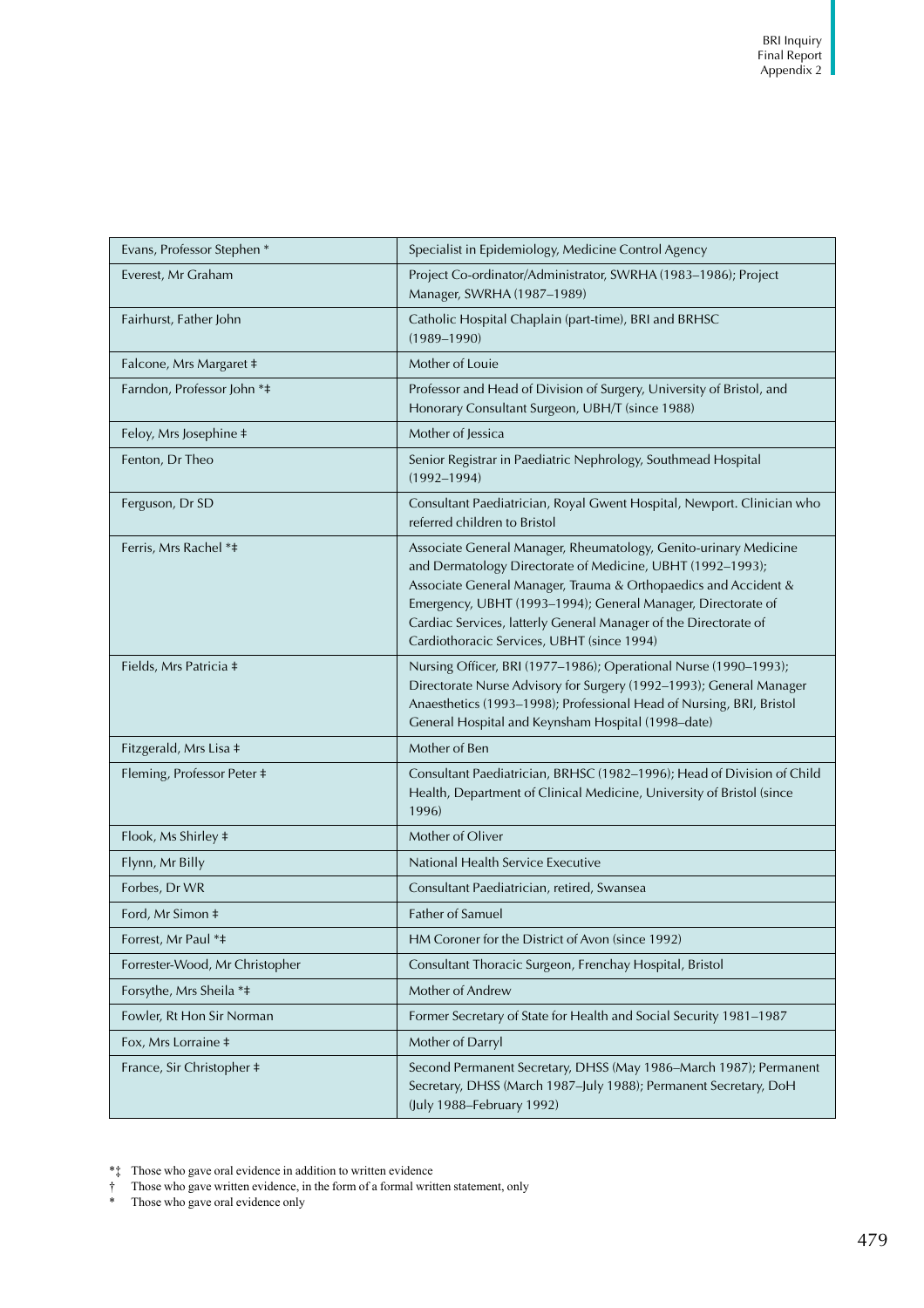| | |
|---|---|
| Evans, Professor Stephen * | Specialist in Epidemiology, Medicine Control Agency |
| Everest, Mr Graham | Project Co-ordinator/Administrator, SWRHA (1983–1986); Project Manager, SWRHA (1987–1989) |
| Fairhurst, Father John | Catholic Hospital Chaplain (part-time), BRI and BRHSC (1989–1990) |
| Falcone, Mrs Margaret ‡ | Mother of Louie |
| Farndon, Professor John *‡ | Professor and Head of Division of Surgery, University of Bristol, and Honorary Consultant Surgeon, UBH/T (since 1988) |
| Feloy, Mrs Josephine ‡ | Mother of Jessica |
| Fenton, Dr Theo | Senior Registrar in Paediatric Nephrology, Southmead Hospital (1992–1994) |
| Ferguson, Dr SD | Consultant Paediatrician, Royal Gwent Hospital, Newport. Clinician who referred children to Bristol |
| Ferris, Mrs Rachel *‡ | Associate General Manager, Rheumatology, Genito-urinary Medicine and Dermatology Directorate of Medicine, UBHT (1992–1993); Associate General Manager, Trauma & Orthopaedics and Accident & Emergency, UBHT (1993–1994); General Manager, Directorate of Cardiac Services, latterly General Manager of the Directorate of Cardiothoracic Services, UBHT (since 1994) |
| Fields, Mrs Patricia ‡ | Nursing Officer, BRI (1977–1986); Operational Nurse (1990–1993); Directorate Nurse Advisory for Surgery (1992–1993); General Manager Anaesthetics (1993–1998); Professional Head of Nursing, BRI, Bristol General Hospital and Keynsham Hospital (1998–date) |
| Fitzgerald, Mrs Lisa ‡ | Mother of Ben |
| Fleming, Professor Peter ‡ | Consultant Paediatrician, BRHSC (1982–1996); Head of Division of Child Health, Department of Clinical Medicine, University of Bristol (since 1996) |
| Flook, Ms Shirley ‡ | Mother of Oliver |
| Flynn, Mr Billy | National Health Service Executive |
| Forbes, Dr WR | Consultant Paediatrician, retired, Swansea |
| Ford, Mr Simon ‡ | Father of Samuel |
| Forrest, Mr Paul *‡ | HM Coroner for the District of Avon (since 1992) |
| Forrester-Wood, Mr Christopher | Consultant Thoracic Surgeon, Frenchay Hospital, Bristol |
| Forsythe, Mrs Sheila *‡ | Mother of Andrew |
| Fowler, Rt Hon Sir Norman | Former Secretary of State for Health and Social Security 1981–1987 |
| Fox, Mrs Lorraine ‡ | Mother of Darryl |
| France, Sir Christopher ‡ | Second Permanent Secretary, DHSS (May 1986–March 1987); Permanent Secretary, DHSS (March 1987–July 1988); Permanent Secretary, DoH (July 1988–February 1992) |

*‡ Those who gave oral evidence in addition to written evidence
† Those who gave written evidence, in the form of a formal written statement, only
* Those who gave oral evidence only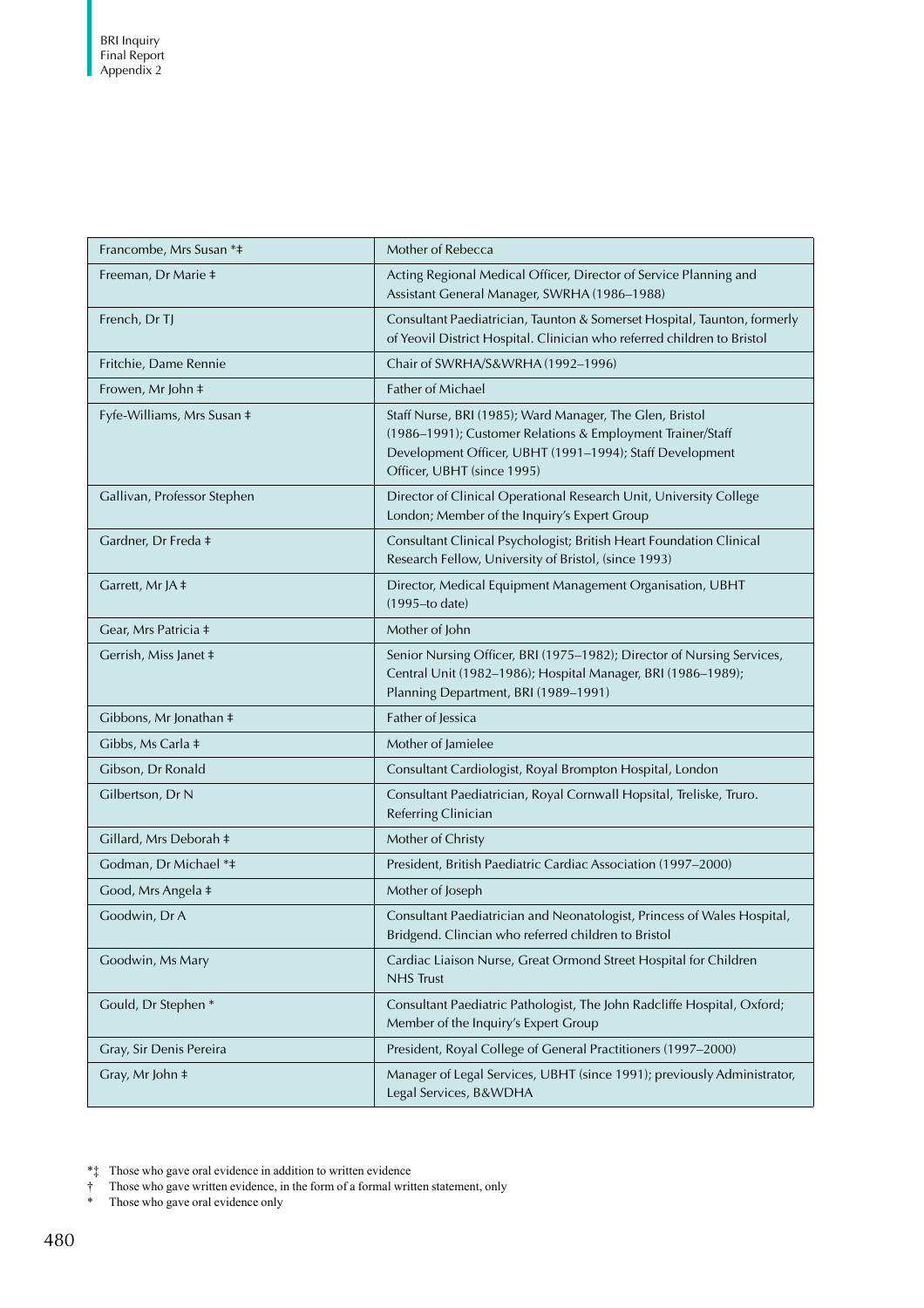| | |
|---|---|
| Francombe, Mrs Susan *‡ | Mother of Rebecca |
| Freeman, Dr Marie ‡ | Acting Regional Medical Officer, Director of Service Planning and Assistant General Manager, SWRHA (1986–1988) |
| French, Dr TJ | Consultant Paediatrician, Taunton & Somerset Hospital, Taunton, formerly of Yeovil District Hospital. Clinician who referred children to Bristol |
| Fritchie, Dame Rennie | Chair of SWRHA/S&WRHA (1992–1996) |
| Frowen, Mr John ‡ | Father of Michael |
| Fyfe-Williams, Mrs Susan ‡ | Staff Nurse, BRI (1985); Ward Manager, The Glen, Bristol (1986–1991); Customer Relations & Employment Trainer/Staff Development Officer, UBHT (1991–1994); Staff Development Officer, UBHT (since 1995) |
| Gallivan, Professor Stephen | Director of Clinical Operational Research Unit, University College London; Member of the Inquiry's Expert Group |
| Gardner, Dr Freda ‡ | Consultant Clinical Psychologist; British Heart Foundation Clinical Research Fellow, University of Bristol, (since 1993) |
| Garrett, Mr JA ‡ | Director, Medical Equipment Management Organisation, UBHT (1995–to date) |
| Gear, Mrs Patricia ‡ | Mother of John |
| Gerrish, Miss Janet ‡ | Senior Nursing Officer, BRI (1975–1982); Director of Nursing Services, Central Unit (1982–1986); Hospital Manager, BRI (1986–1989); Planning Department, BRI (1989–1991) |
| Gibbons, Mr Jonathan ‡ | Father of Jessica |
| Gibbs, Ms Carla ‡ | Mother of Jamielee |
| Gibson, Dr Ronald | Consultant Cardiologist, Royal Brompton Hospital, London |
| Gilbertson, Dr N | Consultant Paediatrician, Royal Cornwall Hopsital, Treliske, Truro. Referring Clinician |
| Gillard, Mrs Deborah ‡ | Mother of Christy |
| Godman, Dr Michael *‡ | President, British Paediatric Cardiac Association (1997–2000) |
| Good, Mrs Angela ‡ | Mother of Joseph |
| Goodwin, Dr A | Consultant Paediatrician and Neonatologist, Princess of Wales Hospital, Bridgend. Clincian who referred children to Bristol |
| Goodwin, Ms Mary | Cardiac Liaison Nurse, Great Ormond Street Hospital for Children NHS Trust |
| Gould, Dr Stephen * | Consultant Paediatric Pathologist, The John Radcliffe Hospital, Oxford; Member of the Inquiry's Expert Group |
| Gray, Sir Denis Pereira | President, Royal College of General Practitioners (1997–2000) |
| Gray, Mr John ‡ | Manager of Legal Services, UBHT (since 1991); previously Administrator, Legal Services, B&WDHA |

*‡ Those who gave oral evidence in addition to written evidence
† Those who gave written evidence, in the form of a formal written statement, only
\* Those who gave oral evidence only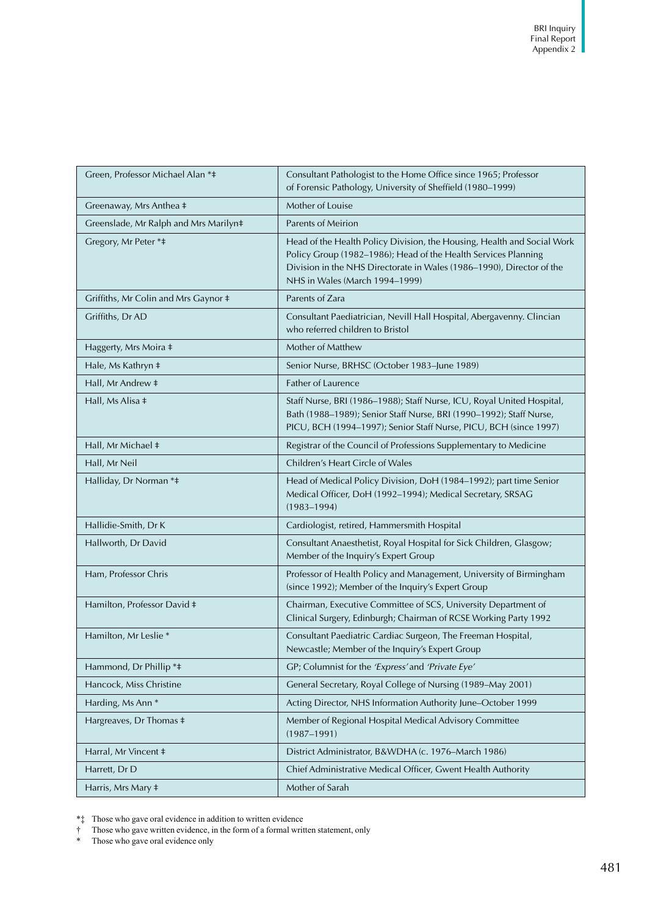| | |
|---|---|
| Green, Professor Michael Alan *‡ | Consultant Pathologist to the Home Office since 1965; Professor of Forensic Pathology, University of Sheffield (1980–1999) |
| Greenaway, Mrs Anthea ‡ | Mother of Louise |
| Greenslade, Mr Ralph and Mrs Marilyn‡ | Parents of Meirion |
| Gregory, Mr Peter *‡ | Head of the Health Policy Division, the Housing, Health and Social Work Policy Group (1982–1986); Head of the Health Services Planning Division in the NHS Directorate in Wales (1986–1990), Director of the NHS in Wales (March 1994–1999) |
| Griffiths, Mr Colin and Mrs Gaynor ‡ | Parents of Zara |
| Griffiths, Dr AD | Consultant Paediatrician, Nevill Hall Hospital, Abergavenny. Clincian who referred children to Bristol |
| Haggerty, Mrs Moira ‡ | Mother of Matthew |
| Hale, Ms Kathryn ‡ | Senior Nurse, BRHSC (October 1983–June 1989) |
| Hall, Mr Andrew ‡ | Father of Laurence |
| Hall, Ms Alisa ‡ | Staff Nurse, BRI (1986–1988); Staff Nurse, ICU, Royal United Hospital, Bath (1988–1989); Senior Staff Nurse, BRI (1990–1992); Staff Nurse, PICU, BCH (1994–1997); Senior Staff Nurse, PICU, BCH (since 1997) |
| Hall, Mr Michael ‡ | Registrar of the Council of Professions Supplementary to Medicine |
| Hall, Mr Neil | Children's Heart Circle of Wales |
| Halliday, Dr Norman *‡ | Head of Medical Policy Division, DoH (1984–1992); part time Senior Medical Officer, DoH (1992–1994); Medical Secretary, SRSAG (1983–1994) |
| Hallidie-Smith, Dr K | Cardiologist, retired, Hammersmith Hospital |
| Hallworth, Dr David | Consultant Anaesthetist, Royal Hospital for Sick Children, Glasgow; Member of the Inquiry's Expert Group |
| Ham, Professor Chris | Professor of Health Policy and Management, University of Birmingham (since 1992); Member of the Inquiry's Expert Group |
| Hamilton, Professor David ‡ | Chairman, Executive Committee of SCS, University Department of Clinical Surgery, Edinburgh; Chairman of RCSE Working Party 1992 |
| Hamilton, Mr Leslie * | Consultant Paediatric Cardiac Surgeon, The Freeman Hospital, Newcastle; Member of the Inquiry's Expert Group |
| Hammond, Dr Phillip *‡ | GP; Columnist for the *'Express'* and *'Private Eye'* |
| Hancock, Miss Christine | General Secretary, Royal College of Nursing (1989–May 2001) |
| Harding, Ms Ann * | Acting Director, NHS Information Authority June–October 1999 |
| Hargreaves, Dr Thomas ‡ | Member of Regional Hospital Medical Advisory Committee (1987–1991) |
| Harral, Mr Vincent ‡ | District Administrator, B&WDHA (c. 1976–March 1986) |
| Harrett, Dr D | Chief Administrative Medical Officer, Gwent Health Authority |
| Harris, Mrs Mary ‡ | Mother of Sarah |

*‡ Those who gave oral evidence in addition to written evidence
† Those who gave written evidence, in the form of a formal written statement, only
* Those who gave oral evidence only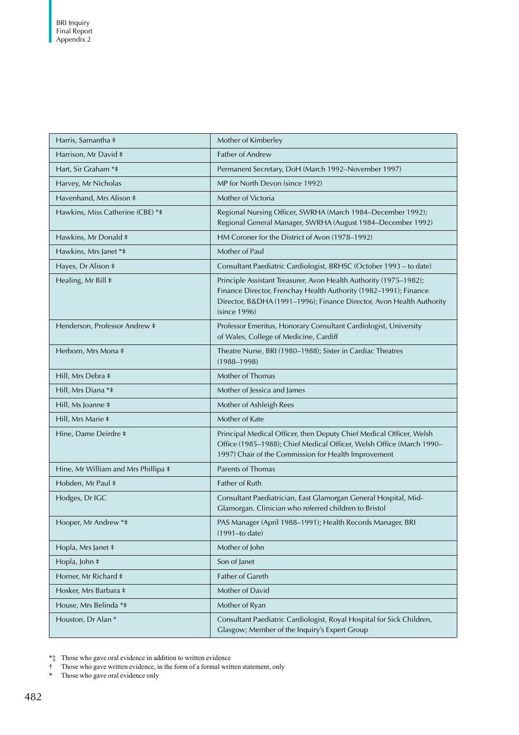| | |
|---|---|
| Harris, Samantha ‡ | Mother of Kimberley |
| Harrison, Mr David ‡ | Father of Andrew |
| Hart, Sir Graham *‡ | Permanent Secretary, DoH (March 1992–November 1997) |
| Harvey, Mr Nicholas | MP for North Devon (since 1992) |
| Havenhand, Mrs Alison ‡ | Mother of Victoria |
| Hawkins, Miss Catherine (CBE) *‡ | Regional Nursing Officer, SWRHA (March 1984–December 1992); Regional General Manager, SWRHA (August 1984–December 1992) |
| Hawkins, Mr Donald ‡ | HM Coroner for the District of Avon (1978–1992) |
| Hawkins, Mrs Janet *‡ | Mother of Paul |
| Hayes, Dr Alison ‡ | Consultant Paediatric Cardiologist, BRHSC (October 1993 – to date) |
| Healing, Mr Bill ‡ | Principle Assistant Treasurer, Avon Health Authority (1975–1982); Finance Director, Frenchay Health Authority (1982–1991); Finance Director, B&DHA (1991–1996); Finance Director, Avon Health Authority (since 1996) |
| Henderson, Professor Andrew ‡ | Professor Emeritus, Honorary Consultant Cardiologist, University of Wales, College of Medicine, Cardiff |
| Herborn, Mrs Mona ‡ | Theatre Nurse, BRI (1980–1988); Sister in Cardiac Theatres (1988–1998) |
| Hill, Mrs Debra ‡ | Mother of Thomas |
| Hill, Mrs Diana *‡ | Mother of Jessica and James |
| Hill, Ms Joanne ‡ | Mother of Ashleigh Rees |
| Hill, Mrs Marie ‡ | Mother of Kate |
| Hine, Dame Deirdre ‡ | Principal Medical Officer, then Deputy Chief Medical Officer, Welsh Office (1985–1988); Chief Medical Officer, Welsh Office (March 1990–1997) Chair of the Commission for Health Improvement |
| Hine, Mr William and Mrs Phillipa ‡ | Parents of Thomas |
| Hobden, Mr Paul ‡ | Father of Ruth |
| Hodges, Dr IGC | Consultant Paediatrician, East Glamorgan General Hospital, Mid-Glamorgan. Clinician who referred children to Bristol |
| Hooper, Mr Andrew *‡ | PAS Manager (April 1988–1991); Health Records Manager, BRI (1991–to date) |
| Hopla, Mrs Janet ‡ | Mother of John |
| Hopla, John ‡ | Son of Janet |
| Horner, Mr Richard ‡ | Father of Gareth |
| Hosker, Mrs Barbara ‡ | Mother of David |
| House, Mrs Belinda *‡ | Mother of Ryan |
| Houston, Dr Alan * | Consultant Paediatric Cardiologist, Royal Hospital for Sick Children, Glasgow; Member of the Inquiry's Expert Group |

*‡ Those who gave oral evidence in addition to written evidence
† Those who gave written evidence, in the form of a formal written statement, only
* Those who gave oral evidence only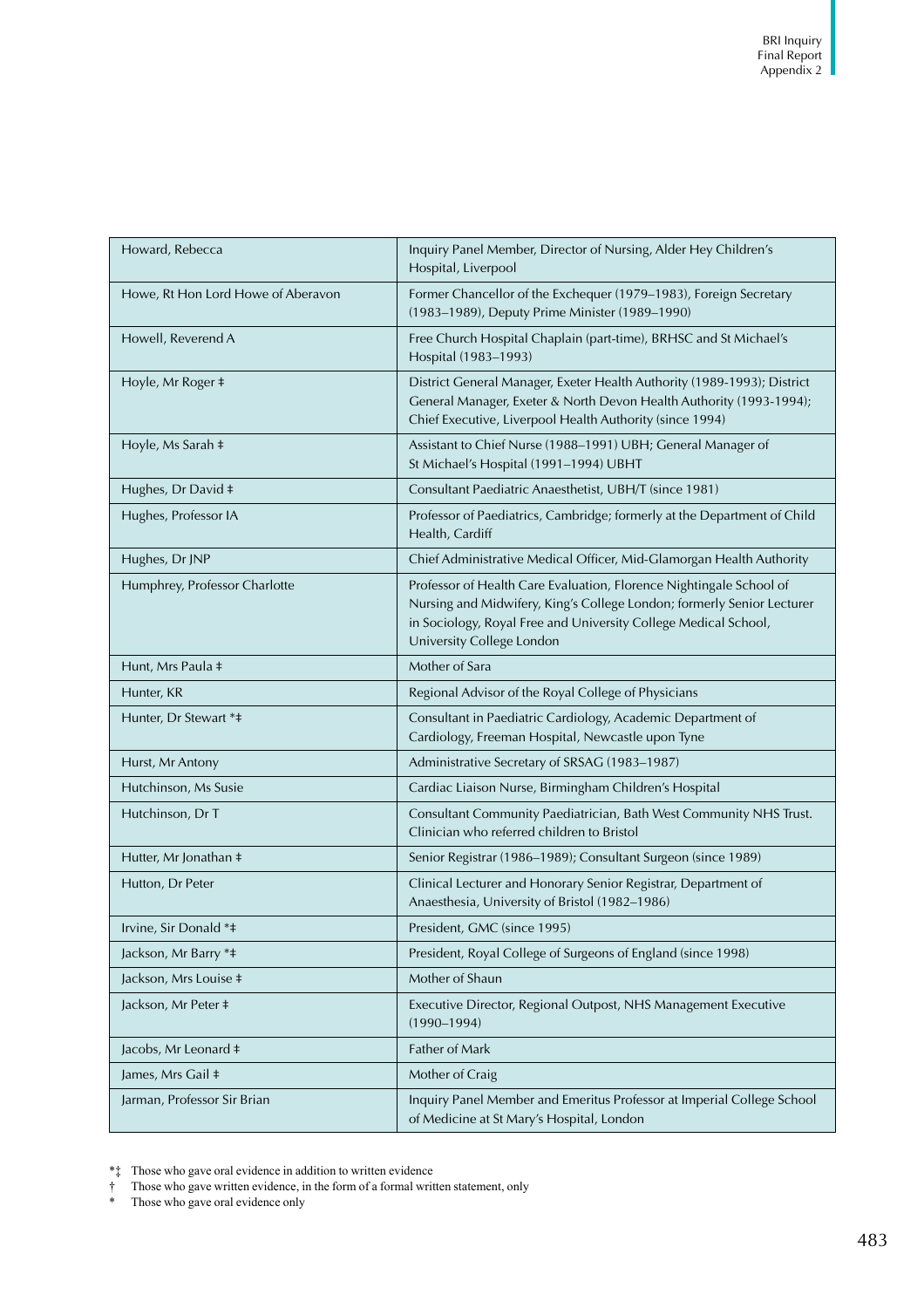| | |
|---|---|
| Howard, Rebecca | Inquiry Panel Member, Director of Nursing, Alder Hey Children's Hospital, Liverpool |
| Howe, Rt Hon Lord Howe of Aberavon | Former Chancellor of the Exchequer (1979–1983), Foreign Secretary (1983–1989), Deputy Prime Minister (1989–1990) |
| Howell, Reverend A | Free Church Hospital Chaplain (part-time), BRHSC and St Michael's Hospital (1983–1993) |
| Hoyle, Mr Roger ‡ | District General Manager, Exeter Health Authority (1989-1993); District General Manager, Exeter & North Devon Health Authority (1993-1994); Chief Executive, Liverpool Health Authority (since 1994) |
| Hoyle, Ms Sarah ‡ | Assistant to Chief Nurse (1988–1991) UBH; General Manager of St Michael's Hospital (1991–1994) UBHT |
| Hughes, Dr David ‡ | Consultant Paediatric Anaesthetist, UBH/T (since 1981) |
| Hughes, Professor IA | Professor of Paediatrics, Cambridge; formerly at the Department of Child Health, Cardiff |
| Hughes, Dr JNP | Chief Administrative Medical Officer, Mid-Glamorgan Health Authority |
| Humphrey, Professor Charlotte | Professor of Health Care Evaluation, Florence Nightingale School of Nursing and Midwifery, King's College London; formerly Senior Lecturer in Sociology, Royal Free and University College Medical School, University College London |
| Hunt, Mrs Paula ‡ | Mother of Sara |
| Hunter, KR | Regional Advisor of the Royal College of Physicians |
| Hunter, Dr Stewart *‡ | Consultant in Paediatric Cardiology, Academic Department of Cardiology, Freeman Hospital, Newcastle upon Tyne |
| Hurst, Mr Antony | Administrative Secretary of SRSAG (1983–1987) |
| Hutchinson, Ms Susie | Cardiac Liaison Nurse, Birmingham Children's Hospital |
| Hutchinson, Dr T | Consultant Community Paediatrician, Bath West Community NHS Trust. Clinician who referred children to Bristol |
| Hutter, Mr Jonathan ‡ | Senior Registrar (1986–1989); Consultant Surgeon (since 1989) |
| Hutton, Dr Peter | Clinical Lecturer and Honorary Senior Registrar, Department of Anaesthesia, University of Bristol (1982–1986) |
| Irvine, Sir Donald *‡ | President, GMC (since 1995) |
| Jackson, Mr Barry *‡ | President, Royal College of Surgeons of England (since 1998) |
| Jackson, Mrs Louise ‡ | Mother of Shaun |
| Jackson, Mr Peter ‡ | Executive Director, Regional Outpost, NHS Management Executive (1990–1994) |
| Jacobs, Mr Leonard ‡ | Father of Mark |
| James, Mrs Gail ‡ | Mother of Craig |
| Jarman, Professor Sir Brian | Inquiry Panel Member and Emeritus Professor at Imperial College School of Medicine at St Mary's Hospital, London |

*‡ Those who gave oral evidence in addition to written evidence
† Those who gave written evidence, in the form of a formal written statement, only
* Those who gave oral evidence only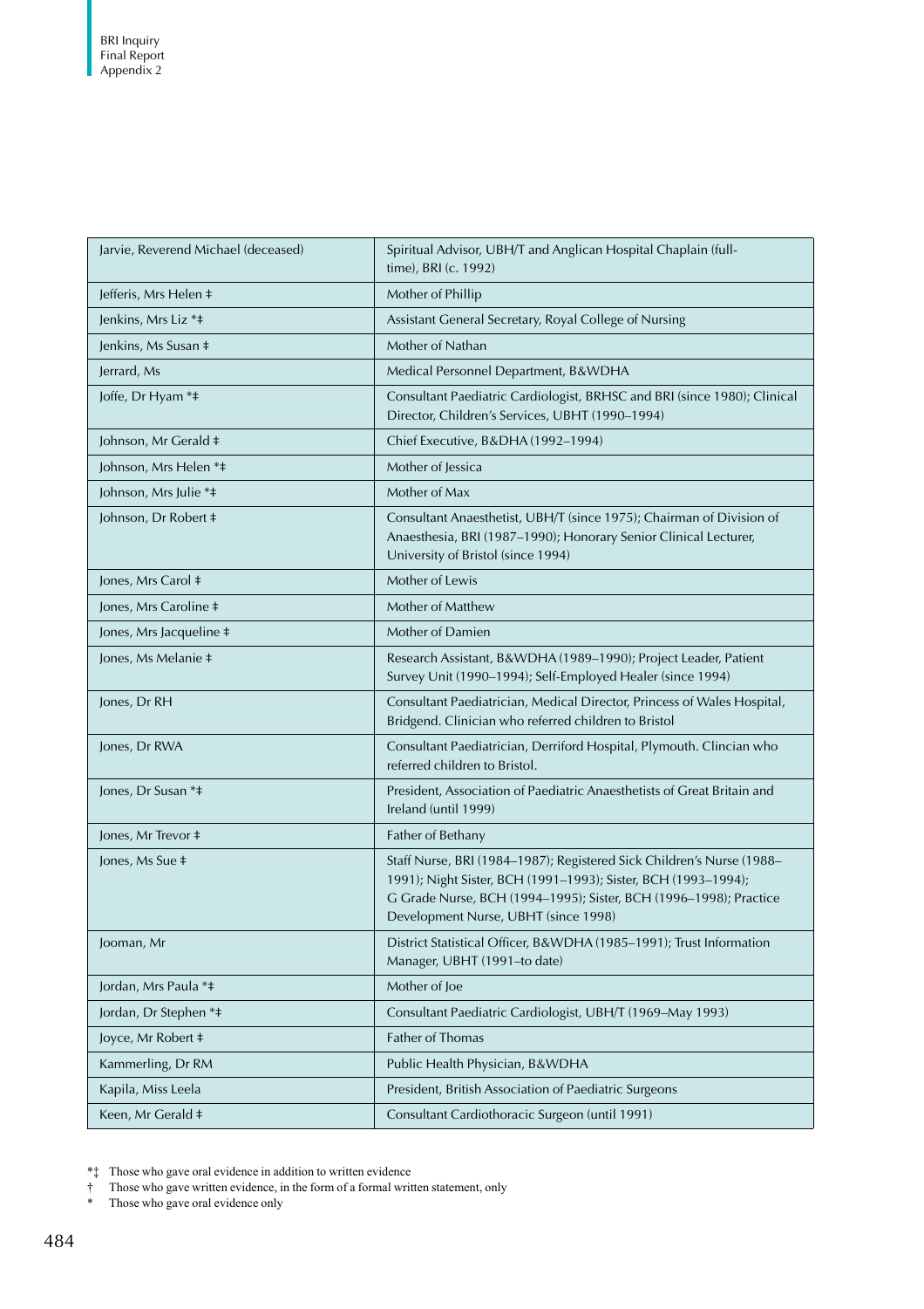| | |
|---|---|
| Jarvie, Reverend Michael (deceased) | Spiritual Advisor, UBH/T and Anglican Hospital Chaplain (full-time), BRI (c. 1992) |
| Jefferis, Mrs Helen ‡ | Mother of Phillip |
| Jenkins, Mrs Liz *‡ | Assistant General Secretary, Royal College of Nursing |
| Jenkins, Ms Susan ‡ | Mother of Nathan |
| Jerrard, Ms | Medical Personnel Department, B&WDHA |
| Joffe, Dr Hyam *‡ | Consultant Paediatric Cardiologist, BRHSC and BRI (since 1980); Clinical Director, Children's Services, UBHT (1990–1994) |
| Johnson, Mr Gerald ‡ | Chief Executive, B&DHA (1992–1994) |
| Johnson, Mrs Helen *‡ | Mother of Jessica |
| Johnson, Mrs Julie *‡ | Mother of Max |
| Johnson, Dr Robert ‡ | Consultant Anaesthetist, UBH/T (since 1975); Chairman of Division of Anaesthesia, BRI (1987–1990); Honorary Senior Clinical Lecturer, University of Bristol (since 1994) |
| Jones, Mrs Carol ‡ | Mother of Lewis |
| Jones, Mrs Caroline ‡ | Mother of Matthew |
| Jones, Mrs Jacqueline ‡ | Mother of Damien |
| Jones, Ms Melanie ‡ | Research Assistant, B&WDHA (1989–1990); Project Leader, Patient Survey Unit (1990–1994); Self-Employed Healer (since 1994) |
| Jones, Dr RH | Consultant Paediatrician, Medical Director, Princess of Wales Hospital, Bridgend. Clinician who referred children to Bristol |
| Jones, Dr RWA | Consultant Paediatrician, Derriford Hospital, Plymouth. Clincian who referred children to Bristol. |
| Jones, Dr Susan *‡ | President, Association of Paediatric Anaesthetists of Great Britain and Ireland (until 1999) |
| Jones, Mr Trevor ‡ | Father of Bethany |
| Jones, Ms Sue ‡ | Staff Nurse, BRI (1984–1987); Registered Sick Children's Nurse (1988–1991); Night Sister, BCH (1991–1993); Sister, BCH (1993–1994); G Grade Nurse, BCH (1994–1995); Sister, BCH (1996–1998); Practice Development Nurse, UBHT (since 1998) |
| Jooman, Mr | District Statistical Officer, B&WDHA (1985–1991); Trust Information Manager, UBHT (1991–to date) |
| Jordan, Mrs Paula *‡ | Mother of Joe |
| Jordan, Dr Stephen *‡ | Consultant Paediatric Cardiologist, UBH/T (1969–May 1993) |
| Joyce, Mr Robert ‡ | Father of Thomas |
| Kammerling, Dr RM | Public Health Physician, B&WDHA |
| Kapila, Miss Leela | President, British Association of Paediatric Surgeons |
| Keen, Mr Gerald ‡ | Consultant Cardiothoracic Surgeon (until 1991) |

*‡ Those who gave oral evidence in addition to written evidence
† Those who gave written evidence, in the form of a formal written statement, only
\* Those who gave oral evidence only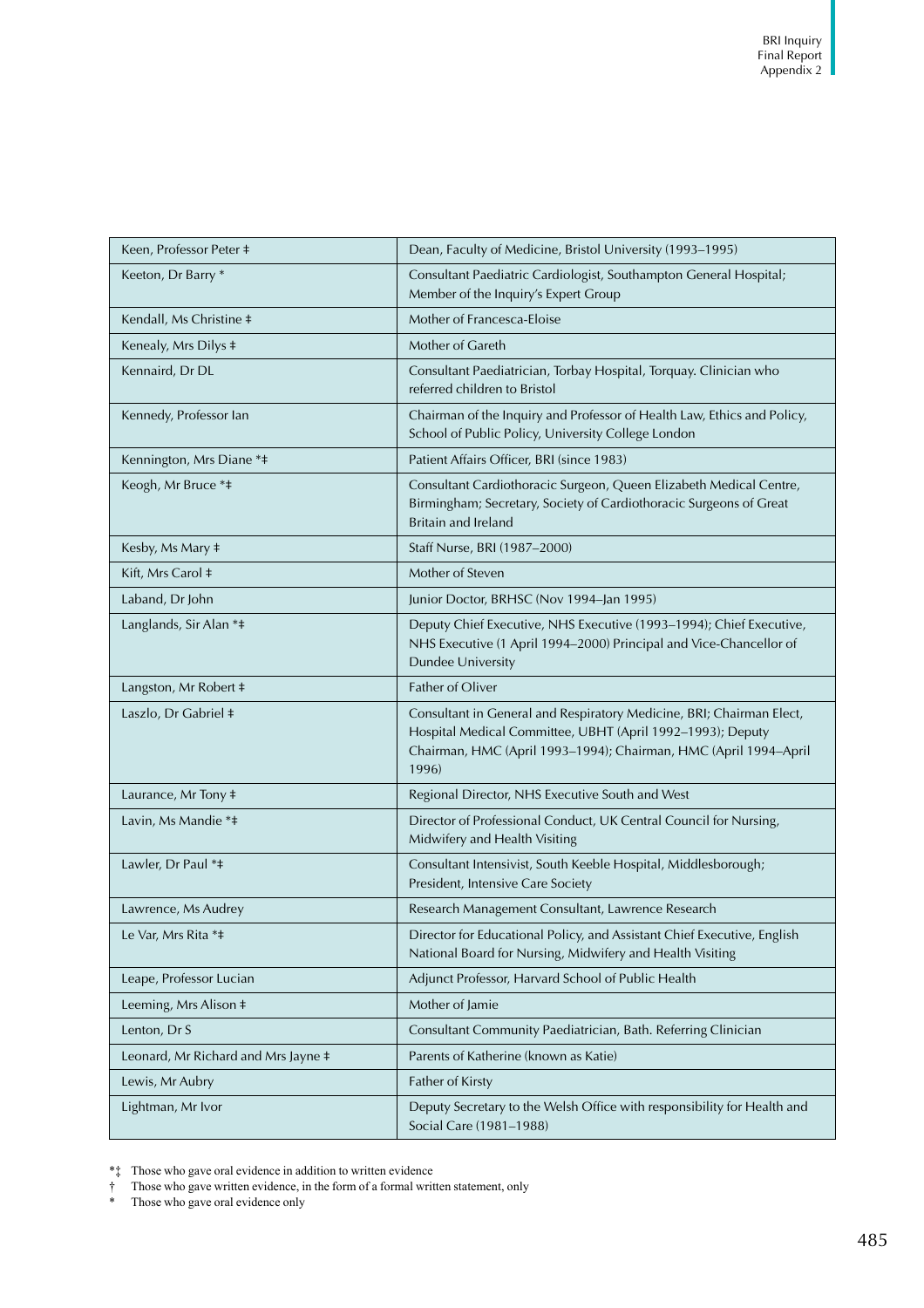| Name | Role |
|---|---|
| Keen, Professor Peter ‡ | Dean, Faculty of Medicine, Bristol University (1993–1995) |
| Keeton, Dr Barry * | Consultant Paediatric Cardiologist, Southampton General Hospital; Member of the Inquiry's Expert Group |
| Kendall, Ms Christine ‡ | Mother of Francesca-Eloise |
| Kenealy, Mrs Dilys ‡ | Mother of Gareth |
| Kennaird, Dr DL | Consultant Paediatrician, Torbay Hospital, Torquay. Clinician who referred children to Bristol |
| Kennedy, Professor Ian | Chairman of the Inquiry and Professor of Health Law, Ethics and Policy, School of Public Policy, University College London |
| Kennington, Mrs Diane *‡ | Patient Affairs Officer, BRI (since 1983) |
| Keogh, Mr Bruce *‡ | Consultant Cardiothoracic Surgeon, Queen Elizabeth Medical Centre, Birmingham; Secretary, Society of Cardiothoracic Surgeons of Great Britain and Ireland |
| Kesby, Ms Mary ‡ | Staff Nurse, BRI (1987–2000) |
| Kift, Mrs Carol ‡ | Mother of Steven |
| Laband, Dr John | Junior Doctor, BRHSC (Nov 1994–Jan 1995) |
| Langlands, Sir Alan *‡ | Deputy Chief Executive, NHS Executive (1993–1994); Chief Executive, NHS Executive (1 April 1994–2000) Principal and Vice-Chancellor of Dundee University |
| Langston, Mr Robert ‡ | Father of Oliver |
| Laszlo, Dr Gabriel ‡ | Consultant in General and Respiratory Medicine, BRI; Chairman Elect, Hospital Medical Committee, UBHT (April 1992–1993); Deputy Chairman, HMC (April 1993–1994); Chairman, HMC (April 1994–April 1996) |
| Laurance, Mr Tony ‡ | Regional Director, NHS Executive South and West |
| Lavin, Ms Mandie *‡ | Director of Professional Conduct, UK Central Council for Nursing, Midwifery and Health Visiting |
| Lawler, Dr Paul *‡ | Consultant Intensivist, South Keeble Hospital, Middlesborough; President, Intensive Care Society |
| Lawrence, Ms Audrey | Research Management Consultant, Lawrence Research |
| Le Var, Mrs Rita *‡ | Director for Educational Policy, and Assistant Chief Executive, English National Board for Nursing, Midwifery and Health Visiting |
| Leape, Professor Lucian | Adjunct Professor, Harvard School of Public Health |
| Leeming, Mrs Alison ‡ | Mother of Jamie |
| Lenton, Dr S | Consultant Community Paediatrician, Bath. Referring Clinician |
| Leonard, Mr Richard and Mrs Jayne ‡ | Parents of Katherine (known as Katie) |
| Lewis, Mr Aubry | Father of Kirsty |
| Lightman, Mr Ivor | Deputy Secretary to the Welsh Office with responsibility for Health and Social Care (1981–1988) |

*‡ Those who gave oral evidence in addition to written evidence
† Those who gave written evidence, in the form of a formal written statement, only
* Those who gave oral evidence only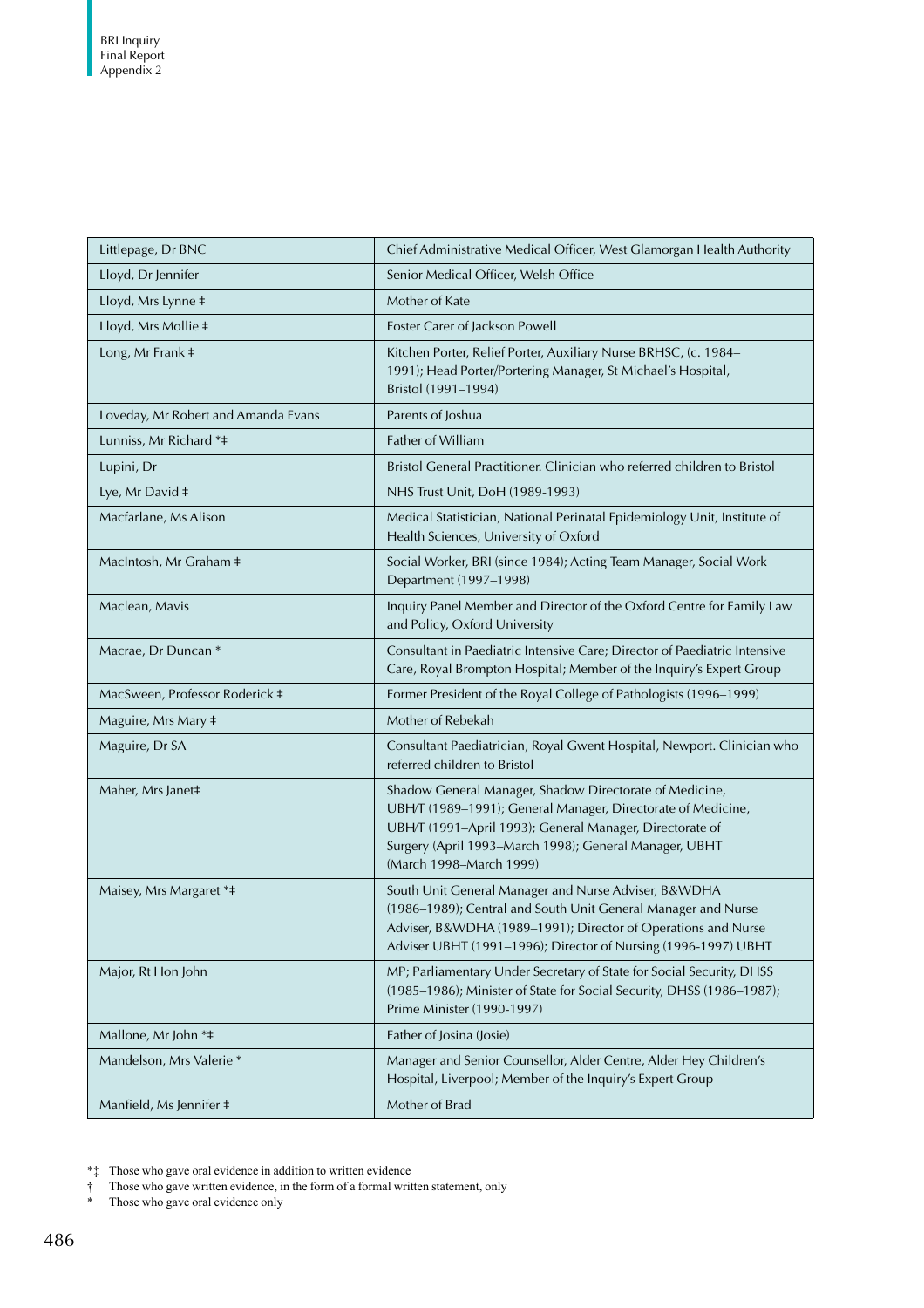| | |
|---|---|
| Littlepage, Dr BNC | Chief Administrative Medical Officer, West Glamorgan Health Authority |
| Lloyd, Dr Jennifer | Senior Medical Officer, Welsh Office |
| Lloyd, Mrs Lynne ‡ | Mother of Kate |
| Lloyd, Mrs Mollie ‡ | Foster Carer of Jackson Powell |
| Long, Mr Frank ‡ | Kitchen Porter, Relief Porter, Auxiliary Nurse BRHSC, (c. 1984–1991); Head Porter/Portering Manager, St Michael's Hospital, Bristol (1991–1994) |
| Loveday, Mr Robert and Amanda Evans | Parents of Joshua |
| Lunniss, Mr Richard *‡ | Father of William |
| Lupini, Dr | Bristol General Practitioner. Clinician who referred children to Bristol |
| Lye, Mr David ‡ | NHS Trust Unit, DoH (1989-1993) |
| Macfarlane, Ms Alison | Medical Statistician, National Perinatal Epidemiology Unit, Institute of Health Sciences, University of Oxford |
| MacIntosh, Mr Graham ‡ | Social Worker, BRI (since 1984); Acting Team Manager, Social Work Department (1997–1998) |
| Maclean, Mavis | Inquiry Panel Member and Director of the Oxford Centre for Family Law and Policy, Oxford University |
| Macrae, Dr Duncan * | Consultant in Paediatric Intensive Care; Director of Paediatric Intensive Care, Royal Brompton Hospital; Member of the Inquiry's Expert Group |
| MacSween, Professor Roderick ‡ | Former President of the Royal College of Pathologists (1996–1999) |
| Maguire, Mrs Mary ‡ | Mother of Rebekah |
| Maguire, Dr SA | Consultant Paediatrician, Royal Gwent Hospital, Newport. Clinician who referred children to Bristol |
| Maher, Mrs Janet‡ | Shadow General Manager, Shadow Directorate of Medicine, UBH/T (1989–1991); General Manager, Directorate of Medicine, UBH/T (1991–April 1993); General Manager, Directorate of Surgery (April 1993–March 1998); General Manager, UBHT (March 1998–March 1999) |
| Maisey, Mrs Margaret *‡ | South Unit General Manager and Nurse Adviser, B&WDHA (1986–1989); Central and South Unit General Manager and Nurse Adviser, B&WDHA (1989–1991); Director of Operations and Nurse Adviser UBHT (1991–1996); Director of Nursing (1996-1997) UBHT |
| Major, Rt Hon John | MP; Parliamentary Under Secretary of State for Social Security, DHSS (1985–1986); Minister of State for Social Security, DHSS (1986–1987); Prime Minister (1990-1997) |
| Mallone, Mr John *‡ | Father of Josina (Josie) |
| Mandelson, Mrs Valerie * | Manager and Senior Counsellor, Alder Centre, Alder Hey Children's Hospital, Liverpool; Member of the Inquiry's Expert Group |
| Manfield, Ms Jennifer ‡ | Mother of Brad |

*‡ Those who gave oral evidence in addition to written evidence
† Those who gave written evidence, in the form of a formal written statement, only
* Those who gave oral evidence only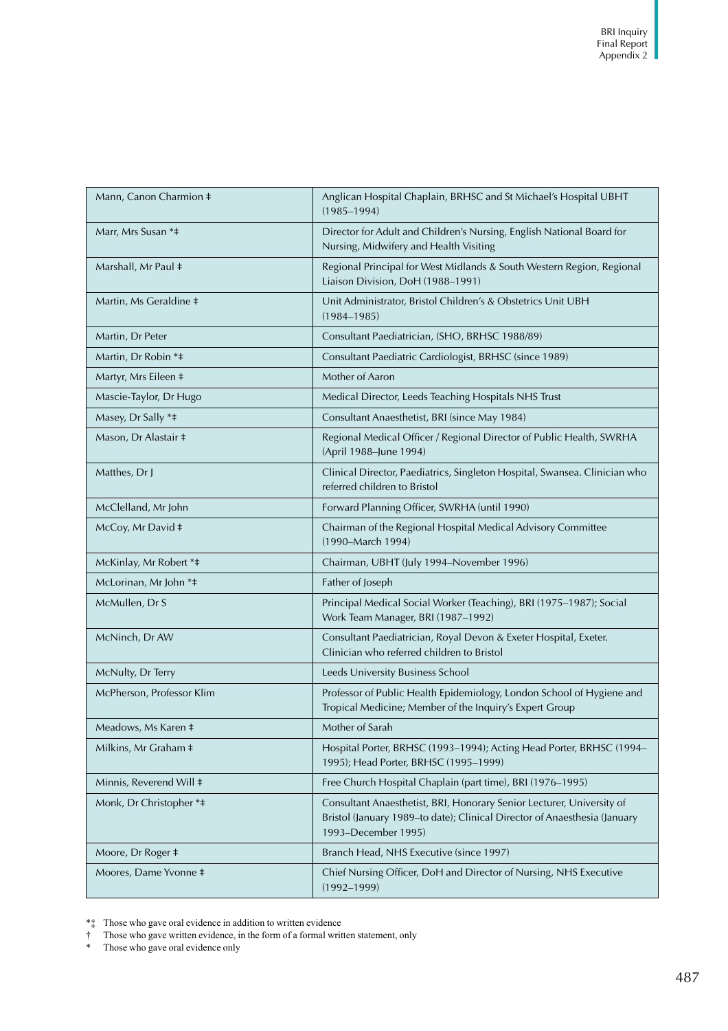| | |
|---|---|
| Mann, Canon Charmion ‡ | Anglican Hospital Chaplain, BRHSC and St Michael's Hospital UBHT (1985–1994) |
| Marr, Mrs Susan *‡ | Director for Adult and Children's Nursing, English National Board for Nursing, Midwifery and Health Visiting |
| Marshall, Mr Paul ‡ | Regional Principal for West Midlands & South Western Region, Regional Liaison Division, DoH (1988–1991) |
| Martin, Ms Geraldine ‡ | Unit Administrator, Bristol Children's & Obstetrics Unit UBH (1984–1985) |
| Martin, Dr Peter | Consultant Paediatrician, (SHO, BRHSC 1988/89) |
| Martin, Dr Robin *‡ | Consultant Paediatric Cardiologist, BRHSC (since 1989) |
| Martyr, Mrs Eileen ‡ | Mother of Aaron |
| Mascie-Taylor, Dr Hugo | Medical Director, Leeds Teaching Hospitals NHS Trust |
| Masey, Dr Sally *‡ | Consultant Anaesthetist, BRI (since May 1984) |
| Mason, Dr Alastair ‡ | Regional Medical Officer / Regional Director of Public Health, SWRHA (April 1988–June 1994) |
| Matthes, Dr J | Clinical Director, Paediatrics, Singleton Hospital, Swansea. Clinician who referred children to Bristol |
| McClelland, Mr John | Forward Planning Officer, SWRHA (until 1990) |
| McCoy, Mr David ‡ | Chairman of the Regional Hospital Medical Advisory Committee (1990–March 1994) |
| McKinlay, Mr Robert *‡ | Chairman, UBHT (July 1994–November 1996) |
| McLorinan, Mr John *‡ | Father of Joseph |
| McMullen, Dr S | Principal Medical Social Worker (Teaching), BRI (1975–1987); Social Work Team Manager, BRI (1987–1992) |
| McNinch, Dr AW | Consultant Paediatrician, Royal Devon & Exeter Hospital, Exeter. Clinician who referred children to Bristol |
| McNulty, Dr Terry | Leeds University Business School |
| McPherson, Professor Klim | Professor of Public Health Epidemiology, London School of Hygiene and Tropical Medicine; Member of the Inquiry's Expert Group |
| Meadows, Ms Karen ‡ | Mother of Sarah |
| Milkins, Mr Graham ‡ | Hospital Porter, BRHSC (1993–1994); Acting Head Porter, BRHSC (1994–1995); Head Porter, BRHSC (1995–1999) |
| Minnis, Reverend Will ‡ | Free Church Hospital Chaplain (part time), BRI (1976–1995) |
| Monk, Dr Christopher *‡ | Consultant Anaesthetist, BRI, Honorary Senior Lecturer, University of Bristol (January 1989–to date); Clinical Director of Anaesthesia (January 1993–December 1995) |
| Moore, Dr Roger ‡ | Branch Head, NHS Executive (since 1997) |
| Moores, Dame Yvonne ‡ | Chief Nursing Officer, DoH and Director of Nursing, NHS Executive (1992–1999) |

*‡ Those who gave oral evidence in addition to written evidence
† Those who gave written evidence, in the form of a formal written statement, only
* Those who gave oral evidence only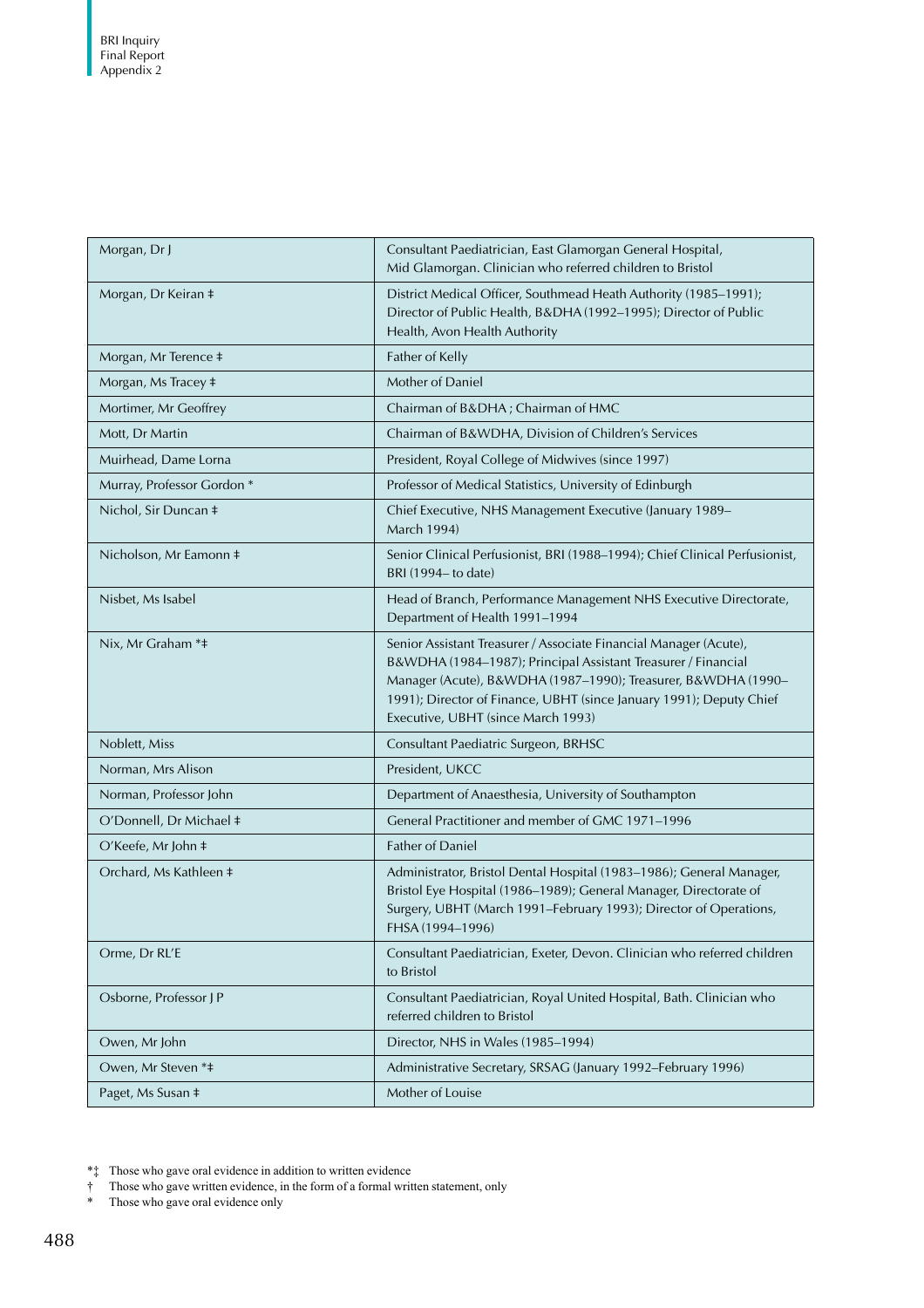| | |
|---|---|
| Morgan, Dr J | Consultant Paediatrician, East Glamorgan General Hospital, Mid Glamorgan. Clinician who referred children to Bristol |
| Morgan, Dr Keiran ‡ | District Medical Officer, Southmead Heath Authority (1985–1991); Director of Public Health, B&DHA (1992–1995); Director of Public Health, Avon Health Authority |
| Morgan, Mr Terence ‡ | Father of Kelly |
| Morgan, Ms Tracey ‡ | Mother of Daniel |
| Mortimer, Mr Geoffrey | Chairman of B&DHA ; Chairman of HMC |
| Mott, Dr Martin | Chairman of B&WDHA, Division of Children's Services |
| Muirhead, Dame Lorna | President, Royal College of Midwives (since 1997) |
| Murray, Professor Gordon * | Professor of Medical Statistics, University of Edinburgh |
| Nichol, Sir Duncan ‡ | Chief Executive, NHS Management Executive (January 1989–March 1994) |
| Nicholson, Mr Eamonn ‡ | Senior Clinical Perfusionist, BRI (1988–1994); Chief Clinical Perfusionist, BRI (1994– to date) |
| Nisbet, Ms Isabel | Head of Branch, Performance Management NHS Executive Directorate, Department of Health 1991–1994 |
| Nix, Mr Graham *‡ | Senior Assistant Treasurer / Associate Financial Manager (Acute), B&WDHA (1984–1987); Principal Assistant Treasurer / Financial Manager (Acute), B&WDHA (1987–1990); Treasurer, B&WDHA (1990–1991); Director of Finance, UBHT (since January 1991); Deputy Chief Executive, UBHT (since March 1993) |
| Noblett, Miss | Consultant Paediatric Surgeon, BRHSC |
| Norman, Mrs Alison | President, UKCC |
| Norman, Professor John | Department of Anaesthesia, University of Southampton |
| O'Donnell, Dr Michael ‡ | General Practitioner and member of GMC 1971–1996 |
| O'Keefe, Mr John ‡ | Father of Daniel |
| Orchard, Ms Kathleen ‡ | Administrator, Bristol Dental Hospital (1983–1986); General Manager, Bristol Eye Hospital (1986–1989); General Manager, Directorate of Surgery, UBHT (March 1991–February 1993); Director of Operations, FHSA (1994–1996) |
| Orme, Dr RL'E | Consultant Paediatrician, Exeter, Devon. Clinician who referred children to Bristol |
| Osborne, Professor J P | Consultant Paediatrician, Royal United Hospital, Bath. Clinician who referred children to Bristol |
| Owen, Mr John | Director, NHS in Wales (1985–1994) |
| Owen, Mr Steven *‡ | Administrative Secretary, SRSAG (January 1992–February 1996) |
| Paget, Ms Susan ‡ | Mother of Louise |

*‡ Those who gave oral evidence in addition to written evidence
† Those who gave written evidence, in the form of a formal written statement, only
* Those who gave oral evidence only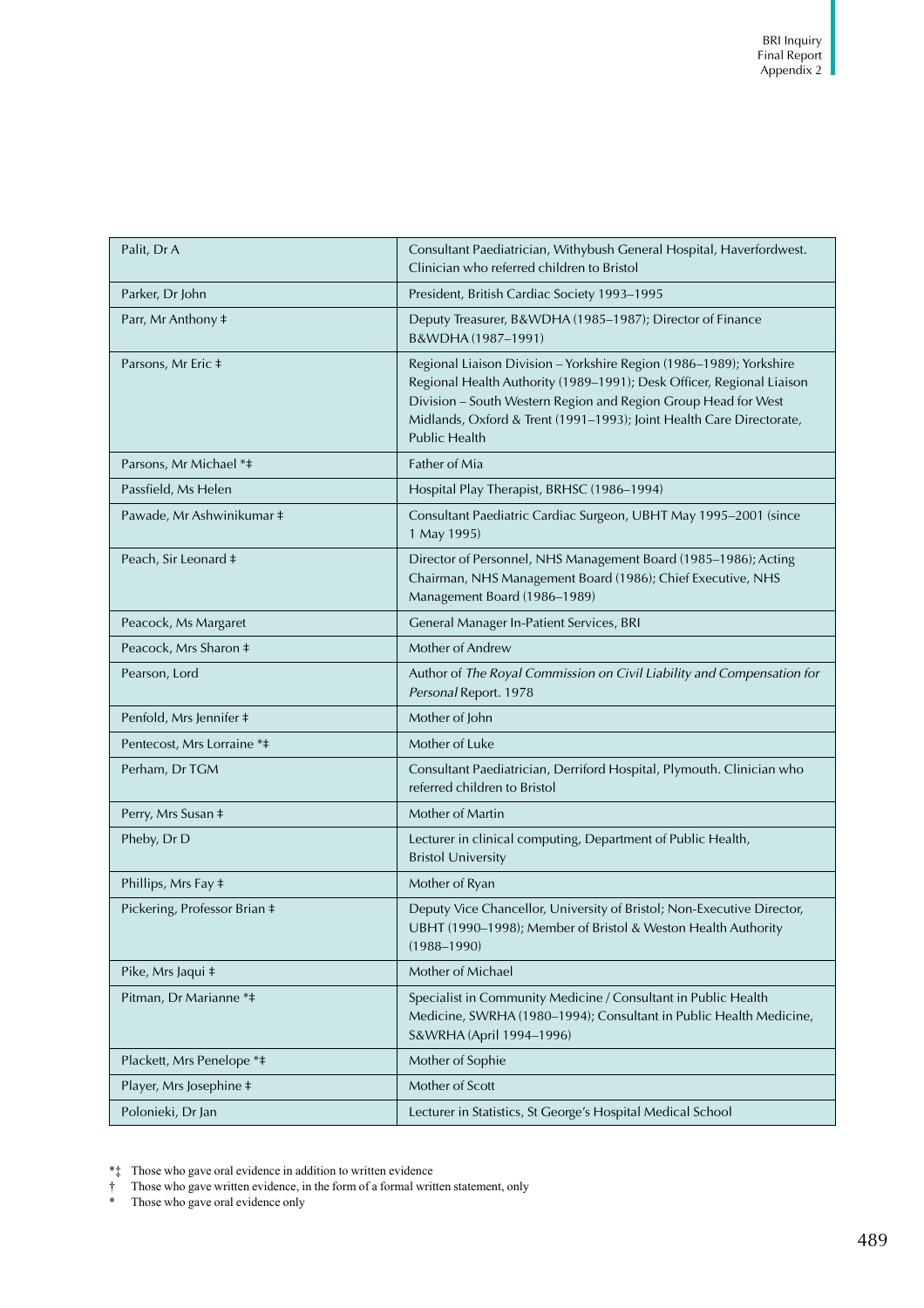| | |
|---|---|
| Palit, Dr A | Consultant Paediatrician, Withybush General Hospital, Haverfordwest. Clinician who referred children to Bristol |
| Parker, Dr John | President, British Cardiac Society 1993–1995 |
| Parr, Mr Anthony ‡ | Deputy Treasurer, B&WDHA (1985–1987); Director of Finance B&WDHA (1987–1991) |
| Parsons, Mr Eric ‡ | Regional Liaison Division – Yorkshire Region (1986–1989); Yorkshire Regional Health Authority (1989–1991); Desk Officer, Regional Liaison Division – South Western Region and Region Group Head for West Midlands, Oxford & Trent (1991–1993); Joint Health Care Directorate, Public Health |
| Parsons, Mr Michael *‡ | Father of Mia |
| Passfield, Ms Helen | Hospital Play Therapist, BRHSC (1986–1994) |
| Pawade, Mr Ashwinikumar ‡ | Consultant Paediatric Cardiac Surgeon, UBHT May 1995–2001 (since 1 May 1995) |
| Peach, Sir Leonard ‡ | Director of Personnel, NHS Management Board (1985–1986); Acting Chairman, NHS Management Board (1986); Chief Executive, NHS Management Board (1986–1989) |
| Peacock, Ms Margaret | General Manager In-Patient Services, BRI |
| Peacock, Mrs Sharon ‡ | Mother of Andrew |
| Pearson, Lord | Author of *The Royal Commission on Civil Liability and Compensation for Personal* Report. 1978 |
| Penfold, Mrs Jennifer ‡ | Mother of John |
| Pentecost, Mrs Lorraine *‡ | Mother of Luke |
| Perham, Dr TGM | Consultant Paediatrician, Derriford Hospital, Plymouth. Clinician who referred children to Bristol |
| Perry, Mrs Susan ‡ | Mother of Martin |
| Pheby, Dr D | Lecturer in clinical computing, Department of Public Health, Bristol University |
| Phillips, Mrs Fay ‡ | Mother of Ryan |
| Pickering, Professor Brian ‡ | Deputy Vice Chancellor, University of Bristol; Non-Executive Director, UBHT (1990–1998); Member of Bristol & Weston Health Authority (1988–1990) |
| Pike, Mrs Jaqui ‡ | Mother of Michael |
| Pitman, Dr Marianne *‡ | Specialist in Community Medicine / Consultant in Public Health Medicine, SWRHA (1980–1994); Consultant in Public Health Medicine, S&WRHA (April 1994–1996) |
| Plackett, Mrs Penelope *‡ | Mother of Sophie |
| Player, Mrs Josephine ‡ | Mother of Scott |
| Polonieki, Dr Jan | Lecturer in Statistics, St George's Hospital Medical School |

*‡ Those who gave oral evidence in addition to written evidence
† Those who gave written evidence, in the form of a formal written statement, only
\* Those who gave oral evidence only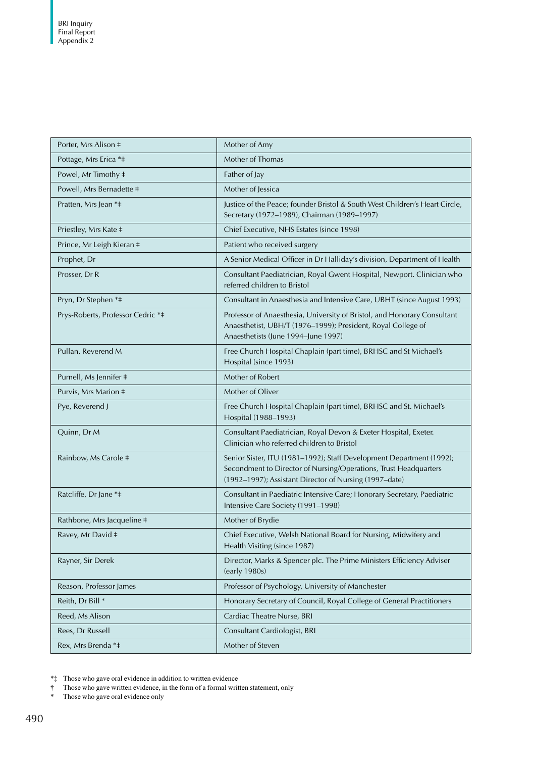| Name | Description |
| --- | --- |
| Porter, Mrs Alison ‡ | Mother of Amy |
| Pottage, Mrs Erica *‡ | Mother of Thomas |
| Powel, Mr Timothy ‡ | Father of Jay |
| Powell, Mrs Bernadette ‡ | Mother of Jessica |
| Pratten, Mrs Jean *‡ | Justice of the Peace; founder Bristol & South West Children's Heart Circle, Secretary (1972–1989), Chairman (1989–1997) |
| Priestley, Mrs Kate ‡ | Chief Executive, NHS Estates (since 1998) |
| Prince, Mr Leigh Kieran ‡ | Patient who received surgery |
| Prophet, Dr | A Senior Medical Officer in Dr Halliday's division, Department of Health |
| Prosser, Dr R | Consultant Paediatrician, Royal Gwent Hospital, Newport. Clinician who referred children to Bristol |
| Pryn, Dr Stephen *‡ | Consultant in Anaesthesia and Intensive Care, UBHT (since August 1993) |
| Prys-Roberts, Professor Cedric *‡ | Professor of Anaesthesia, University of Bristol, and Honorary Consultant Anaesthetist, UBH/T (1976–1999); President, Royal College of Anaesthetists (June 1994–June 1997) |
| Pullan, Reverend M | Free Church Hospital Chaplain (part time), BRHSC and St Michael's Hospital (since 1993) |
| Purnell, Ms Jennifer ‡ | Mother of Robert |
| Purvis, Mrs Marion ‡ | Mother of Oliver |
| Pye, Reverend J | Free Church Hospital Chaplain (part time), BRHSC and St. Michael's Hospital (1988–1993) |
| Quinn, Dr M | Consultant Paediatrician, Royal Devon & Exeter Hospital, Exeter. Clinician who referred children to Bristol |
| Rainbow, Ms Carole ‡ | Senior Sister, ITU (1981–1992); Staff Development Department (1992); Secondment to Director of Nursing/Operations, Trust Headquarters (1992–1997); Assistant Director of Nursing (1997–date) |
| Ratcliffe, Dr Jane *‡ | Consultant in Paediatric Intensive Care; Honorary Secretary, Paediatric Intensive Care Society (1991–1998) |
| Rathbone, Mrs Jacqueline ‡ | Mother of Brydie |
| Ravey, Mr David ‡ | Chief Executive, Welsh National Board for Nursing, Midwifery and Health Visiting (since 1987) |
| Rayner, Sir Derek | Director, Marks & Spencer plc. The Prime Ministers Efficiency Adviser (early 1980s) |
| Reason, Professor James | Professor of Psychology, University of Manchester |
| Reith, Dr Bill * | Honorary Secretary of Council, Royal College of General Practitioners |
| Reed, Ms Alison | Cardiac Theatre Nurse, BRI |
| Rees, Dr Russell | Consultant Cardiologist, BRI |
| Rex, Mrs Brenda *‡ | Mother of Steven |

*‡ Those who gave oral evidence in addition to written evidence
† Those who gave written evidence, in the form of a formal written statement, only
\* Those who gave oral evidence only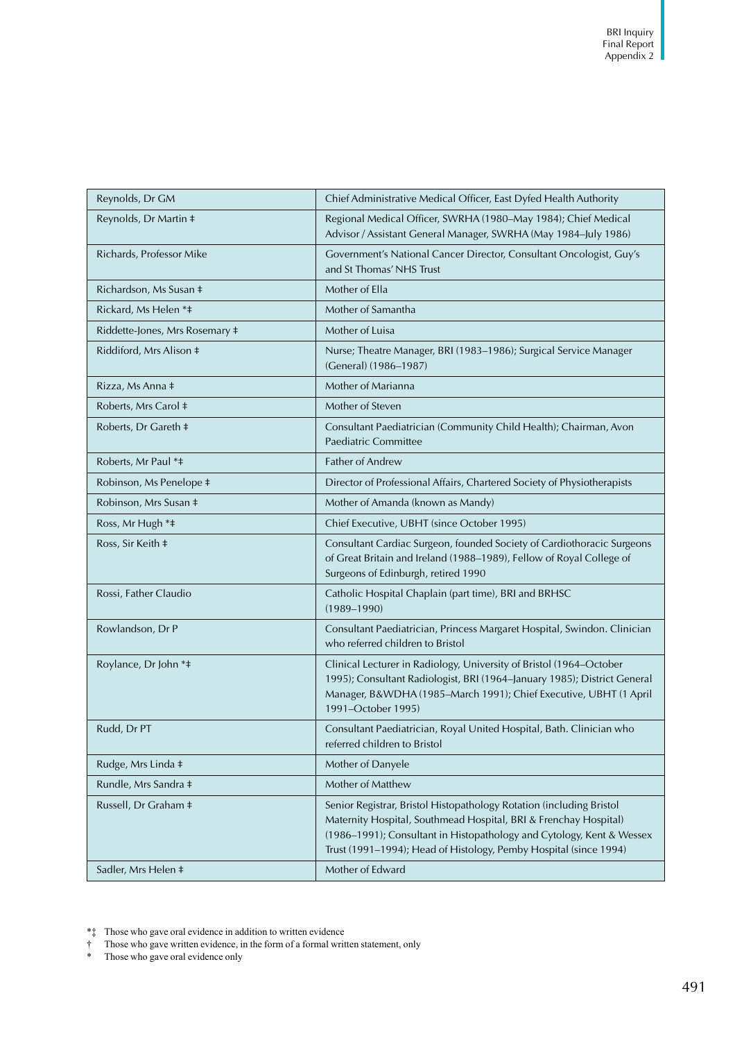| Reynolds, Dr GM | Chief Administrative Medical Officer, East Dyfed Health Authority |
|---|---|
| Reynolds, Dr Martin ‡ | Regional Medical Officer, SWRHA (1980–May 1984); Chief Medical Advisor / Assistant General Manager, SWRHA (May 1984–July 1986) |
| Richards, Professor Mike | Government's National Cancer Director, Consultant Oncologist, Guy's and St Thomas' NHS Trust |
| Richardson, Ms Susan ‡ | Mother of Ella |
| Rickard, Ms Helen *‡ | Mother of Samantha |
| Riddette-Jones, Mrs Rosemary ‡ | Mother of Luisa |
| Riddiford, Mrs Alison ‡ | Nurse; Theatre Manager, BRI (1983–1986); Surgical Service Manager (General) (1986–1987) |
| Rizza, Ms Anna ‡ | Mother of Marianna |
| Roberts, Mrs Carol ‡ | Mother of Steven |
| Roberts, Dr Gareth ‡ | Consultant Paediatrician (Community Child Health); Chairman, Avon Paediatric Committee |
| Roberts, Mr Paul *‡ | Father of Andrew |
| Robinson, Ms Penelope ‡ | Director of Professional Affairs, Chartered Society of Physiotherapists |
| Robinson, Mrs Susan ‡ | Mother of Amanda (known as Mandy) |
| Ross, Mr Hugh *‡ | Chief Executive, UBHT (since October 1995) |
| Ross, Sir Keith ‡ | Consultant Cardiac Surgeon, founded Society of Cardiothoracic Surgeons of Great Britain and Ireland (1988–1989), Fellow of Royal College of Surgeons of Edinburgh, retired 1990 |
| Rossi, Father Claudio | Catholic Hospital Chaplain (part time), BRI and BRHSC (1989–1990) |
| Rowlandson, Dr P | Consultant Paediatrician, Princess Margaret Hospital, Swindon. Clinician who referred children to Bristol |
| Roylance, Dr John *‡ | Clinical Lecturer in Radiology, University of Bristol (1964–October 1995); Consultant Radiologist, BRI (1964–January 1985); District General Manager, B&WDHA (1985–March 1991); Chief Executive, UBHT (1 April 1991–October 1995) |
| Rudd, Dr PT | Consultant Paediatrician, Royal United Hospital, Bath. Clinician who referred children to Bristol |
| Rudge, Mrs Linda ‡ | Mother of Danyele |
| Rundle, Mrs Sandra ‡ | Mother of Matthew |
| Russell, Dr Graham ‡ | Senior Registrar, Bristol Histopathology Rotation (including Bristol Maternity Hospital, Southmead Hospital, BRI & Frenchay Hospital) (1986–1991); Consultant in Histopathology and Cytology, Kent & Wessex Trust (1991–1994); Head of Histology, Pemby Hospital (since 1994) |
| Sadler, Mrs Helen ‡ | Mother of Edward |

*‡ Those who gave oral evidence in addition to written evidence
† Those who gave written evidence, in the form of a formal written statement, only
* Those who gave oral evidence only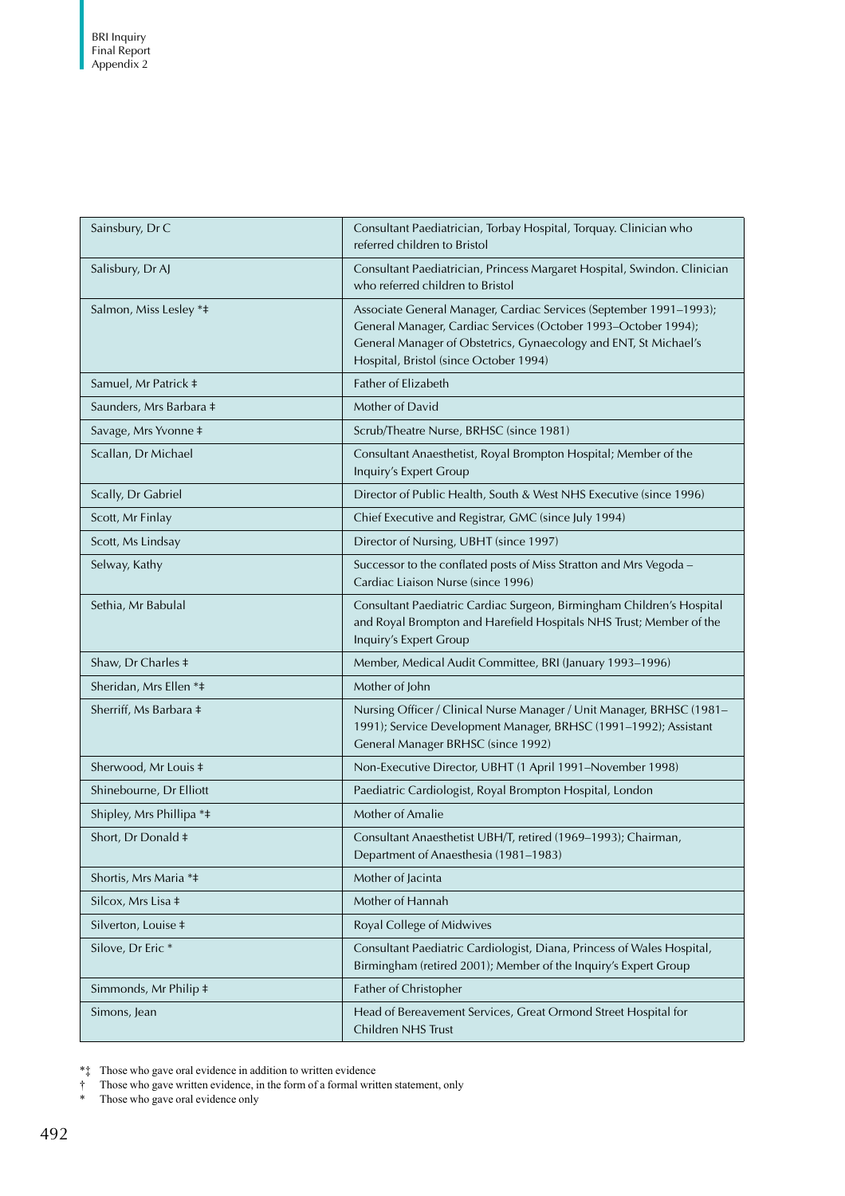| Name | Description |
|---|---|
| Sainsbury, Dr C | Consultant Paediatrician, Torbay Hospital, Torquay. Clinician who referred children to Bristol |
| Salisbury, Dr AJ | Consultant Paediatrician, Princess Margaret Hospital, Swindon. Clinician who referred children to Bristol |
| Salmon, Miss Lesley *‡ | Associate General Manager, Cardiac Services (September 1991–1993); General Manager, Cardiac Services (October 1993–October 1994); General Manager of Obstetrics, Gynaecology and ENT, St Michael's Hospital, Bristol (since October 1994) |
| Samuel, Mr Patrick ‡ | Father of Elizabeth |
| Saunders, Mrs Barbara ‡ | Mother of David |
| Savage, Mrs Yvonne ‡ | Scrub/Theatre Nurse, BRHSC (since 1981) |
| Scallan, Dr Michael | Consultant Anaesthetist, Royal Brompton Hospital; Member of the Inquiry's Expert Group |
| Scally, Dr Gabriel | Director of Public Health, South & West NHS Executive (since 1996) |
| Scott, Mr Finlay | Chief Executive and Registrar, GMC (since July 1994) |
| Scott, Ms Lindsay | Director of Nursing, UBHT (since 1997) |
| Selway, Kathy | Successor to the conflated posts of Miss Stratton and Mrs Vegoda – Cardiac Liaison Nurse (since 1996) |
| Sethia, Mr Babulal | Consultant Paediatric Cardiac Surgeon, Birmingham Children's Hospital and Royal Brompton and Harefield Hospitals NHS Trust; Member of the Inquiry's Expert Group |
| Shaw, Dr Charles ‡ | Member, Medical Audit Committee, BRI (January 1993–1996) |
| Sheridan, Mrs Ellen *‡ | Mother of John |
| Sherriff, Ms Barbara ‡ | Nursing Officer / Clinical Nurse Manager / Unit Manager, BRHSC (1981–1991); Service Development Manager, BRHSC (1991–1992); Assistant General Manager BRHSC (since 1992) |
| Sherwood, Mr Louis ‡ | Non-Executive Director, UBHT (1 April 1991–November 1998) |
| Shinebourne, Dr Elliott | Paediatric Cardiologist, Royal Brompton Hospital, London |
| Shipley, Mrs Phillipa *‡ | Mother of Amalie |
| Short, Dr Donald ‡ | Consultant Anaesthetist UBH/T, retired (1969–1993); Chairman, Department of Anaesthesia (1981–1983) |
| Shortis, Mrs Maria *‡ | Mother of Jacinta |
| Silcox, Mrs Lisa ‡ | Mother of Hannah |
| Silverton, Louise ‡ | Royal College of Midwives |
| Silove, Dr Eric * | Consultant Paediatric Cardiologist, Diana, Princess of Wales Hospital, Birmingham (retired 2001); Member of the Inquiry's Expert Group |
| Simmonds, Mr Philip ‡ | Father of Christopher |
| Simons, Jean | Head of Bereavement Services, Great Ormond Street Hospital for Children NHS Trust |

*‡ Those who gave oral evidence in addition to written evidence
† Those who gave written evidence, in the form of a formal written statement, only
* Those who gave oral evidence only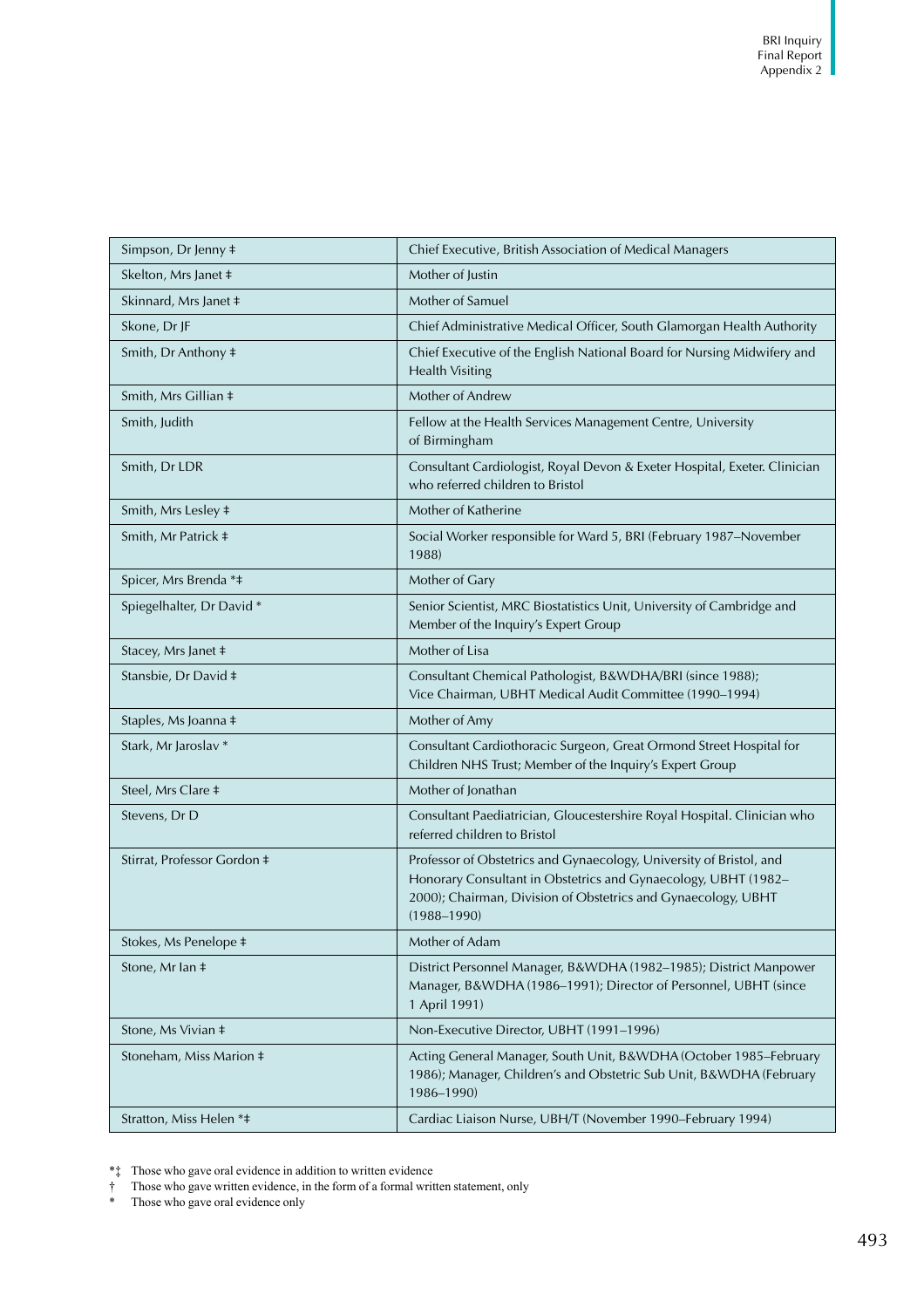| | |
|---|---|
| Simpson, Dr Jenny ‡ | Chief Executive, British Association of Medical Managers |
| Skelton, Mrs Janet ‡ | Mother of Justin |
| Skinnard, Mrs Janet ‡ | Mother of Samuel |
| Skone, Dr JF | Chief Administrative Medical Officer, South Glamorgan Health Authority |
| Smith, Dr Anthony ‡ | Chief Executive of the English National Board for Nursing Midwifery and Health Visiting |
| Smith, Mrs Gillian ‡ | Mother of Andrew |
| Smith, Judith | Fellow at the Health Services Management Centre, University of Birmingham |
| Smith, Dr LDR | Consultant Cardiologist, Royal Devon & Exeter Hospital, Exeter. Clinician who referred children to Bristol |
| Smith, Mrs Lesley ‡ | Mother of Katherine |
| Smith, Mr Patrick ‡ | Social Worker responsible for Ward 5, BRI (February 1987–November 1988) |
| Spicer, Mrs Brenda *‡ | Mother of Gary |
| Spiegelhalter, Dr David * | Senior Scientist, MRC Biostatistics Unit, University of Cambridge and Member of the Inquiry's Expert Group |
| Stacey, Mrs Janet ‡ | Mother of Lisa |
| Stansbie, Dr David ‡ | Consultant Chemical Pathologist, B&WDHA/BRI (since 1988); Vice Chairman, UBHT Medical Audit Committee (1990–1994) |
| Staples, Ms Joanna ‡ | Mother of Amy |
| Stark, Mr Jaroslav * | Consultant Cardiothoracic Surgeon, Great Ormond Street Hospital for Children NHS Trust; Member of the Inquiry's Expert Group |
| Steel, Mrs Clare ‡ | Mother of Jonathan |
| Stevens, Dr D | Consultant Paediatrician, Gloucestershire Royal Hospital. Clinician who referred children to Bristol |
| Stirrat, Professor Gordon ‡ | Professor of Obstetrics and Gynaecology, University of Bristol, and Honorary Consultant in Obstetrics and Gynaecology, UBHT (1982–2000); Chairman, Division of Obstetrics and Gynaecology, UBHT (1988–1990) |
| Stokes, Ms Penelope ‡ | Mother of Adam |
| Stone, Mr Ian ‡ | District Personnel Manager, B&WDHA (1982–1985); District Manpower Manager, B&WDHA (1986–1991); Director of Personnel, UBHT (since 1 April 1991) |
| Stone, Ms Vivian ‡ | Non-Executive Director, UBHT (1991–1996) |
| Stoneham, Miss Marion ‡ | Acting General Manager, South Unit, B&WDHA (October 1985–February 1986); Manager, Children's and Obstetric Sub Unit, B&WDHA (February 1986–1990) |
| Stratton, Miss Helen *‡ | Cardiac Liaison Nurse, UBH/T (November 1990–February 1994) |

*‡ Those who gave oral evidence in addition to written evidence
† Those who gave written evidence, in the form of a formal written statement, only
\* Those who gave oral evidence only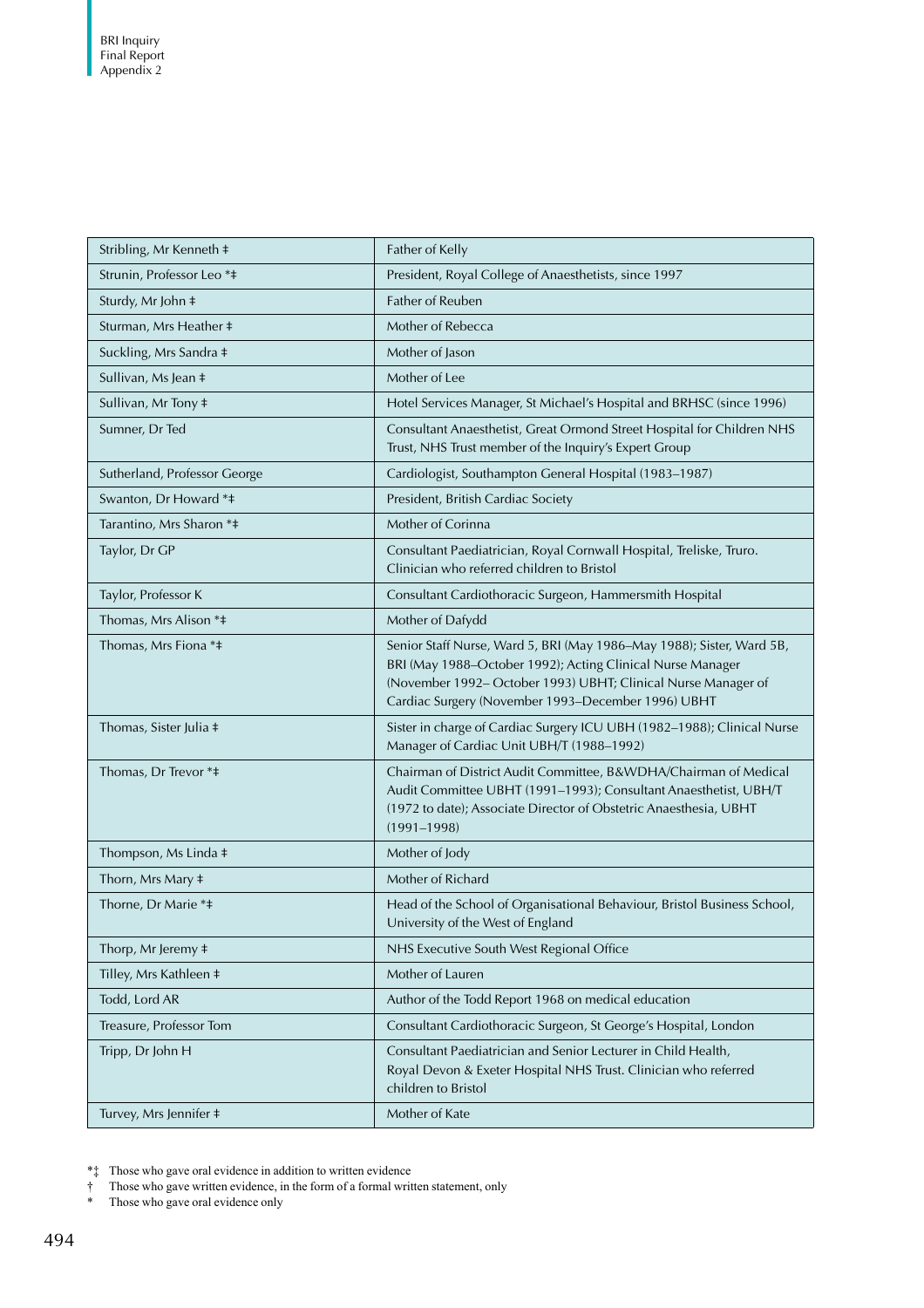| | |
|---|---|
| Stribling, Mr Kenneth ‡ | Father of Kelly |
| Strunin, Professor Leo *‡ | President, Royal College of Anaesthetists, since 1997 |
| Sturdy, Mr John ‡ | Father of Reuben |
| Sturman, Mrs Heather ‡ | Mother of Rebecca |
| Suckling, Mrs Sandra ‡ | Mother of Jason |
| Sullivan, Ms Jean ‡ | Mother of Lee |
| Sullivan, Mr Tony ‡ | Hotel Services Manager, St Michael's Hospital and BRHSC (since 1996) |
| Sumner, Dr Ted | Consultant Anaesthetist, Great Ormond Street Hospital for Children NHS Trust, NHS Trust member of the Inquiry's Expert Group |
| Sutherland, Professor George | Cardiologist, Southampton General Hospital (1983–1987) |
| Swanton, Dr Howard *‡ | President, British Cardiac Society |
| Tarantino, Mrs Sharon *‡ | Mother of Corinna |
| Taylor, Dr GP | Consultant Paediatrician, Royal Cornwall Hospital, Treliske, Truro. Clinician who referred children to Bristol |
| Taylor, Professor K | Consultant Cardiothoracic Surgeon, Hammersmith Hospital |
| Thomas, Mrs Alison *‡ | Mother of Dafydd |
| Thomas, Mrs Fiona *‡ | Senior Staff Nurse, Ward 5, BRI (May 1986–May 1988); Sister, Ward 5B, BRI (May 1988–October 1992); Acting Clinical Nurse Manager (November 1992– October 1993) UBHT; Clinical Nurse Manager of Cardiac Surgery (November 1993–December 1996) UBHT |
| Thomas, Sister Julia ‡ | Sister in charge of Cardiac Surgery ICU UBH (1982–1988); Clinical Nurse Manager of Cardiac Unit UBH/T (1988–1992) |
| Thomas, Dr Trevor *‡ | Chairman of District Audit Committee, B&WDHA/Chairman of Medical Audit Committee UBHT (1991–1993); Consultant Anaesthetist, UBH/T (1972 to date); Associate Director of Obstetric Anaesthesia, UBHT (1991–1998) |
| Thompson, Ms Linda ‡ | Mother of Jody |
| Thorn, Mrs Mary ‡ | Mother of Richard |
| Thorne, Dr Marie *‡ | Head of the School of Organisational Behaviour, Bristol Business School, University of the West of England |
| Thorp, Mr Jeremy ‡ | NHS Executive South West Regional Office |
| Tilley, Mrs Kathleen ‡ | Mother of Lauren |
| Todd, Lord AR | Author of the Todd Report 1968 on medical education |
| Treasure, Professor Tom | Consultant Cardiothoracic Surgeon, St George's Hospital, London |
| Tripp, Dr John H | Consultant Paediatrician and Senior Lecturer in Child Health, Royal Devon & Exeter Hospital NHS Trust. Clinician who referred children to Bristol |
| Turvey, Mrs Jennifer ‡ | Mother of Kate |

*‡ Those who gave oral evidence in addition to written evidence
† Those who gave written evidence, in the form of a formal written statement, only
\* Those who gave oral evidence only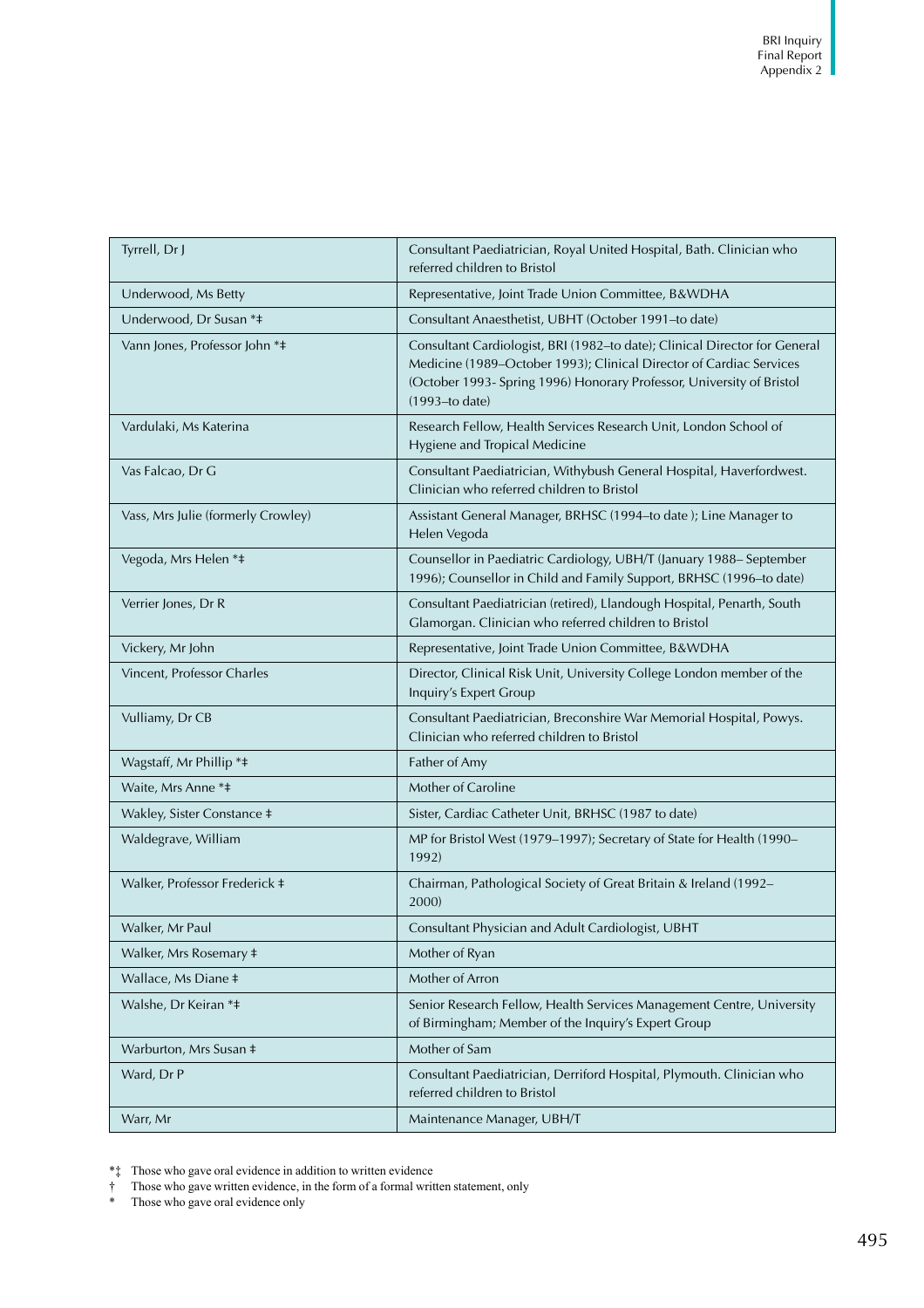| | |
|---|---|
| Tyrrell, Dr J | Consultant Paediatrician, Royal United Hospital, Bath. Clinician who referred children to Bristol |
| Underwood, Ms Betty | Representative, Joint Trade Union Committee, B&WDHA |
| Underwood, Dr Susan *‡ | Consultant Anaesthetist, UBHT (October 1991–to date) |
| Vann Jones, Professor John *‡ | Consultant Cardiologist, BRI (1982–to date); Clinical Director for General Medicine (1989–October 1993); Clinical Director of Cardiac Services (October 1993- Spring 1996) Honorary Professor, University of Bristol (1993–to date) |
| Vardulaki, Ms Katerina | Research Fellow, Health Services Research Unit, London School of Hygiene and Tropical Medicine |
| Vas Falcao, Dr G | Consultant Paediatrician, Withybush General Hospital, Haverfordwest. Clinician who referred children to Bristol |
| Vass, Mrs Julie (formerly Crowley) | Assistant General Manager, BRHSC (1994–to date ); Line Manager to Helen Vegoda |
| Vegoda, Mrs Helen *‡ | Counsellor in Paediatric Cardiology, UBH/T (January 1988– September 1996); Counsellor in Child and Family Support, BRHSC (1996–to date) |
| Verrier Jones, Dr R | Consultant Paediatrician (retired), Llandough Hospital, Penarth, South Glamorgan. Clinician who referred children to Bristol |
| Vickery, Mr John | Representative, Joint Trade Union Committee, B&WDHA |
| Vincent, Professor Charles | Director, Clinical Risk Unit, University College London member of the Inquiry's Expert Group |
| Vulliamy, Dr CB | Consultant Paediatrician, Breconshire War Memorial Hospital, Powys. Clinician who referred children to Bristol |
| Wagstaff, Mr Phillip *‡ | Father of Amy |
| Waite, Mrs Anne *‡ | Mother of Caroline |
| Wakley, Sister Constance ‡ | Sister, Cardiac Catheter Unit, BRHSC (1987 to date) |
| Waldegrave, William | MP for Bristol West (1979–1997); Secretary of State for Health (1990–1992) |
| Walker, Professor Frederick ‡ | Chairman, Pathological Society of Great Britain & Ireland (1992–2000) |
| Walker, Mr Paul | Consultant Physician and Adult Cardiologist, UBHT |
| Walker, Mrs Rosemary ‡ | Mother of Ryan |
| Wallace, Ms Diane ‡ | Mother of Arron |
| Walshe, Dr Keiran *‡ | Senior Research Fellow, Health Services Management Centre, University of Birmingham; Member of the Inquiry's Expert Group |
| Warburton, Mrs Susan ‡ | Mother of Sam |
| Ward, Dr P | Consultant Paediatrician, Derriford Hospital, Plymouth. Clinician who referred children to Bristol |
| Warr, Mr | Maintenance Manager, UBH/T |

*‡ Those who gave oral evidence in addition to written evidence
† Those who gave written evidence, in the form of a formal written statement, only
* Those who gave oral evidence only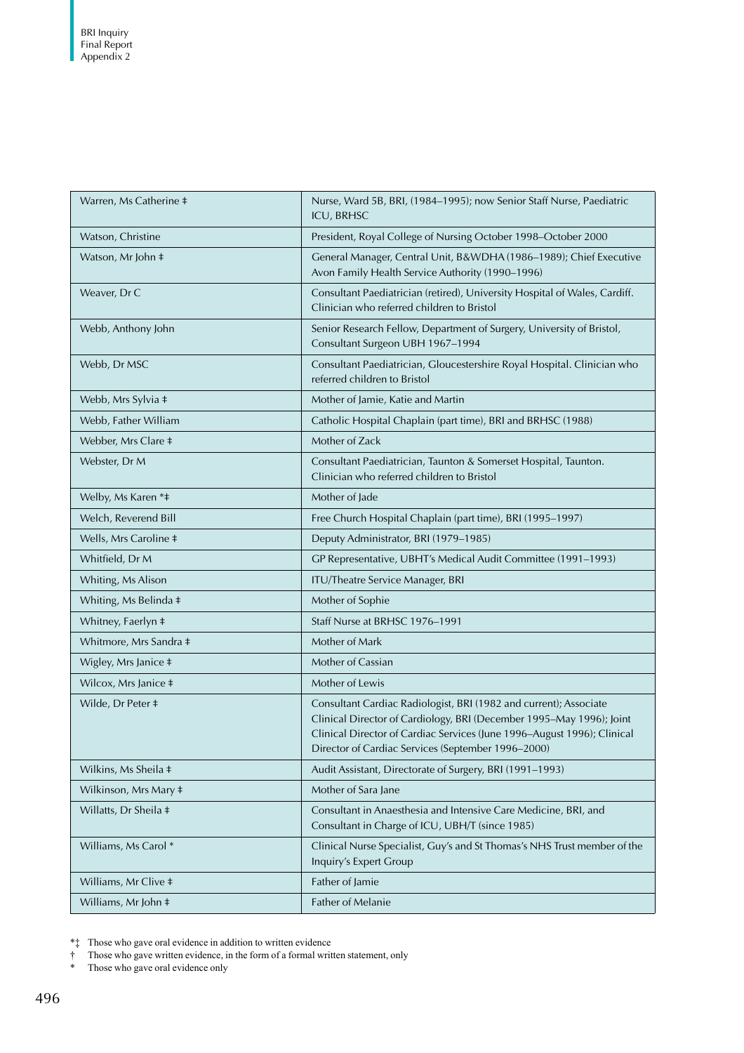| | |
|---|---|
| Warren, Ms Catherine ‡ | Nurse, Ward 5B, BRI, (1984–1995); now Senior Staff Nurse, Paediatric ICU, BRHSC |
| Watson, Christine | President, Royal College of Nursing October 1998–October 2000 |
| Watson, Mr John ‡ | General Manager, Central Unit, B&WDHA (1986–1989); Chief Executive Avon Family Health Service Authority (1990–1996) |
| Weaver, Dr C | Consultant Paediatrician (retired), University Hospital of Wales, Cardiff. Clinician who referred children to Bristol |
| Webb, Anthony John | Senior Research Fellow, Department of Surgery, University of Bristol, Consultant Surgeon UBH 1967–1994 |
| Webb, Dr MSC | Consultant Paediatrician, Gloucestershire Royal Hospital. Clinician who referred children to Bristol |
| Webb, Mrs Sylvia ‡ | Mother of Jamie, Katie and Martin |
| Webb, Father William | Catholic Hospital Chaplain (part time), BRI and BRHSC (1988) |
| Webber, Mrs Clare ‡ | Mother of Zack |
| Webster, Dr M | Consultant Paediatrician, Taunton & Somerset Hospital, Taunton. Clinician who referred children to Bristol |
| Welby, Ms Karen *‡ | Mother of Jade |
| Welch, Reverend Bill | Free Church Hospital Chaplain (part time), BRI (1995–1997) |
| Wells, Mrs Caroline ‡ | Deputy Administrator, BRI (1979–1985) |
| Whitfield, Dr M | GP Representative, UBHT's Medical Audit Committee (1991–1993) |
| Whiting, Ms Alison | ITU/Theatre Service Manager, BRI |
| Whiting, Ms Belinda ‡ | Mother of Sophie |
| Whitney, Faerlyn ‡ | Staff Nurse at BRHSC 1976–1991 |
| Whitmore, Mrs Sandra ‡ | Mother of Mark |
| Wigley, Mrs Janice ‡ | Mother of Cassian |
| Wilcox, Mrs Janice ‡ | Mother of Lewis |
| Wilde, Dr Peter ‡ | Consultant Cardiac Radiologist, BRI (1982 and current); Associate Clinical Director of Cardiology, BRI (December 1995–May 1996); Joint Clinical Director of Cardiac Services (June 1996–August 1996); Clinical Director of Cardiac Services (September 1996–2000) |
| Wilkins, Ms Sheila ‡ | Audit Assistant, Directorate of Surgery, BRI (1991–1993) |
| Wilkinson, Mrs Mary ‡ | Mother of Sara Jane |
| Willatts, Dr Sheila ‡ | Consultant in Anaesthesia and Intensive Care Medicine, BRI, and Consultant in Charge of ICU, UBH/T (since 1985) |
| Williams, Ms Carol * | Clinical Nurse Specialist, Guy's and St Thomas's NHS Trust member of the Inquiry's Expert Group |
| Williams, Mr Clive ‡ | Father of Jamie |
| Williams, Mr John ‡ | Father of Melanie |

*‡ Those who gave oral evidence in addition to written evidence
† Those who gave written evidence, in the form of a formal written statement, only
* Those who gave oral evidence only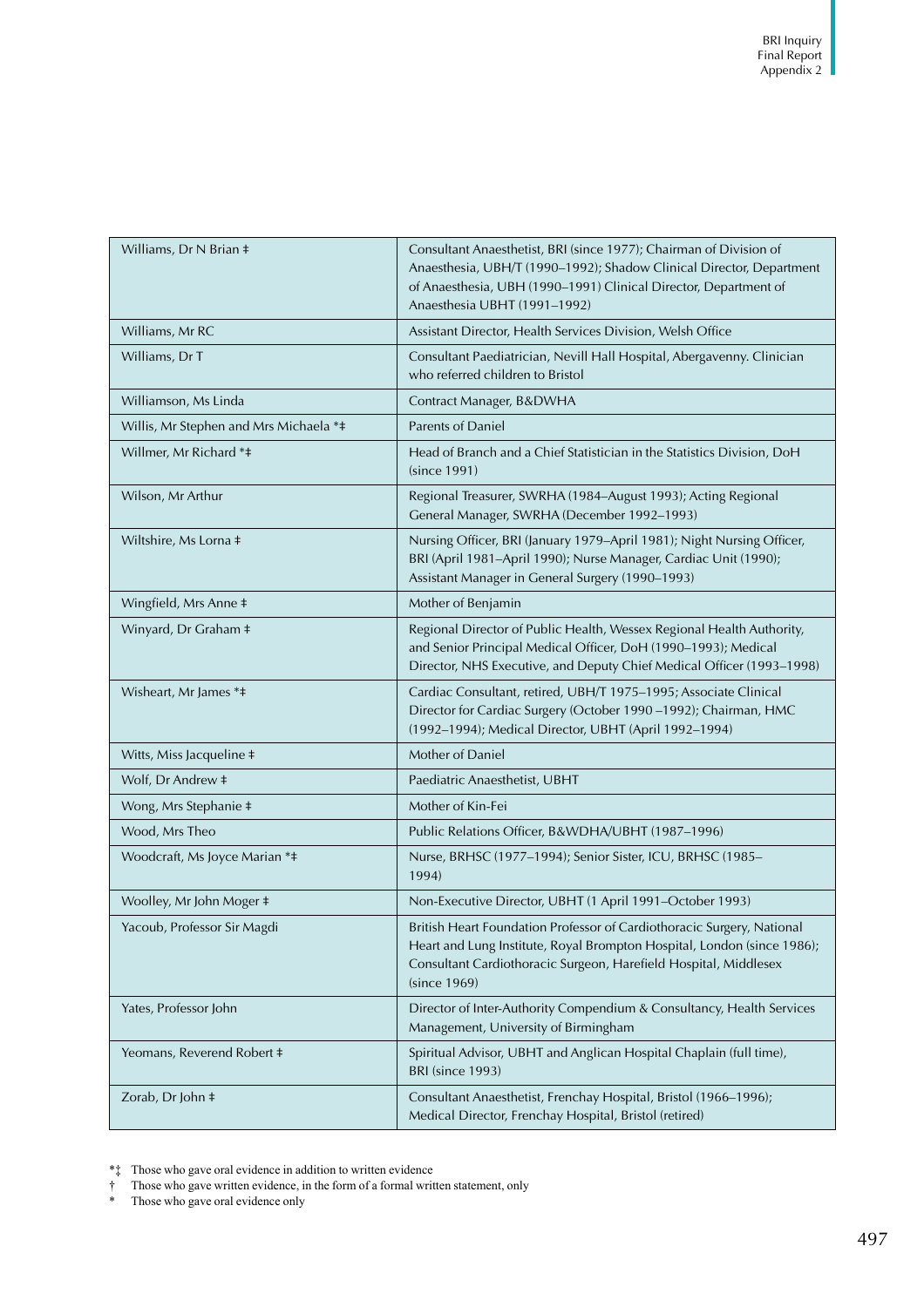| | |
|---|---|
| Williams, Dr N Brian ‡ | Consultant Anaesthetist, BRI (since 1977); Chairman of Division of Anaesthesia, UBH/T (1990–1992); Shadow Clinical Director, Department of Anaesthesia, UBH (1990–1991) Clinical Director, Department of Anaesthesia UBHT (1991–1992) |
| Williams, Mr RC | Assistant Director, Health Services Division, Welsh Office |
| Williams, Dr T | Consultant Paediatrician, Nevill Hall Hospital, Abergavenny. Clinician who referred children to Bristol |
| Williamson, Ms Linda | Contract Manager, B&DWHA |
| Willis, Mr Stephen and Mrs Michaela *‡ | Parents of Daniel |
| Willmer, Mr Richard *‡ | Head of Branch and a Chief Statistician in the Statistics Division, DoH (since 1991) |
| Wilson, Mr Arthur | Regional Treasurer, SWRHA (1984–August 1993); Acting Regional General Manager, SWRHA (December 1992–1993) |
| Wiltshire, Ms Lorna ‡ | Nursing Officer, BRI (January 1979–April 1981); Night Nursing Officer, BRI (April 1981–April 1990); Nurse Manager, Cardiac Unit (1990); Assistant Manager in General Surgery (1990–1993) |
| Wingfield, Mrs Anne ‡ | Mother of Benjamin |
| Winyard, Dr Graham ‡ | Regional Director of Public Health, Wessex Regional Health Authority, and Senior Principal Medical Officer, DoH (1990–1993); Medical Director, NHS Executive, and Deputy Chief Medical Officer (1993–1998) |
| Wisheart, Mr James *‡ | Cardiac Consultant, retired, UBH/T 1975–1995; Associate Clinical Director for Cardiac Surgery (October 1990 –1992); Chairman, HMC (1992–1994); Medical Director, UBHT (April 1992–1994) |
| Witts, Miss Jacqueline ‡ | Mother of Daniel |
| Wolf, Dr Andrew ‡ | Paediatric Anaesthetist, UBHT |
| Wong, Mrs Stephanie ‡ | Mother of Kin-Fei |
| Wood, Mrs Theo | Public Relations Officer, B&WDHA/UBHT (1987–1996) |
| Woodcraft, Ms Joyce Marian *‡ | Nurse, BRHSC (1977–1994); Senior Sister, ICU, BRHSC (1985–1994) |
| Woolley, Mr John Moger ‡ | Non-Executive Director, UBHT (1 April 1991–October 1993) |
| Yacoub, Professor Sir Magdi | British Heart Foundation Professor of Cardiothoracic Surgery, National Heart and Lung Institute, Royal Brompton Hospital, London (since 1986); Consultant Cardiothoracic Surgeon, Harefield Hospital, Middlesex (since 1969) |
| Yates, Professor John | Director of Inter-Authority Compendium & Consultancy, Health Services Management, University of Birmingham |
| Yeomans, Reverend Robert ‡ | Spiritual Advisor, UBHT and Anglican Hospital Chaplain (full time), BRI (since 1993) |
| Zorab, Dr John ‡ | Consultant Anaesthetist, Frenchay Hospital, Bristol (1966–1996); Medical Director, Frenchay Hospital, Bristol (retired) |

*‡ Those who gave oral evidence in addition to written evidence
† Those who gave written evidence, in the form of a formal written statement, only
* Those who gave oral evidence only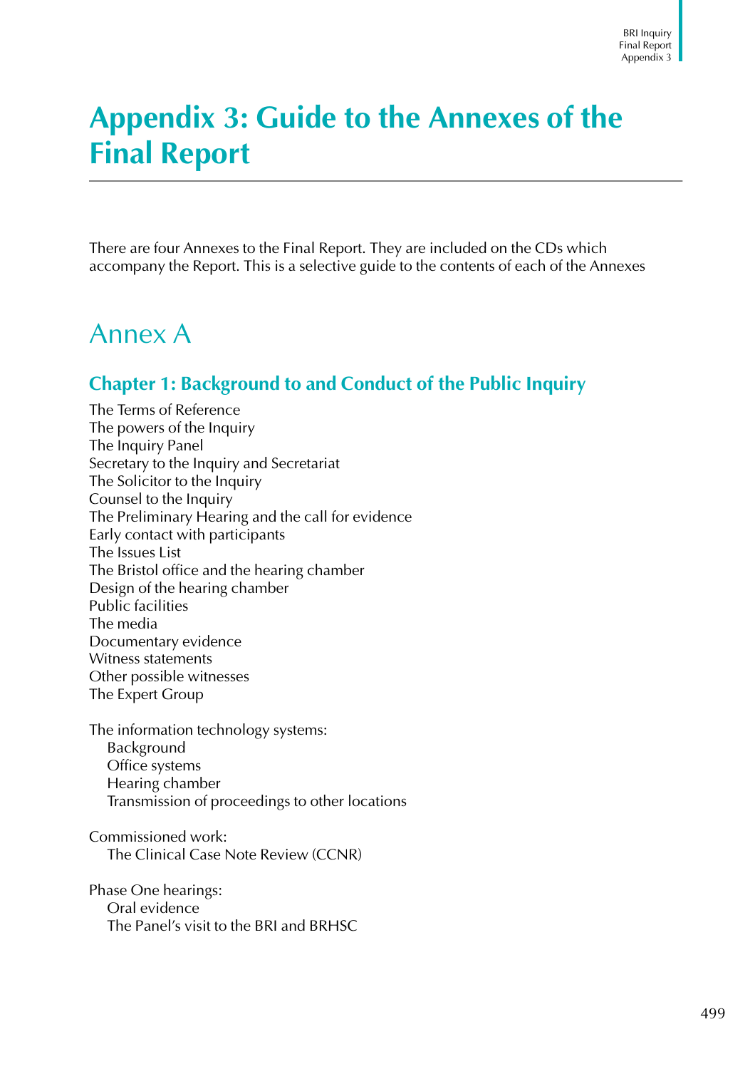# Appendix 3: Guide to the Annexes of the Final Report

There are four Annexes to the Final Report. They are included on the CDs which accompany the Report. This is a selective guide to the contents of each of the Annexes

## Annex A

### Chapter 1: Background to and Conduct of the Public Inquiry

The Terms of Reference
The powers of the Inquiry
The Inquiry Panel
Secretary to the Inquiry and Secretariat
The Solicitor to the Inquiry
Counsel to the Inquiry
The Preliminary Hearing and the call for evidence
Early contact with participants
The Issues List
The Bristol office and the hearing chamber
Design of the hearing chamber
Public facilities
The media
Documentary evidence
Witness statements
Other possible witnesses
The Expert Group

The information technology systems:
- Background
- Office systems
- Hearing chamber
- Transmission of proceedings to other locations

Commissioned work:
- The Clinical Case Note Review (CCNR)

Phase One hearings:
- Oral evidence
- The Panel's visit to the BRI and BRHSC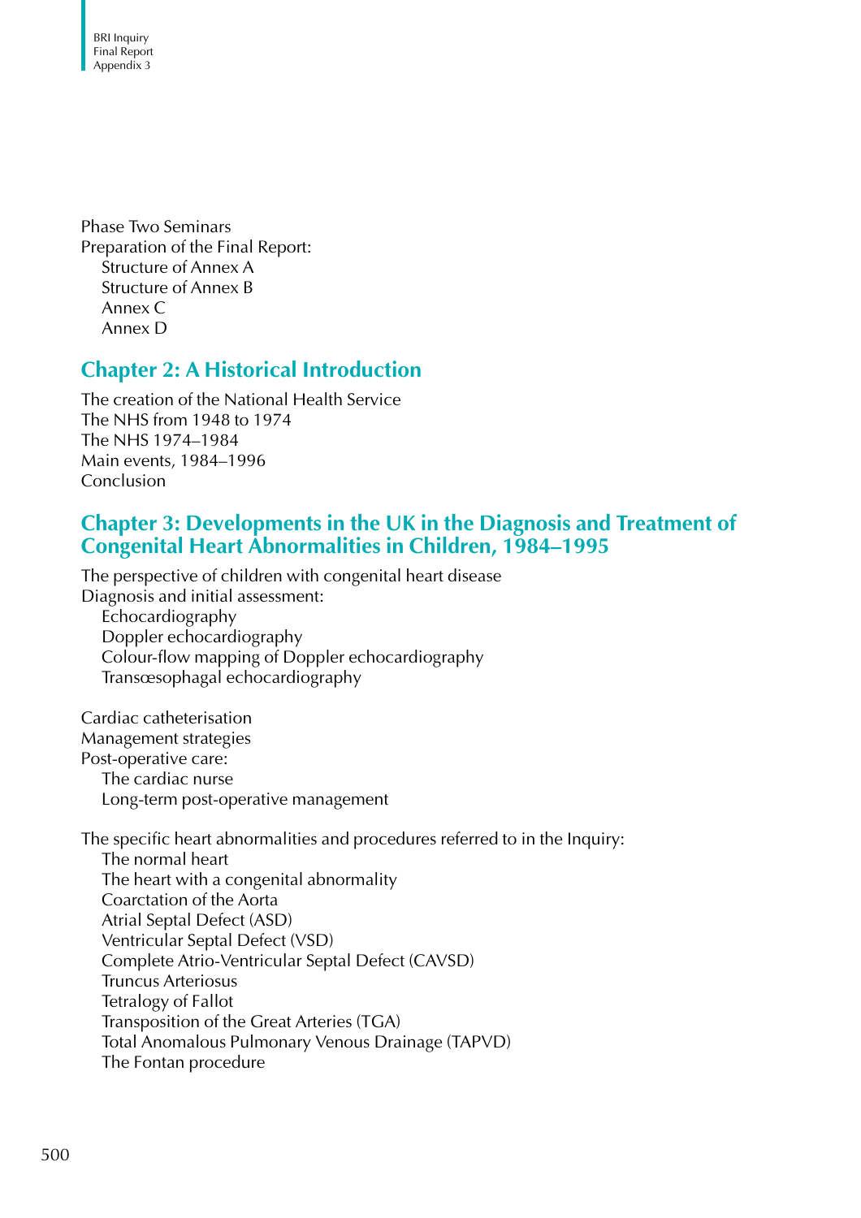Phase Two Seminars

Preparation of the Final Report:

- Structure of Annex A
- Structure of Annex B
- Annex C
- Annex D

## Chapter 2: A Historical Introduction

The creation of the National Health Service
The NHS from 1948 to 1974
The NHS 1974–1984
Main events, 1984–1996
Conclusion

## Chapter 3: Developments in the UK in the Diagnosis and Treatment of Congenital Heart Abnormalities in Children, 1984–1995

The perspective of children with congenital heart disease

Diagnosis and initial assessment:

- Echocardiography
- Doppler echocardiography
- Colour-flow mapping of Doppler echocardiography
- Transœsophagal echocardiography

Cardiac catheterisation
Management strategies

Post-operative care:

- The cardiac nurse
- Long-term post-operative management

The specific heart abnormalities and procedures referred to in the Inquiry:

- The normal heart
- The heart with a congenital abnormality
- Coarctation of the Aorta
- Atrial Septal Defect (ASD)
- Ventricular Septal Defect (VSD)
- Complete Atrio-Ventricular Septal Defect (CAVSD)
- Truncus Arteriosus
- Tetralogy of Fallot
- Transposition of the Great Arteries (TGA)
- Total Anomalous Pulmonary Venous Drainage (TAPVD)
- The Fontan procedure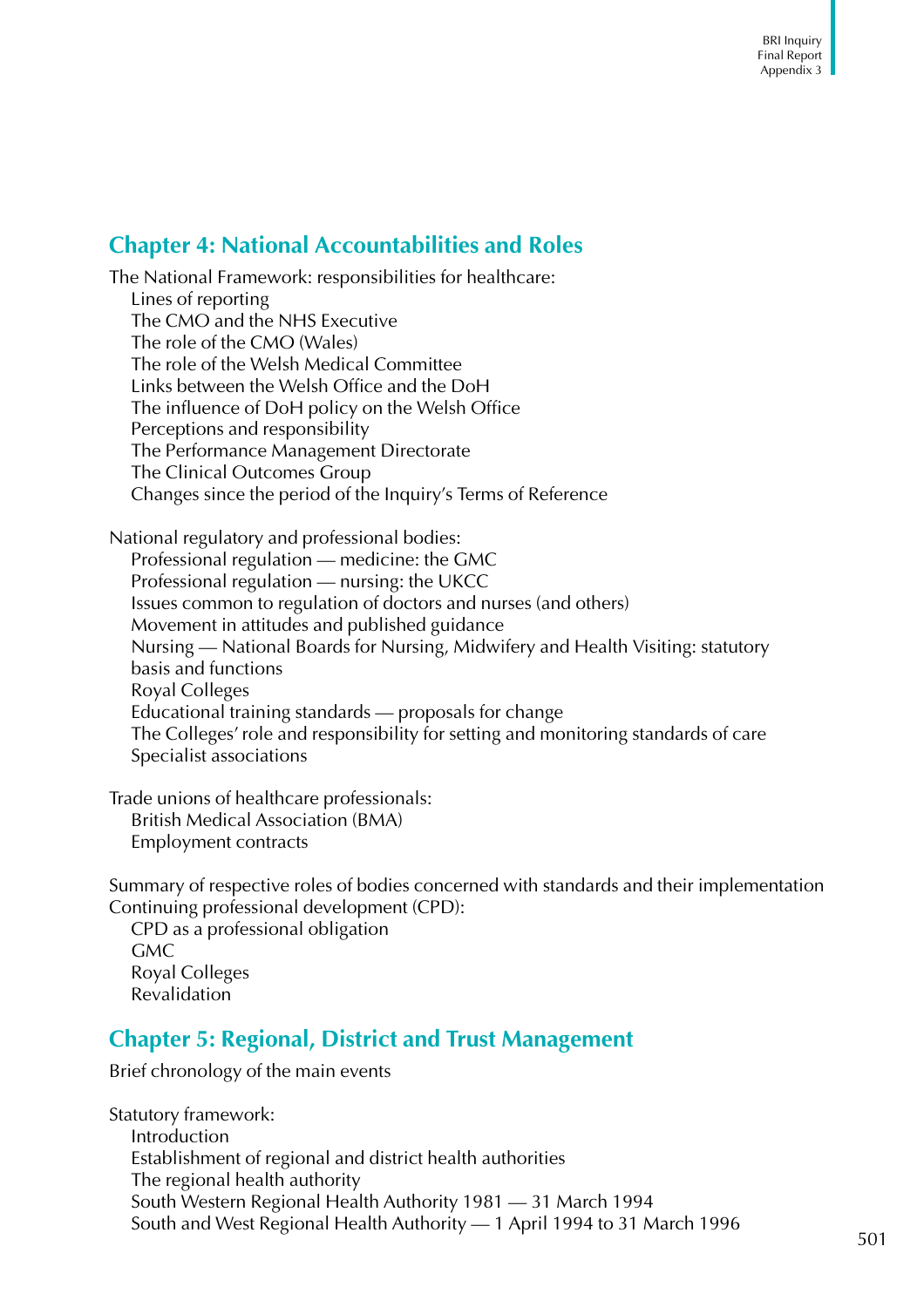## Chapter 4: National Accountabilities and Roles

The National Framework: responsibilities for healthcare:

- Lines of reporting
- The CMO and the NHS Executive
- The role of the CMO (Wales)
- The role of the Welsh Medical Committee
- Links between the Welsh Office and the DoH
- The influence of DoH policy on the Welsh Office
- Perceptions and responsibility
- The Performance Management Directorate
- The Clinical Outcomes Group
- Changes since the period of the Inquiry's Terms of Reference

National regulatory and professional bodies:

- Professional regulation — medicine: the GMC
- Professional regulation — nursing: the UKCC
- Issues common to regulation of doctors and nurses (and others)
- Movement in attitudes and published guidance
- Nursing — National Boards for Nursing, Midwifery and Health Visiting: statutory basis and functions
- Royal Colleges
- Educational training standards — proposals for change
- The Colleges' role and responsibility for setting and monitoring standards of care
- Specialist associations

Trade unions of healthcare professionals:

- British Medical Association (BMA)
- Employment contracts

Summary of respective roles of bodies concerned with standards and their implementation

Continuing professional development (CPD):

- CPD as a professional obligation
- GMC
- Royal Colleges
- Revalidation

## Chapter 5: Regional, District and Trust Management

Brief chronology of the main events

Statutory framework:

- Introduction
- Establishment of regional and district health authorities
- The regional health authority
- South Western Regional Health Authority 1981 — 31 March 1994
- South and West Regional Health Authority — 1 April 1994 to 31 March 1996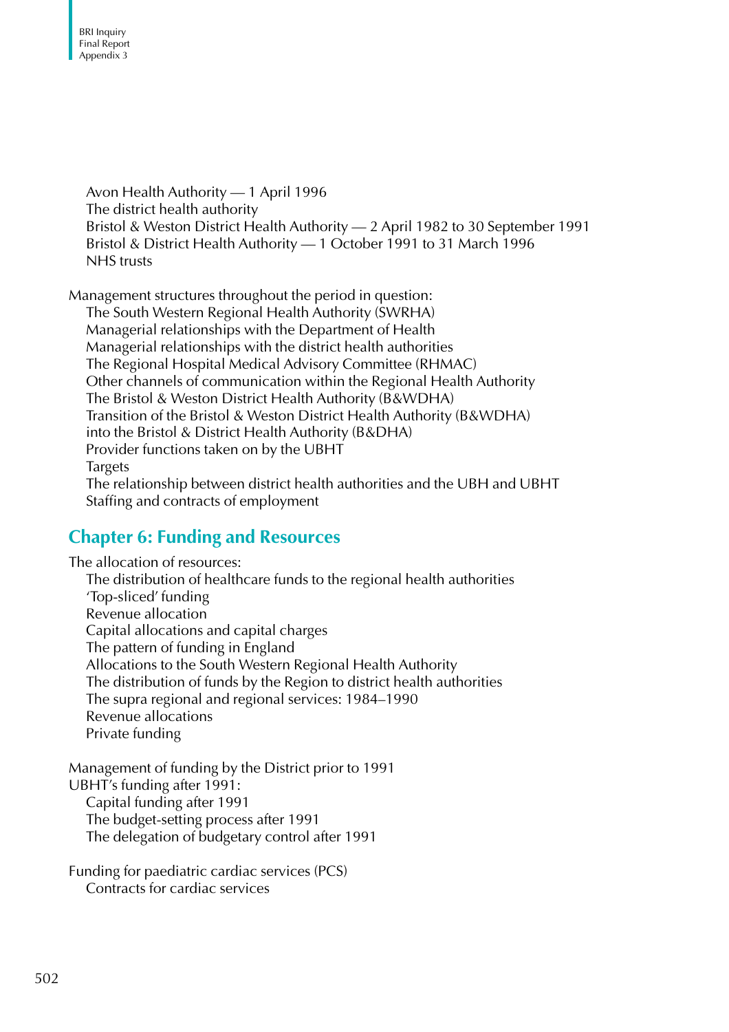Avon Health Authority — 1 April 1996
The district health authority
Bristol & Weston District Health Authority — 2 April 1982 to 30 September 1991
Bristol & District Health Authority — 1 October 1991 to 31 March 1996
NHS trusts

Management structures throughout the period in question:
The South Western Regional Health Authority (SWRHA)
Managerial relationships with the Department of Health
Managerial relationships with the district health authorities
The Regional Hospital Medical Advisory Committee (RHMAC)
Other channels of communication within the Regional Health Authority
The Bristol & Weston District Health Authority (B&WDHA)
Transition of the Bristol & Weston District Health Authority (B&WDHA) into the Bristol & District Health Authority (B&DHA)
Provider functions taken on by the UBHT
Targets
The relationship between district health authorities and the UBH and UBHT
Staffing and contracts of employment

## Chapter 6: Funding and Resources

The allocation of resources:
The distribution of healthcare funds to the regional health authorities
'Top-sliced' funding
Revenue allocation
Capital allocations and capital charges
The pattern of funding in England
Allocations to the South Western Regional Health Authority
The distribution of funds by the Region to district health authorities
The supra regional and regional services: 1984–1990
Revenue allocations
Private funding

Management of funding by the District prior to 1991
UBHT's funding after 1991:
Capital funding after 1991
The budget-setting process after 1991
The delegation of budgetary control after 1991

Funding for paediatric cardiac services (PCS)
Contracts for cardiac services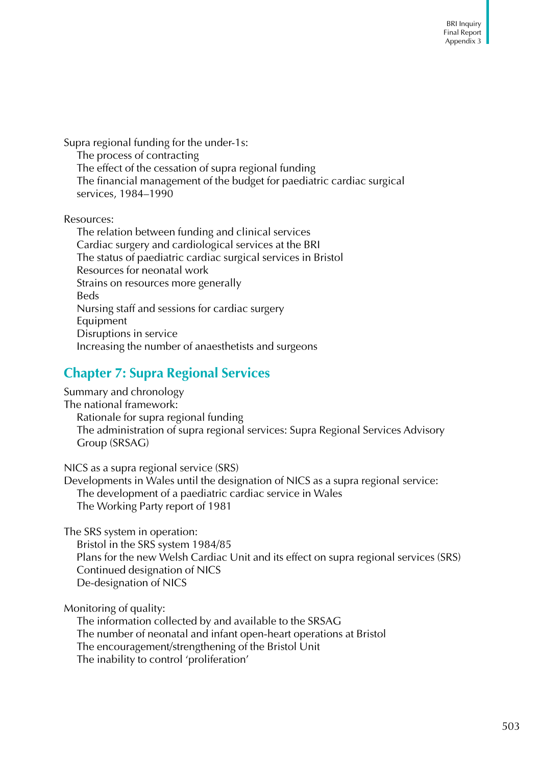Supra regional funding for the under-1s:
- The process of contracting
- The effect of the cessation of supra regional funding
- The financial management of the budget for paediatric cardiac surgical services, 1984–1990

Resources:
- The relation between funding and clinical services
- Cardiac surgery and cardiological services at the BRI
- The status of paediatric cardiac surgical services in Bristol
- Resources for neonatal work
- Strains on resources more generally
- Beds
- Nursing staff and sessions for cardiac surgery
- Equipment
- Disruptions in service
- Increasing the number of anaesthetists and surgeons

## Chapter 7: Supra Regional Services

Summary and chronology

The national framework:
- Rationale for supra regional funding
- The administration of supra regional services: Supra Regional Services Advisory Group (SRSAG)

NICS as a supra regional service (SRS)

Developments in Wales until the designation of NICS as a supra regional service:
- The development of a paediatric cardiac service in Wales
- The Working Party report of 1981

The SRS system in operation:
- Bristol in the SRS system 1984/85
- Plans for the new Welsh Cardiac Unit and its effect on supra regional services (SRS)
- Continued designation of NICS
- De-designation of NICS

Monitoring of quality:
- The information collected by and available to the SRSAG
- The number of neonatal and infant open-heart operations at Bristol
- The encouragement/strengthening of the Bristol Unit
- The inability to control 'proliferation'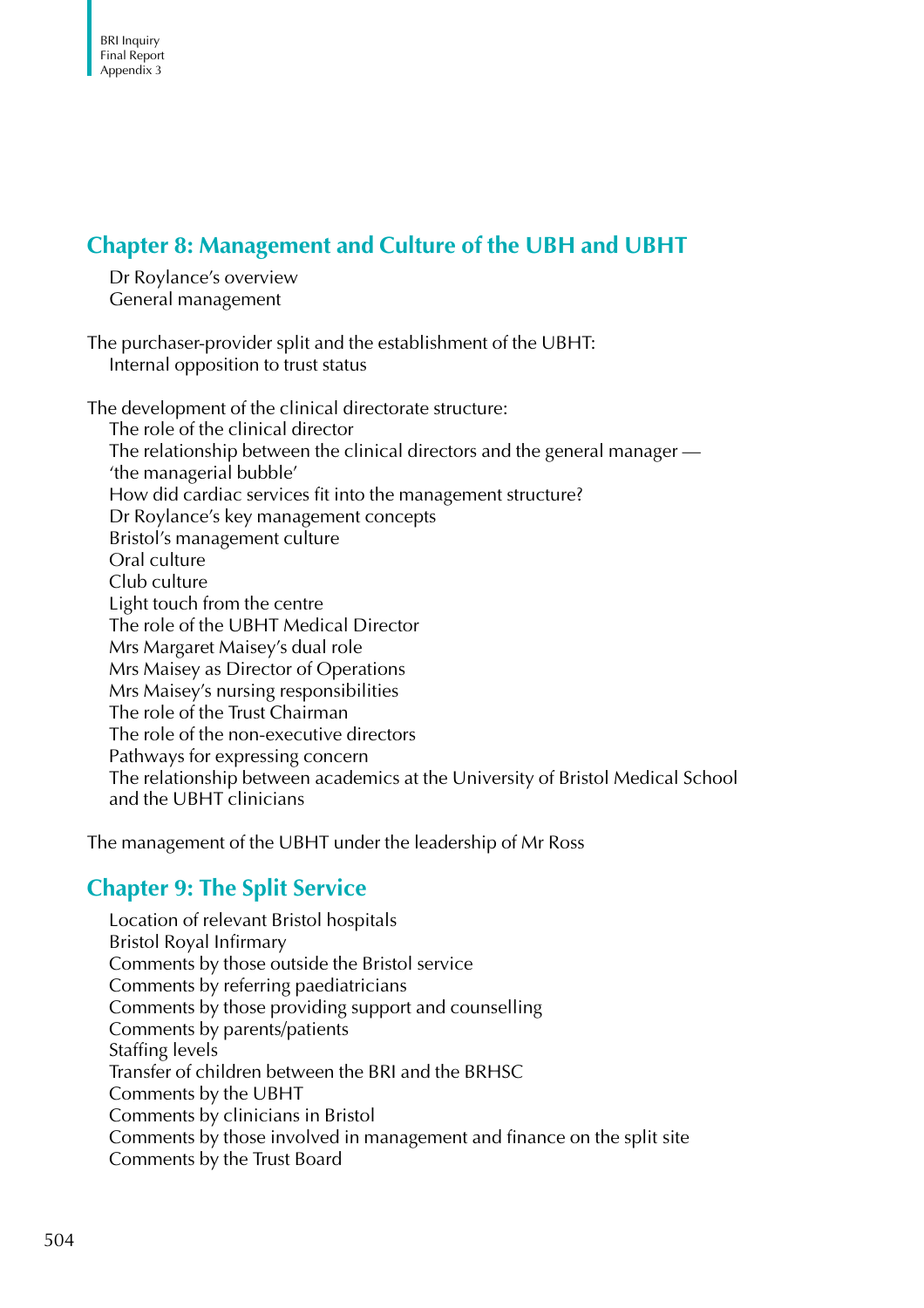## Chapter 8: Management and Culture of the UBH and UBHT

Dr Roylance's overview
General management

The purchaser-provider split and the establishment of the UBHT:
Internal opposition to trust status

The development of the clinical directorate structure:
The role of the clinical director
The relationship between the clinical directors and the general manager — 'the managerial bubble'
How did cardiac services fit into the management structure?
Dr Roylance's key management concepts
Bristol's management culture
Oral culture
Club culture
Light touch from the centre
The role of the UBHT Medical Director
Mrs Margaret Maisey's dual role
Mrs Maisey as Director of Operations
Mrs Maisey's nursing responsibilities
The role of the Trust Chairman
The role of the non-executive directors
Pathways for expressing concern
The relationship between academics at the University of Bristol Medical School and the UBHT clinicians

The management of the UBHT under the leadership of Mr Ross

## Chapter 9: The Split Service

Location of relevant Bristol hospitals
Bristol Royal Infirmary
Comments by those outside the Bristol service
Comments by referring paediatricians
Comments by those providing support and counselling
Comments by parents/patients
Staffing levels
Transfer of children between the BRI and the BRHSC
Comments by the UBHT
Comments by clinicians in Bristol
Comments by those involved in management and finance on the split site
Comments by the Trust Board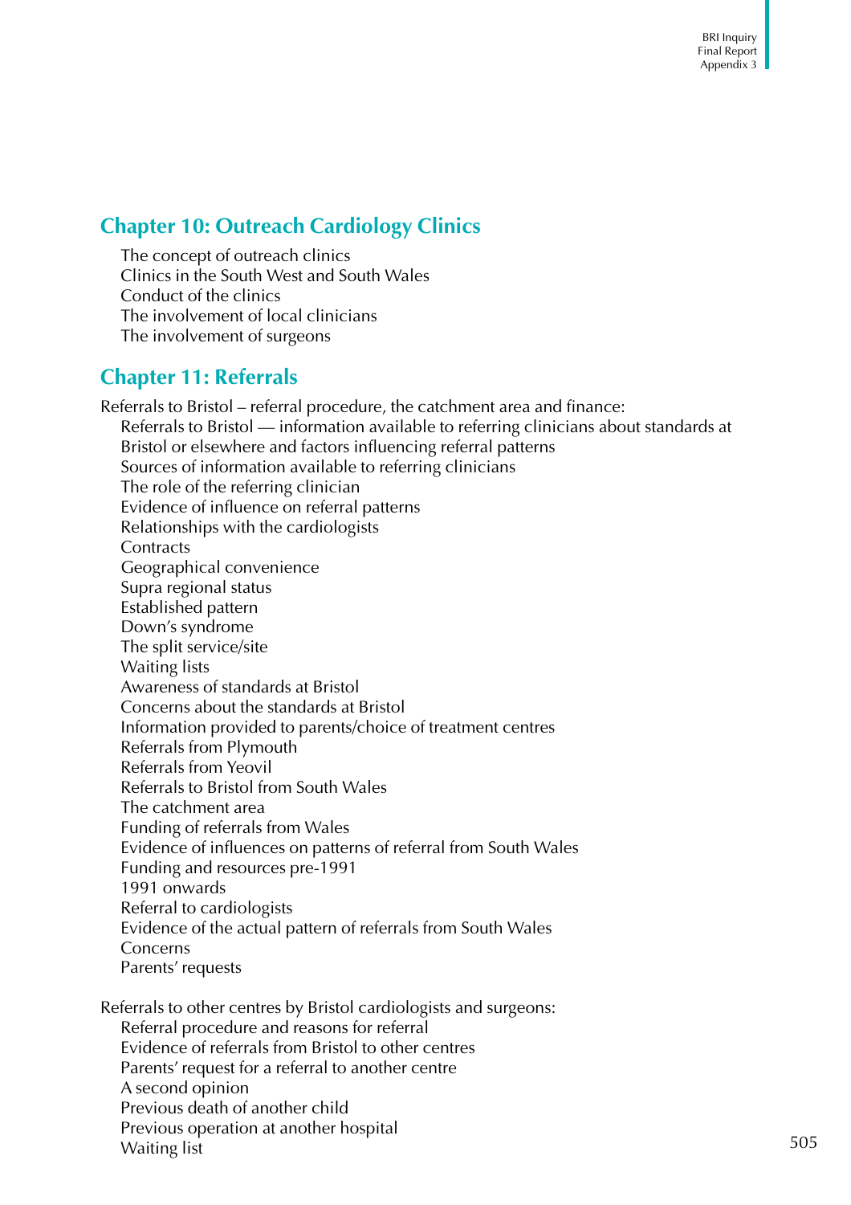## Chapter 10: Outreach Cardiology Clinics

The concept of outreach clinics
Clinics in the South West and South Wales
Conduct of the clinics
The involvement of local clinicians
The involvement of surgeons

## Chapter 11: Referrals

Referrals to Bristol – referral procedure, the catchment area and finance:
Referrals to Bristol — information available to referring clinicians about standards at Bristol or elsewhere and factors influencing referral patterns
Sources of information available to referring clinicians
The role of the referring clinician
Evidence of influence on referral patterns
Relationships with the cardiologists
Contracts
Geographical convenience
Supra regional status
Established pattern
Down's syndrome
The split service/site
Waiting lists
Awareness of standards at Bristol
Concerns about the standards at Bristol
Information provided to parents/choice of treatment centres
Referrals from Plymouth
Referrals from Yeovil
Referrals to Bristol from South Wales
The catchment area
Funding of referrals from Wales
Evidence of influences on patterns of referral from South Wales
Funding and resources pre-1991
1991 onwards
Referral to cardiologists
Evidence of the actual pattern of referrals from South Wales
Concerns
Parents' requests

Referrals to other centres by Bristol cardiologists and surgeons:
Referral procedure and reasons for referral
Evidence of referrals from Bristol to other centres
Parents' request for a referral to another centre
A second opinion
Previous death of another child
Previous operation at another hospital
Waiting list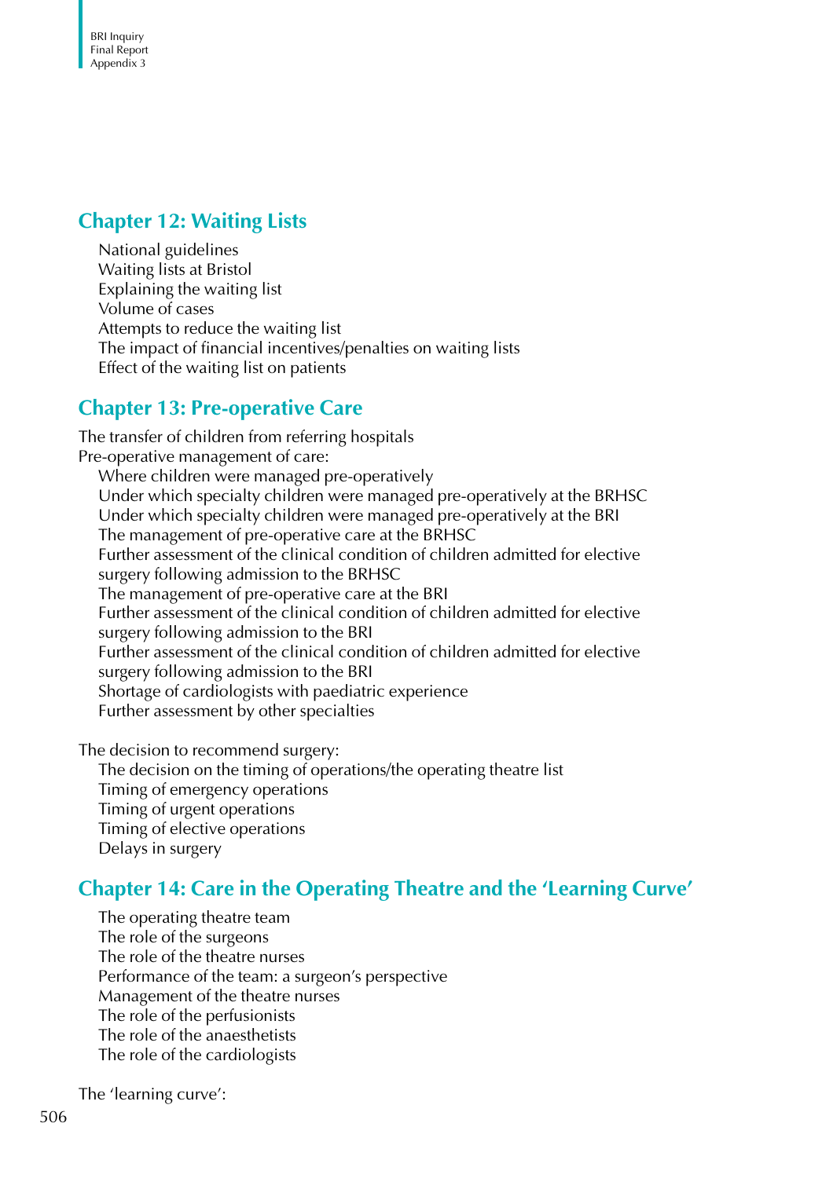## Chapter 12: Waiting Lists

National guidelines
Waiting lists at Bristol
Explaining the waiting list
Volume of cases
Attempts to reduce the waiting list
The impact of financial incentives/penalties on waiting lists
Effect of the waiting list on patients

## Chapter 13: Pre-operative Care

The transfer of children from referring hospitals
Pre-operative management of care:
Where children were managed pre-operatively
Under which specialty children were managed pre-operatively at the BRHSC
Under which specialty children were managed pre-operatively at the BRI
The management of pre-operative care at the BRHSC
Further assessment of the clinical condition of children admitted for elective surgery following admission to the BRHSC
The management of pre-operative care at the BRI
Further assessment of the clinical condition of children admitted for elective surgery following admission to the BRI
Further assessment of the clinical condition of children admitted for elective surgery following admission to the BRI
Shortage of cardiologists with paediatric experience
Further assessment by other specialties

The decision to recommend surgery:
The decision on the timing of operations/the operating theatre list
Timing of emergency operations
Timing of urgent operations
Timing of elective operations
Delays in surgery

## Chapter 14: Care in the Operating Theatre and the 'Learning Curve'

The operating theatre team
The role of the surgeons
The role of the theatre nurses
Performance of the team: a surgeon's perspective
Management of the theatre nurses
The role of the perfusionists
The role of the anaesthetists
The role of the cardiologists

The 'learning curve':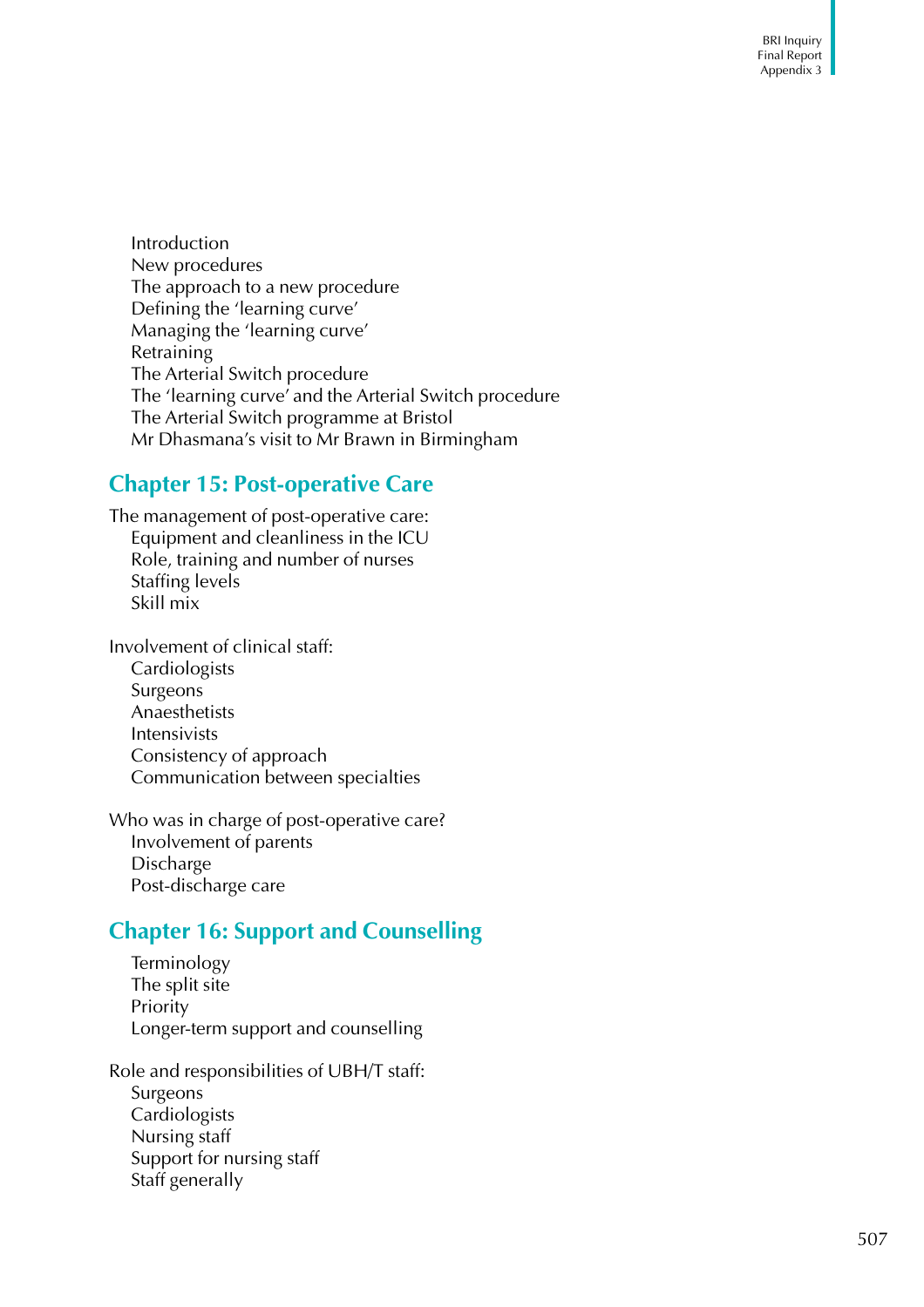Introduction
New procedures
The approach to a new procedure
Defining the 'learning curve'
Managing the 'learning curve'
Retraining
The Arterial Switch procedure
The 'learning curve' and the Arterial Switch procedure
The Arterial Switch programme at Bristol
Mr Dhasmana's visit to Mr Brawn in Birmingham

## Chapter 15: Post-operative Care

The management of post-operative care:
- Equipment and cleanliness in the ICU
- Role, training and number of nurses
- Staffing levels
- Skill mix

Involvement of clinical staff:
- Cardiologists
- Surgeons
- Anaesthetists
- Intensivists
- Consistency of approach
- Communication between specialties

Who was in charge of post-operative care?
- Involvement of parents
- Discharge
- Post-discharge care

## Chapter 16: Support and Counselling

Terminology
The split site
Priority
Longer-term support and counselling

Role and responsibilities of UBH/T staff:
- Surgeons
- Cardiologists
- Nursing staff
- Support for nursing staff
- Staff generally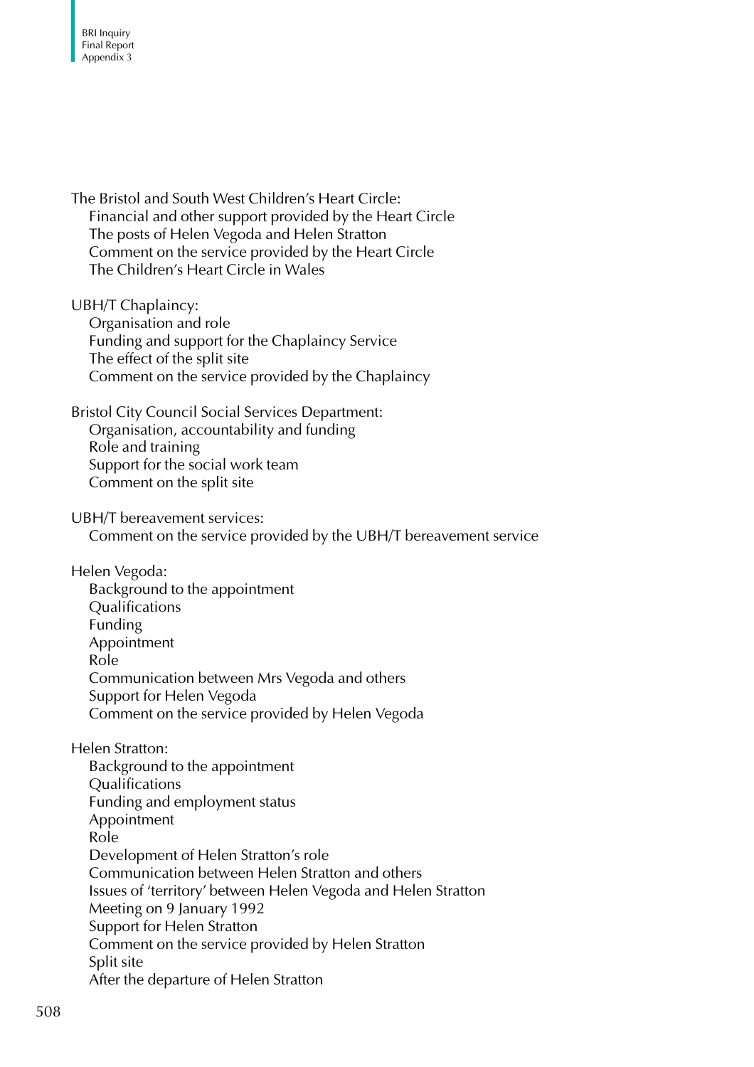The Bristol and South West Children's Heart Circle:
- Financial and other support provided by the Heart Circle
- The posts of Helen Vegoda and Helen Stratton
- Comment on the service provided by the Heart Circle
- The Children's Heart Circle in Wales

UBH/T Chaplaincy:
- Organisation and role
- Funding and support for the Chaplaincy Service
- The effect of the split site
- Comment on the service provided by the Chaplaincy

Bristol City Council Social Services Department:
- Organisation, accountability and funding
- Role and training
- Support for the social work team
- Comment on the split site

UBH/T bereavement services:
- Comment on the service provided by the UBH/T bereavement service

Helen Vegoda:
- Background to the appointment
- Qualifications
- Funding
- Appointment
- Role
- Communication between Mrs Vegoda and others
- Support for Helen Vegoda
- Comment on the service provided by Helen Vegoda

Helen Stratton:
- Background to the appointment
- Qualifications
- Funding and employment status
- Appointment
- Role
- Development of Helen Stratton's role
- Communication between Helen Stratton and others
- Issues of 'territory' between Helen Vegoda and Helen Stratton
- Meeting on 9 January 1992
- Support for Helen Stratton
- Comment on the service provided by Helen Stratton
- Split site
- After the departure of Helen Stratton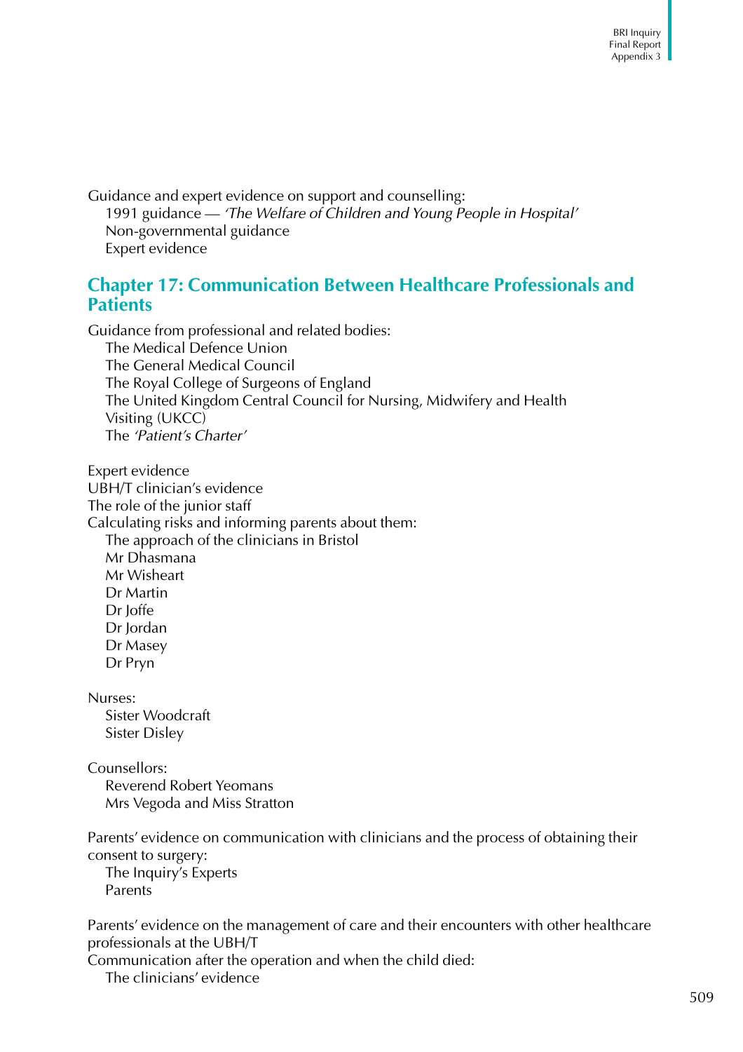Guidance and expert evidence on support and counselling:

- 1991 guidance — *'The Welfare of Children and Young People in Hospital'*
- Non-governmental guidance
- Expert evidence

## Chapter 17: Communication Between Healthcare Professionals and Patients

Guidance from professional and related bodies:

- The Medical Defence Union
- The General Medical Council
- The Royal College of Surgeons of England
- The United Kingdom Central Council for Nursing, Midwifery and Health Visiting (UKCC)
- The *'Patient's Charter'*

Expert evidence

UBH/T clinician's evidence

The role of the junior staff

Calculating risks and informing parents about them:

- The approach of the clinicians in Bristol
- Mr Dhasmana
- Mr Wisheart
- Dr Martin
- Dr Joffe
- Dr Jordan
- Dr Masey
- Dr Pryn

Nurses:

- Sister Woodcraft
- Sister Disley

Counsellors:

- Reverend Robert Yeomans
- Mrs Vegoda and Miss Stratton

Parents' evidence on communication with clinicians and the process of obtaining their consent to surgery:

- The Inquiry's Experts
- Parents

Parents' evidence on the management of care and their encounters with other healthcare professionals at the UBH/T

Communication after the operation and when the child died:

- The clinicians' evidence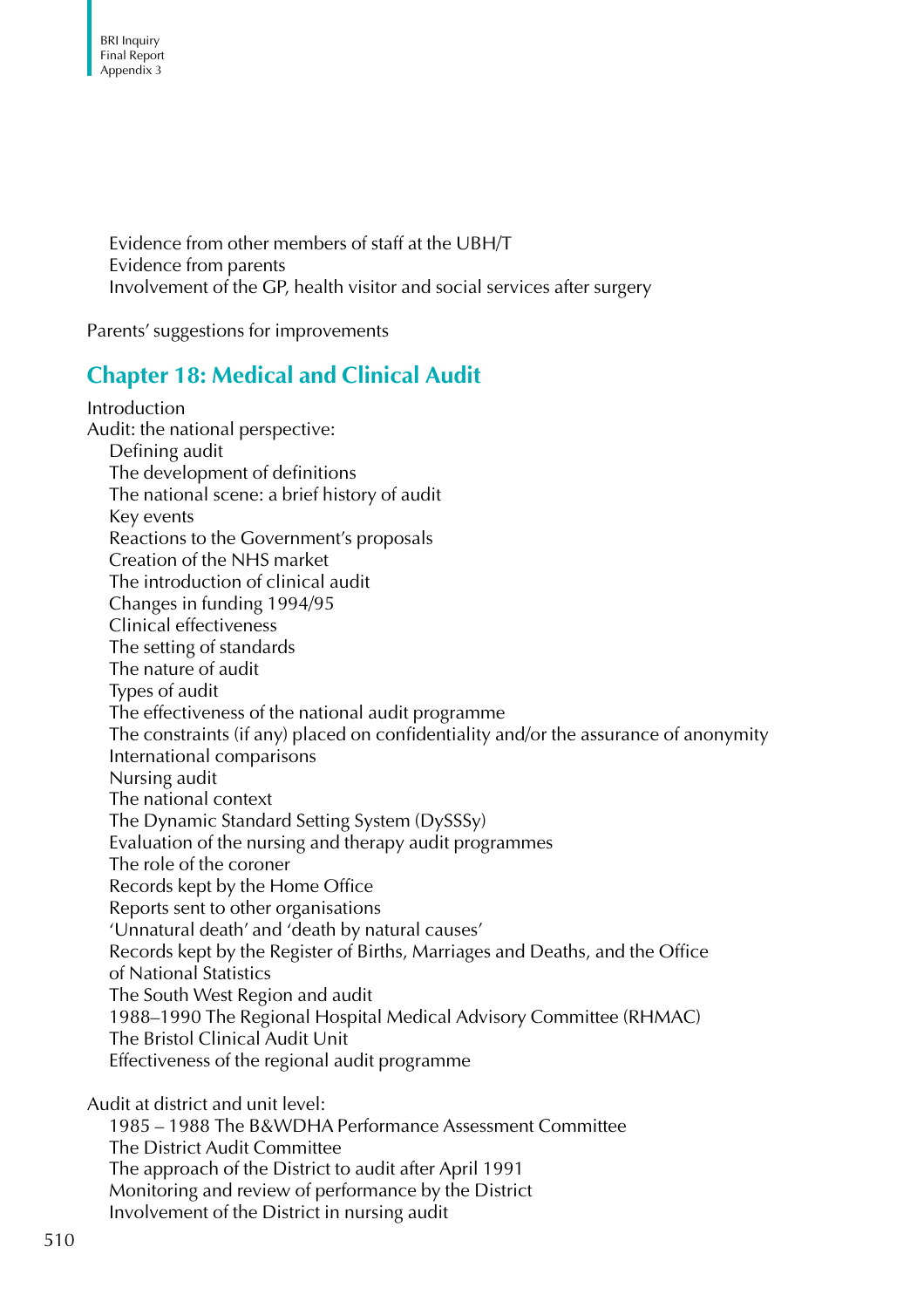Evidence from other members of staff at the UBH/T
Evidence from parents
Involvement of the GP, health visitor and social services after surgery

Parents' suggestions for improvements

## Chapter 18: Medical and Clinical Audit

Introduction
Audit: the national perspective:
Defining audit
The development of definitions
The national scene: a brief history of audit
Key events
Reactions to the Government's proposals
Creation of the NHS market
The introduction of clinical audit
Changes in funding 1994/95
Clinical effectiveness
The setting of standards
The nature of audit
Types of audit
The effectiveness of the national audit programme
The constraints (if any) placed on confidentiality and/or the assurance of anonymity
International comparisons
Nursing audit
The national context
The Dynamic Standard Setting System (DySSSy)
Evaluation of the nursing and therapy audit programmes
The role of the coroner
Records kept by the Home Office
Reports sent to other organisations
'Unnatural death' and 'death by natural causes'
Records kept by the Register of Births, Marriages and Deaths, and the Office of National Statistics
The South West Region and audit
1988–1990 The Regional Hospital Medical Advisory Committee (RHMAC)
The Bristol Clinical Audit Unit
Effectiveness of the regional audit programme

Audit at district and unit level:
1985 – 1988 The B&WDHA Performance Assessment Committee
The District Audit Committee
The approach of the District to audit after April 1991
Monitoring and review of performance by the District
Involvement of the District in nursing audit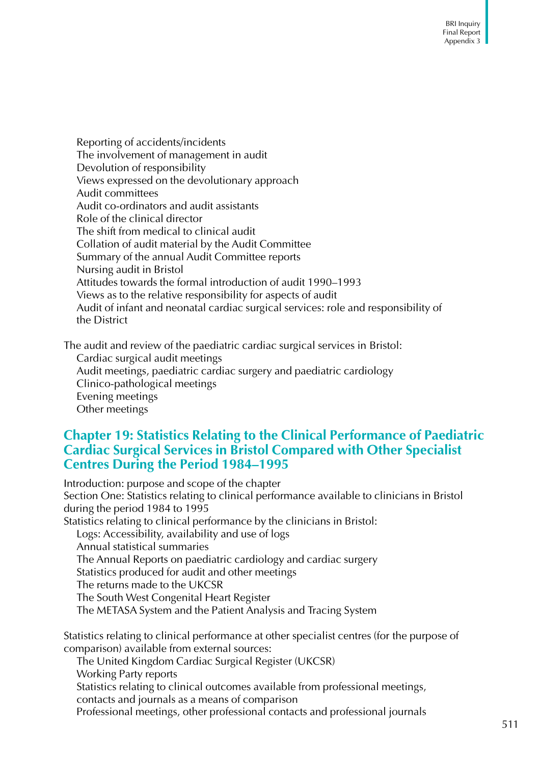Reporting of accidents/incidents
The involvement of management in audit
Devolution of responsibility
Views expressed on the devolutionary approach
Audit committees
Audit co-ordinators and audit assistants
Role of the clinical director
The shift from medical to clinical audit
Collation of audit material by the Audit Committee
Summary of the annual Audit Committee reports
Nursing audit in Bristol
Attitudes towards the formal introduction of audit 1990–1993
Views as to the relative responsibility for aspects of audit
Audit of infant and neonatal cardiac surgical services: role and responsibility of the District

The audit and review of the paediatric cardiac surgical services in Bristol:
Cardiac surgical audit meetings
Audit meetings, paediatric cardiac surgery and paediatric cardiology
Clinico-pathological meetings
Evening meetings
Other meetings

## Chapter 19: Statistics Relating to the Clinical Performance of Paediatric Cardiac Surgical Services in Bristol Compared with Other Specialist Centres During the Period 1984–1995

Introduction: purpose and scope of the chapter
Section One: Statistics relating to clinical performance available to clinicians in Bristol during the period 1984 to 1995
Statistics relating to clinical performance by the clinicians in Bristol:
Logs: Accessibility, availability and use of logs
Annual statistical summaries
The Annual Reports on paediatric cardiology and cardiac surgery
Statistics produced for audit and other meetings
The returns made to the UKCSR
The South West Congenital Heart Register
The METASA System and the Patient Analysis and Tracing System

Statistics relating to clinical performance at other specialist centres (for the purpose of comparison) available from external sources:
The United Kingdom Cardiac Surgical Register (UKCSR)
Working Party reports
Statistics relating to clinical outcomes available from professional meetings, contacts and journals as a means of comparison
Professional meetings, other professional contacts and professional journals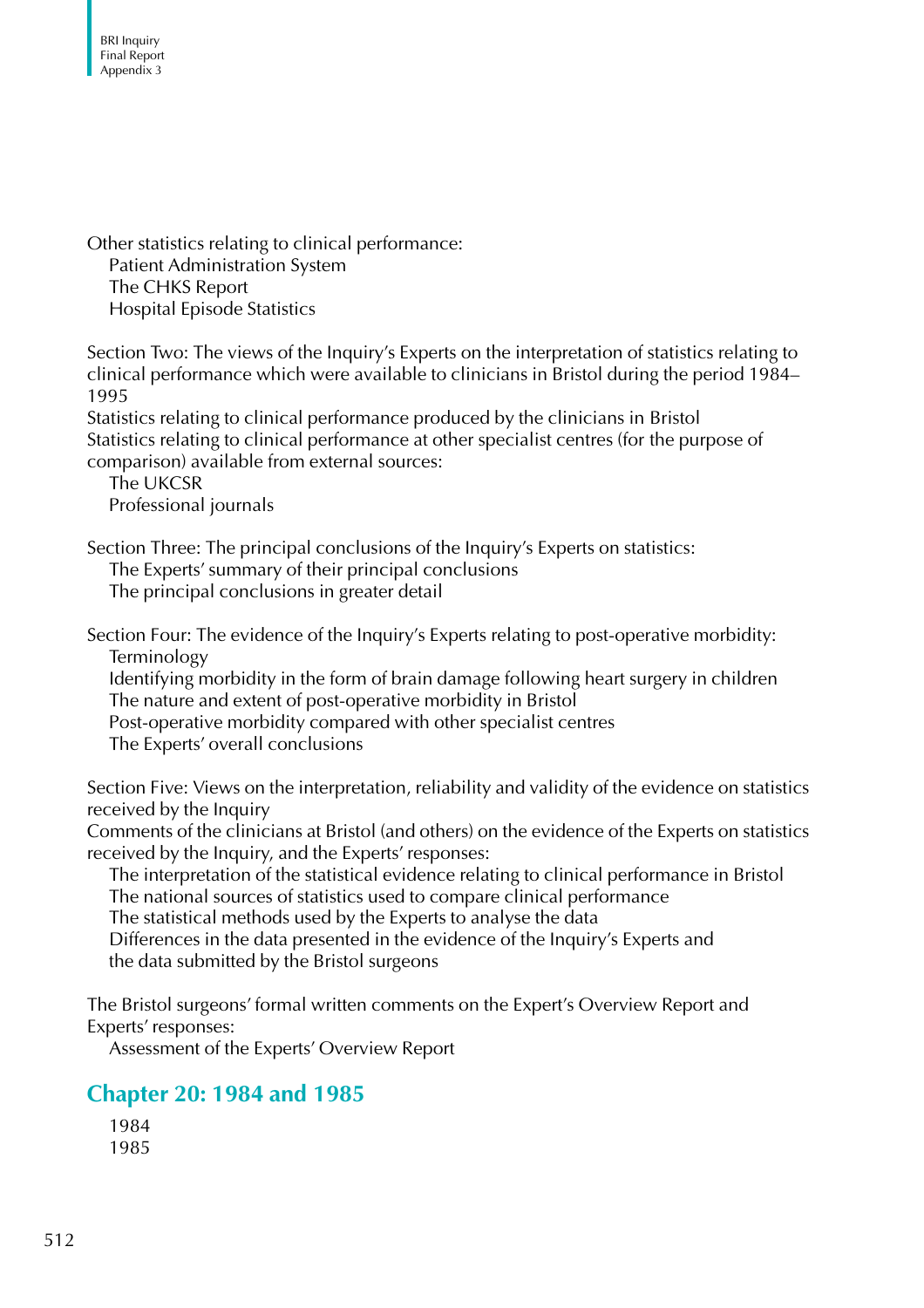Other statistics relating to clinical performance:
- Patient Administration System
- The CHKS Report
- Hospital Episode Statistics

Section Two: The views of the Inquiry's Experts on the interpretation of statistics relating to clinical performance which were available to clinicians in Bristol during the period 1984–1995

Statistics relating to clinical performance produced by the clinicians in Bristol

Statistics relating to clinical performance at other specialist centres (for the purpose of comparison) available from external sources:
- The UKCSR
- Professional journals

Section Three: The principal conclusions of the Inquiry's Experts on statistics:
- The Experts' summary of their principal conclusions
- The principal conclusions in greater detail

Section Four: The evidence of the Inquiry's Experts relating to post-operative morbidity:
- Terminology
- Identifying morbidity in the form of brain damage following heart surgery in children
- The nature and extent of post-operative morbidity in Bristol
- Post-operative morbidity compared with other specialist centres
- The Experts' overall conclusions

Section Five: Views on the interpretation, reliability and validity of the evidence on statistics received by the Inquiry

Comments of the clinicians at Bristol (and others) on the evidence of the Experts on statistics received by the Inquiry, and the Experts' responses:
- The interpretation of the statistical evidence relating to clinical performance in Bristol
- The national sources of statistics used to compare clinical performance
- The statistical methods used by the Experts to analyse the data
- Differences in the data presented in the evidence of the Inquiry's Experts and the data submitted by the Bristol surgeons

The Bristol surgeons' formal written comments on the Expert's Overview Report and Experts' responses:
- Assessment of the Experts' Overview Report

## Chapter 20: 1984 and 1985

- 1984
- 1985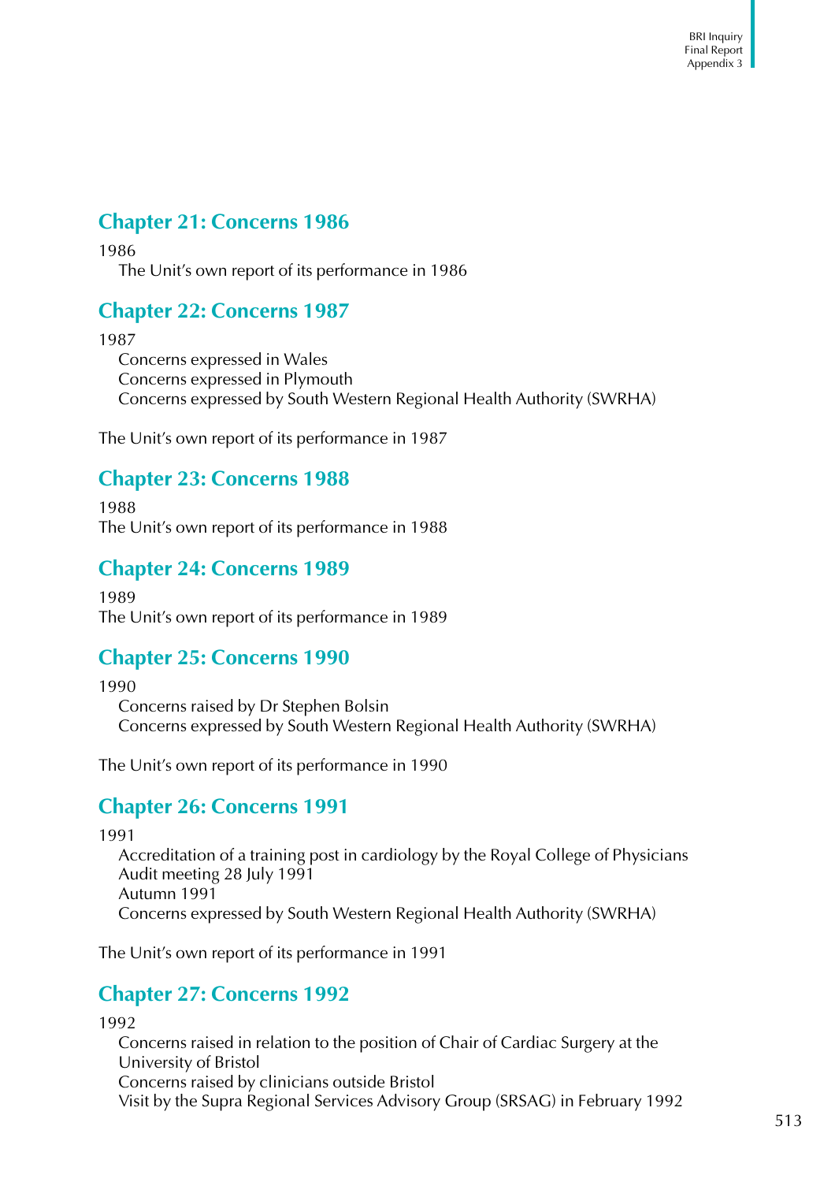## Chapter 21: Concerns 1986

1986

The Unit's own report of its performance in 1986

## Chapter 22: Concerns 1987

1987

Concerns expressed in Wales

Concerns expressed in Plymouth

Concerns expressed by South Western Regional Health Authority (SWRHA)

The Unit's own report of its performance in 1987

## Chapter 23: Concerns 1988

1988

The Unit's own report of its performance in 1988

## Chapter 24: Concerns 1989

1989

The Unit's own report of its performance in 1989

## Chapter 25: Concerns 1990

1990

Concerns raised by Dr Stephen Bolsin

Concerns expressed by South Western Regional Health Authority (SWRHA)

The Unit's own report of its performance in 1990

## Chapter 26: Concerns 1991

1991

Accreditation of a training post in cardiology by the Royal College of Physicians

Audit meeting 28 July 1991

Autumn 1991

Concerns expressed by South Western Regional Health Authority (SWRHA)

The Unit's own report of its performance in 1991

## Chapter 27: Concerns 1992

1992

Concerns raised in relation to the position of Chair of Cardiac Surgery at the University of Bristol

Concerns raised by clinicians outside Bristol

Visit by the Supra Regional Services Advisory Group (SRSAG) in February 1992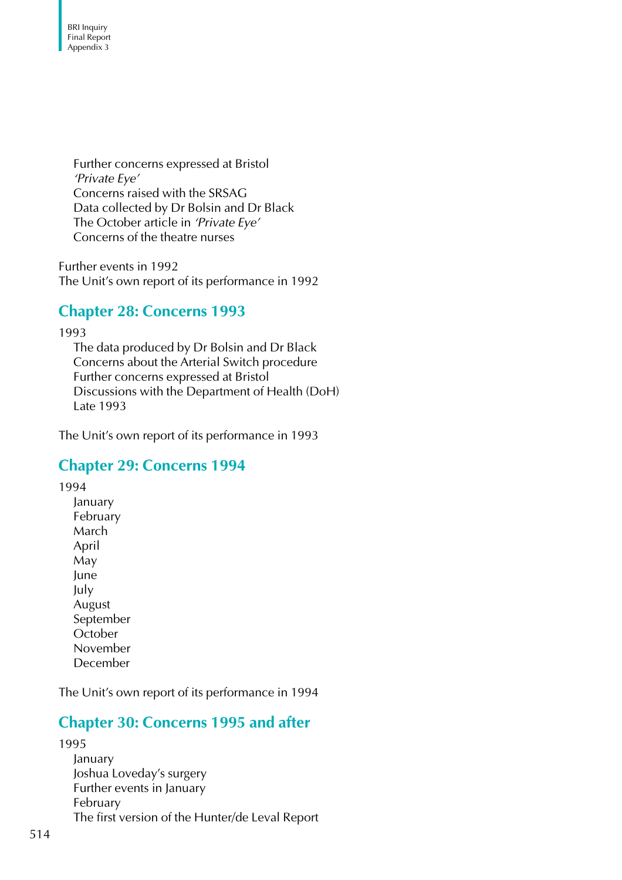Further concerns expressed at Bristol
*'Private Eye'*
Concerns raised with the SRSAG
Data collected by Dr Bolsin and Dr Black
The October article in *'Private Eye'*
Concerns of the theatre nurses

Further events in 1992
The Unit's own report of its performance in 1992

## Chapter 28: Concerns 1993

1993
The data produced by Dr Bolsin and Dr Black
Concerns about the Arterial Switch procedure
Further concerns expressed at Bristol
Discussions with the Department of Health (DoH)
Late 1993

The Unit's own report of its performance in 1993

## Chapter 29: Concerns 1994

1994
January
February
March
April
May
June
July
August
September
October
November
December

The Unit's own report of its performance in 1994

## Chapter 30: Concerns 1995 and after

1995
January
Joshua Loveday's surgery
Further events in January
February
The first version of the Hunter/de Leval Report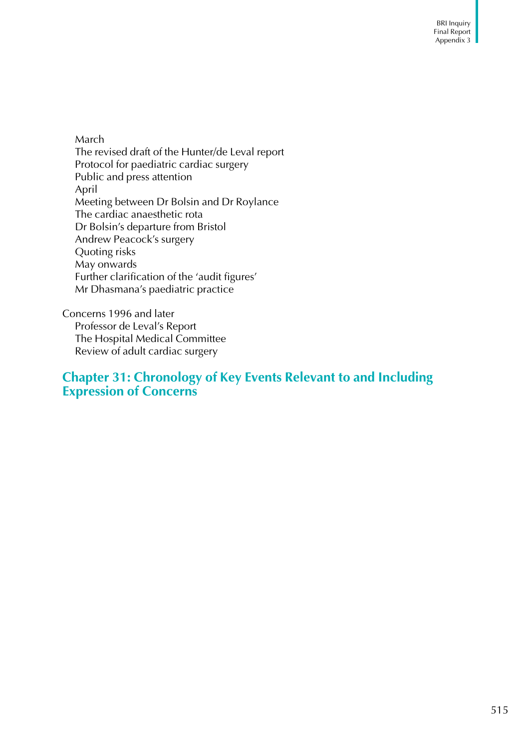- March
- The revised draft of the Hunter/de Leval report
- Protocol for paediatric cardiac surgery
- Public and press attention
- April
- Meeting between Dr Bolsin and Dr Roylance
- The cardiac anaesthetic rota
- Dr Bolsin's departure from Bristol
- Andrew Peacock's surgery
- Quoting risks
- May onwards
- Further clarification of the 'audit figures'
- Mr Dhasmana's paediatric practice

Concerns 1996 and later

- Professor de Leval's Report
- The Hospital Medical Committee
- Review of adult cardiac surgery

## Chapter 31: Chronology of Key Events Relevant to and Including Expression of Concerns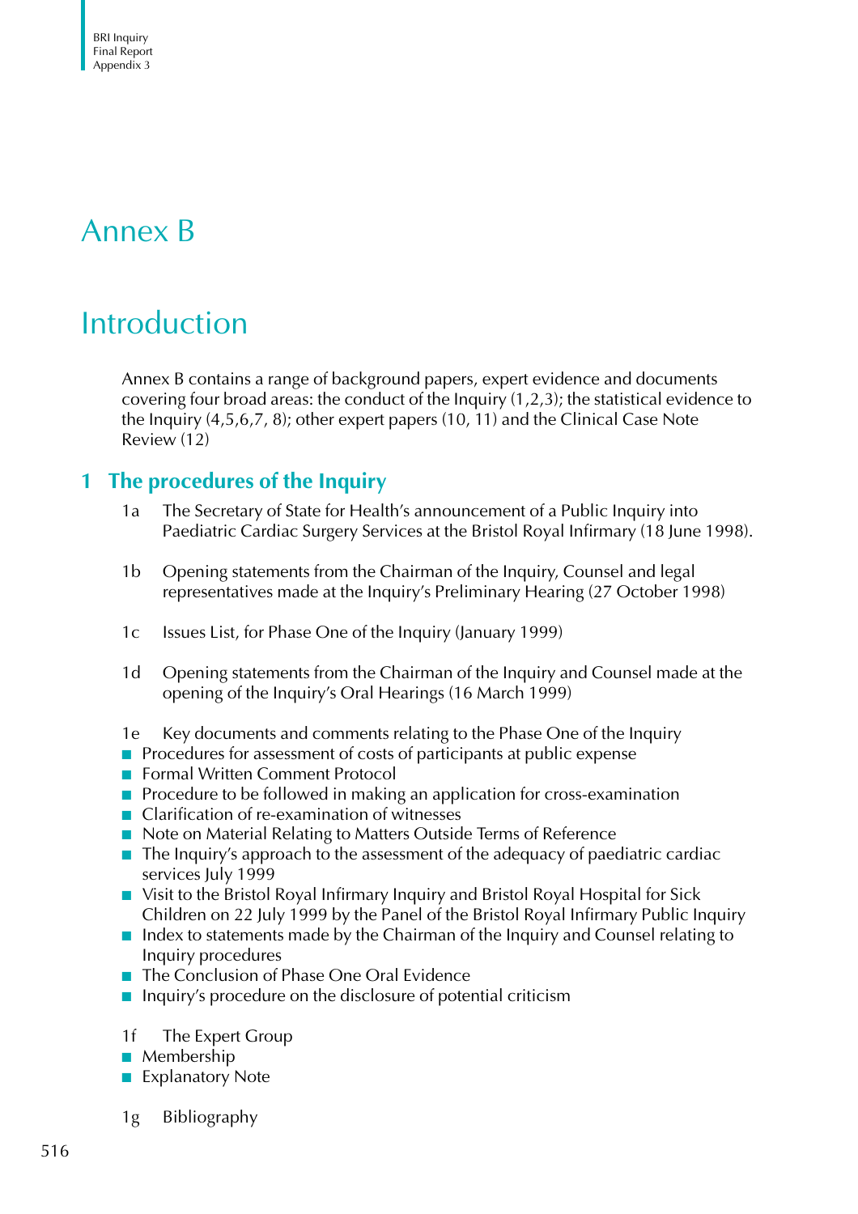# Annex B

# Introduction

Annex B contains a range of background papers, expert evidence and documents covering four broad areas: the conduct of the Inquiry (1,2,3); the statistical evidence to the Inquiry (4,5,6,7, 8); other expert papers (10, 11) and the Clinical Case Note Review (12)

## 1 The procedures of the Inquiry

1a The Secretary of State for Health's announcement of a Public Inquiry into Paediatric Cardiac Surgery Services at the Bristol Royal Infirmary (18 June 1998).

1b Opening statements from the Chairman of the Inquiry, Counsel and legal representatives made at the Inquiry's Preliminary Hearing (27 October 1998)

1c Issues List, for Phase One of the Inquiry (January 1999)

1d Opening statements from the Chairman of the Inquiry and Counsel made at the opening of the Inquiry's Oral Hearings (16 March 1999)

1e Key documents and comments relating to the Phase One of the Inquiry

- Procedures for assessment of costs of participants at public expense
- Formal Written Comment Protocol
- Procedure to be followed in making an application for cross-examination
- Clarification of re-examination of witnesses
- Note on Material Relating to Matters Outside Terms of Reference
- The Inquiry's approach to the assessment of the adequacy of paediatric cardiac services July 1999
- Visit to the Bristol Royal Infirmary Inquiry and Bristol Royal Hospital for Sick Children on 22 July 1999 by the Panel of the Bristol Royal Infirmary Public Inquiry
- Index to statements made by the Chairman of the Inquiry and Counsel relating to Inquiry procedures
- The Conclusion of Phase One Oral Evidence
- Inquiry's procedure on the disclosure of potential criticism

1f The Expert Group

- Membership
- Explanatory Note

1g Bibliography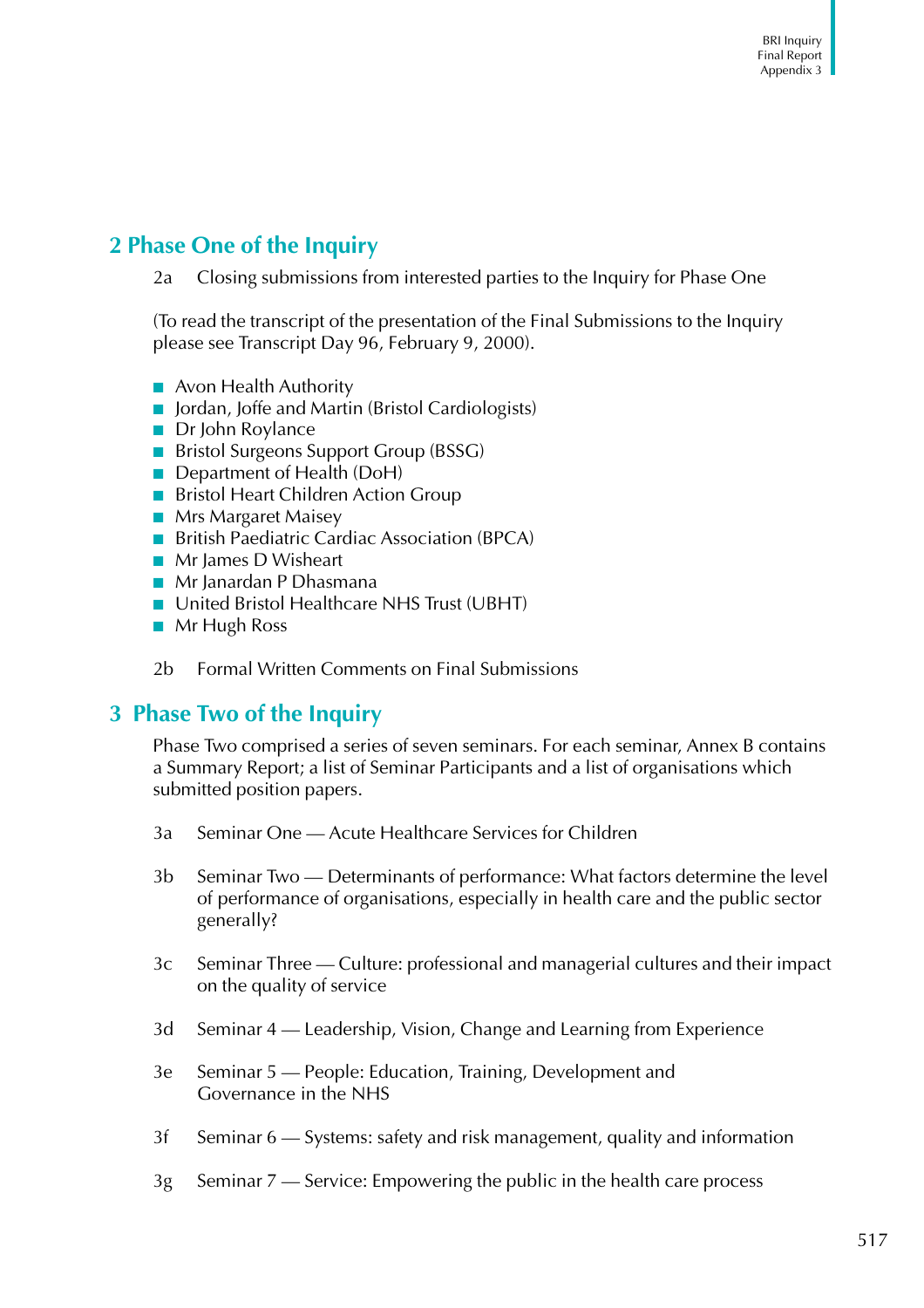## 2 Phase One of the Inquiry

2a Closing submissions from interested parties to the Inquiry for Phase One

(To read the transcript of the presentation of the Final Submissions to the Inquiry please see Transcript Day 96, February 9, 2000).

- Avon Health Authority
- Jordan, Joffe and Martin (Bristol Cardiologists)
- Dr John Roylance
- Bristol Surgeons Support Group (BSSG)
- Department of Health (DoH)
- Bristol Heart Children Action Group
- Mrs Margaret Maisey
- British Paediatric Cardiac Association (BPCA)
- Mr James D Wisheart
- Mr Janardan P Dhasmana
- United Bristol Healthcare NHS Trust (UBHT)
- Mr Hugh Ross

2b Formal Written Comments on Final Submissions

## 3 Phase Two of the Inquiry

Phase Two comprised a series of seven seminars. For each seminar, Annex B contains a Summary Report; a list of Seminar Participants and a list of organisations which submitted position papers.

3a Seminar One — Acute Healthcare Services for Children

3b Seminar Two — Determinants of performance: What factors determine the level of performance of organisations, especially in health care and the public sector generally?

3c Seminar Three — Culture: professional and managerial cultures and their impact on the quality of service

3d Seminar 4 — Leadership, Vision, Change and Learning from Experience

3e Seminar 5 — People: Education, Training, Development and Governance in the NHS

3f Seminar 6 — Systems: safety and risk management, quality and information

3g Seminar 7 — Service: Empowering the public in the health care process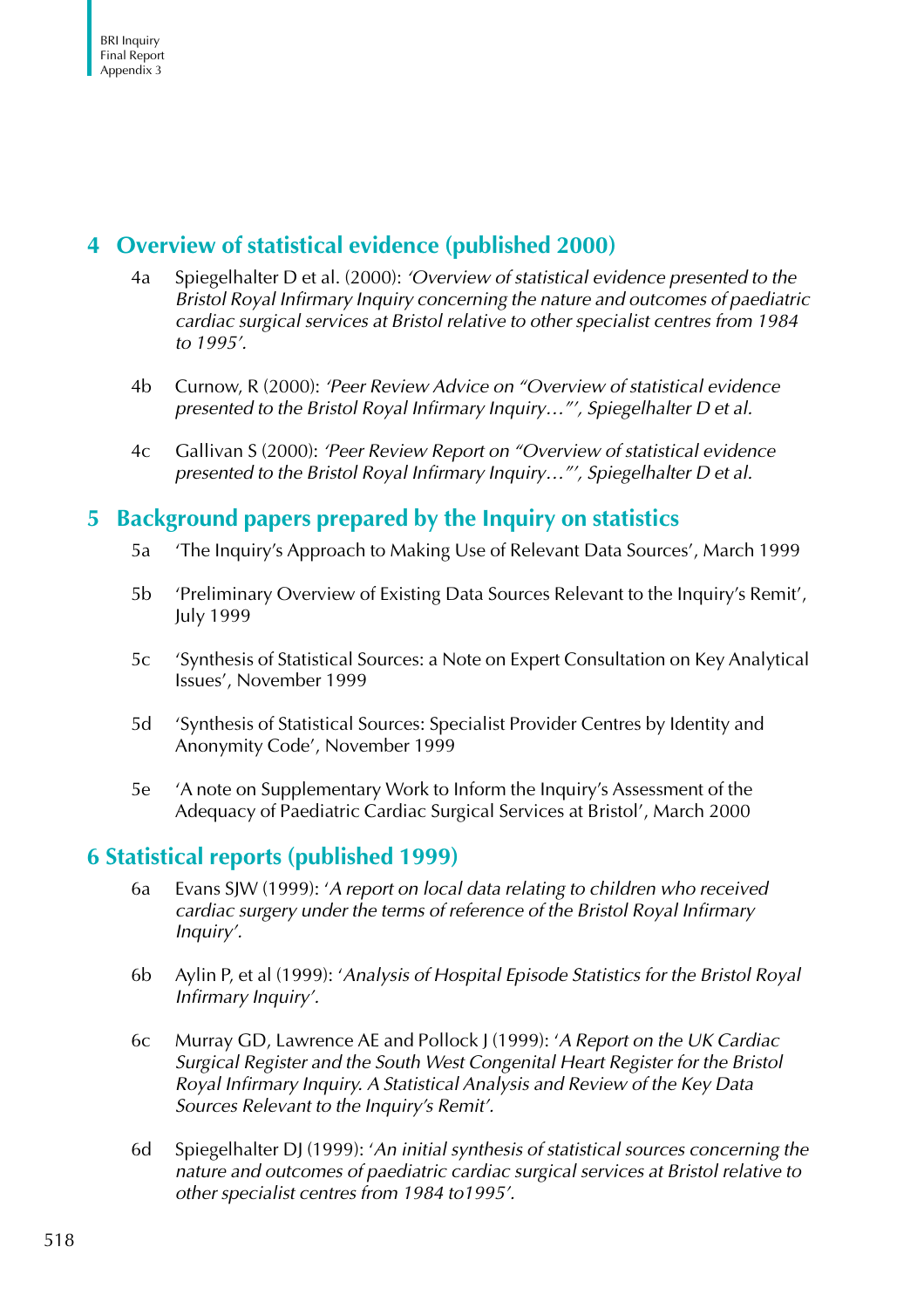## 4 Overview of statistical evidence (published 2000)

4a Spiegelhalter D et al. (2000): *'Overview of statistical evidence presented to the Bristol Royal Infirmary Inquiry concerning the nature and outcomes of paediatric cardiac surgical services at Bristol relative to other specialist centres from 1984 to 1995'.*

4b Curnow, R (2000): *'Peer Review Advice on "Overview of statistical evidence presented to the Bristol Royal Infirmary Inquiry…"', Spiegelhalter D et al.*

4c Gallivan S (2000): *'Peer Review Report on "Overview of statistical evidence presented to the Bristol Royal Infirmary Inquiry…"', Spiegelhalter D et al.*

## 5 Background papers prepared by the Inquiry on statistics

5a 'The Inquiry's Approach to Making Use of Relevant Data Sources', March 1999

5b 'Preliminary Overview of Existing Data Sources Relevant to the Inquiry's Remit', July 1999

5c 'Synthesis of Statistical Sources: a Note on Expert Consultation on Key Analytical Issues', November 1999

5d 'Synthesis of Statistical Sources: Specialist Provider Centres by Identity and Anonymity Code', November 1999

5e 'A note on Supplementary Work to Inform the Inquiry's Assessment of the Adequacy of Paediatric Cardiac Surgical Services at Bristol', March 2000

## 6 Statistical reports (published 1999)

6a Evans SJW (1999): '*A report on local data relating to children who received cardiac surgery under the terms of reference of the Bristol Royal Infirmary Inquiry'.*

6b Aylin P, et al (1999): '*Analysis of Hospital Episode Statistics for the Bristol Royal Infirmary Inquiry'.*

6c Murray GD, Lawrence AE and Pollock J (1999): '*A Report on the UK Cardiac Surgical Register and the South West Congenital Heart Register for the Bristol Royal Infirmary Inquiry. A Statistical Analysis and Review of the Key Data Sources Relevant to the Inquiry's Remit'.*

6d Spiegelhalter DJ (1999): '*An initial synthesis of statistical sources concerning the nature and outcomes of paediatric cardiac surgical services at Bristol relative to other specialist centres from 1984 to1995'.*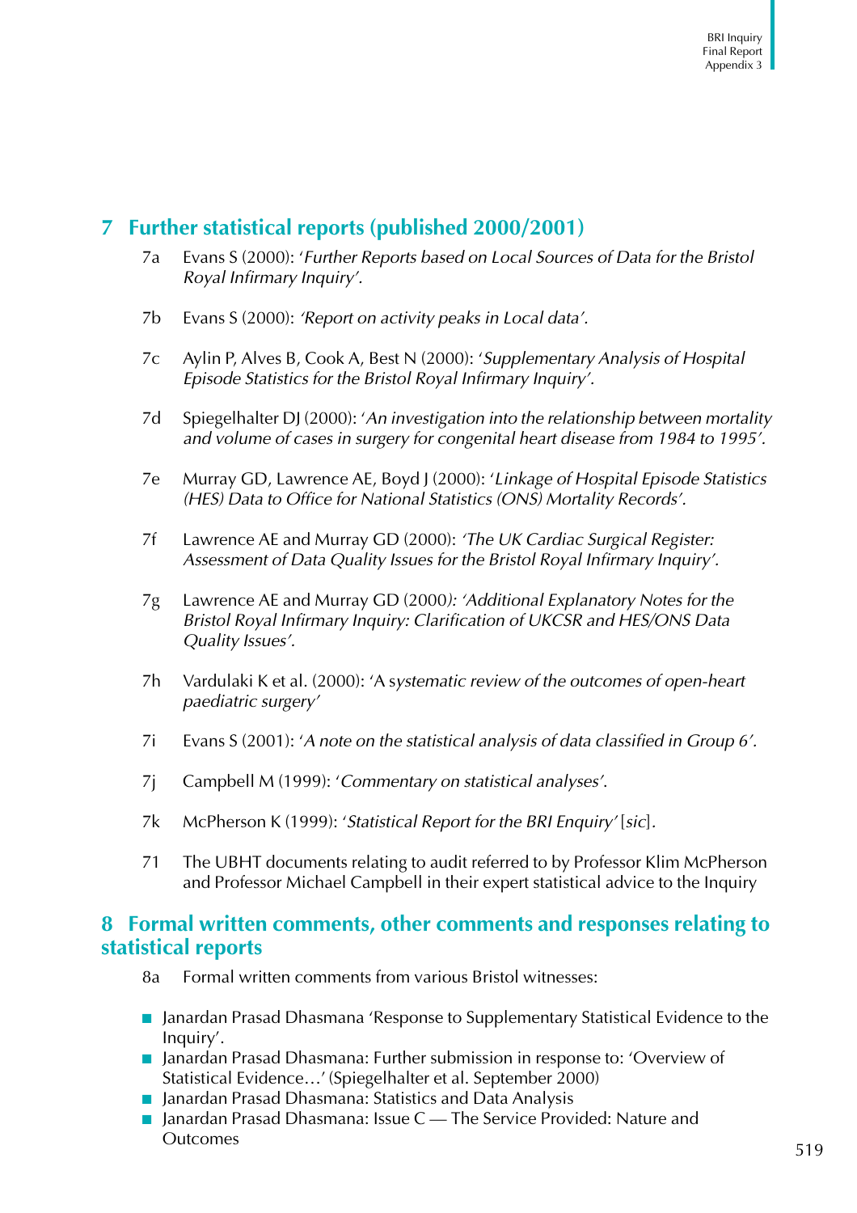## 7 Further statistical reports (published 2000/2001)

7a Evans S (2000): '*Further Reports based on Local Sources of Data for the Bristol Royal Infirmary Inquiry'*.

7b Evans S (2000): *'Report on activity peaks in Local data'*.

7c Aylin P, Alves B, Cook A, Best N (2000): '*Supplementary Analysis of Hospital Episode Statistics for the Bristol Royal Infirmary Inquiry'*.

7d Spiegelhalter DJ (2000): '*An investigation into the relationship between mortality and volume of cases in surgery for congenital heart disease from 1984 to 1995'*.

7e Murray GD, Lawrence AE, Boyd J (2000): '*Linkage of Hospital Episode Statistics (HES) Data to Office for National Statistics (ONS) Mortality Records'*.

7f Lawrence AE and Murray GD (2000): *'The UK Cardiac Surgical Register: Assessment of Data Quality Issues for the Bristol Royal Infirmary Inquiry'*.

7g Lawrence AE and Murray GD (2000*): 'Additional Explanatory Notes for the Bristol Royal Infirmary Inquiry: Clarification of UKCSR and HES/ONS Data Quality Issues'*.

7h Vardulaki K et al. (2000): 'A s*ystematic review of the outcomes of open-heart paediatric surgery'*

7i Evans S (2001): '*A note on the statistical analysis of data classified in Group 6'*.

7j Campbell M (1999): '*Commentary on statistical analyses'*.

7k McPherson K (1999): '*Statistical Report for the BRI Enquiry'* [*sic*].

7l The UBHT documents relating to audit referred to by Professor Klim McPherson and Professor Michael Campbell in their expert statistical advice to the Inquiry

## 8 Formal written comments, other comments and responses relating to statistical reports

8a Formal written comments from various Bristol witnesses:

- Janardan Prasad Dhasmana 'Response to Supplementary Statistical Evidence to the Inquiry'.
- Janardan Prasad Dhasmana: Further submission in response to: 'Overview of Statistical Evidence…' (Spiegelhalter et al. September 2000)
- Janardan Prasad Dhasmana: Statistics and Data Analysis
- Janardan Prasad Dhasmana: Issue C — The Service Provided: Nature and Outcomes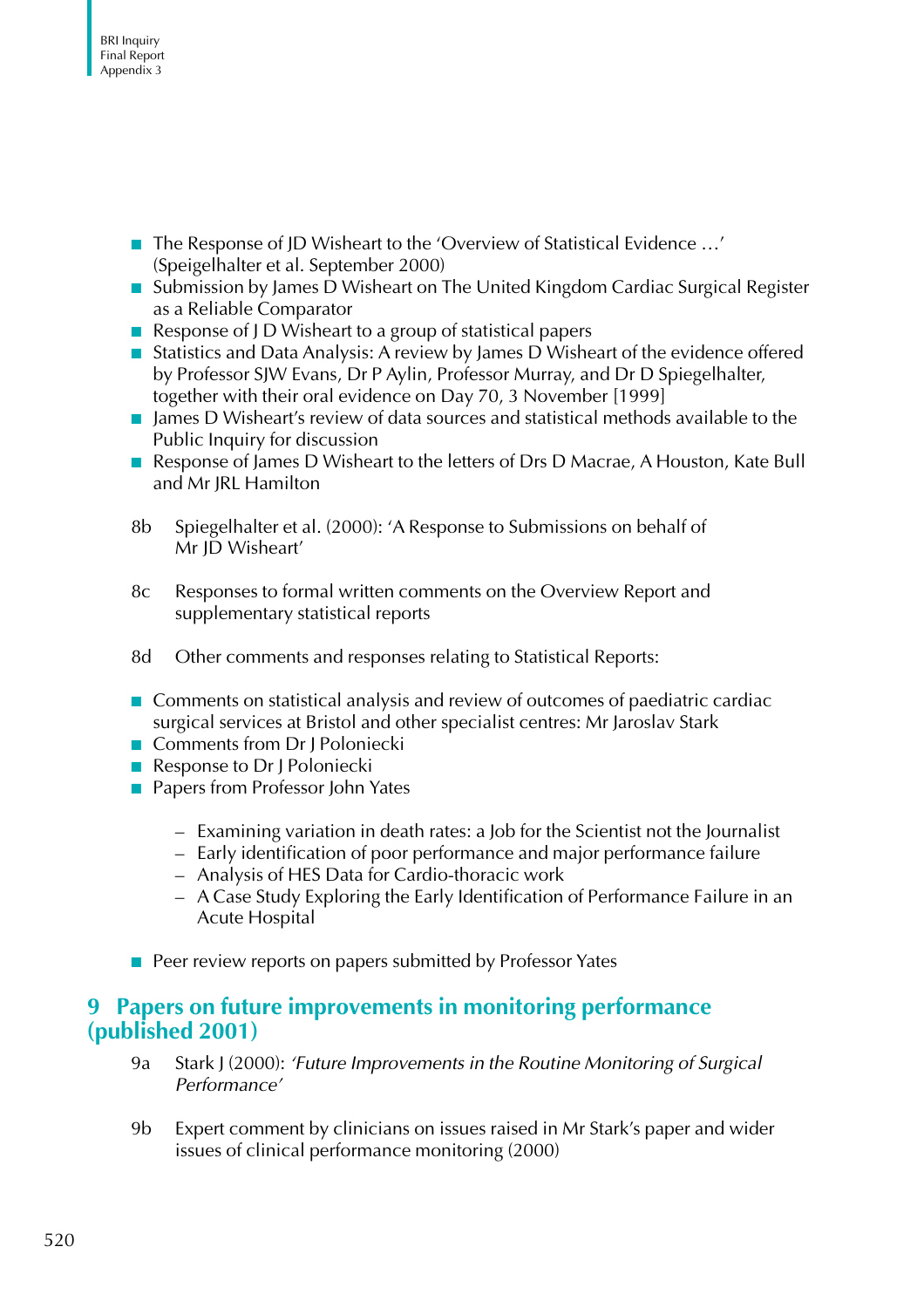- The Response of JD Wisheart to the 'Overview of Statistical Evidence …' (Speigelhalter et al. September 2000)
- Submission by James D Wisheart on The United Kingdom Cardiac Surgical Register as a Reliable Comparator
- Response of J D Wisheart to a group of statistical papers
- Statistics and Data Analysis: A review by James D Wisheart of the evidence offered by Professor SJW Evans, Dr P Aylin, Professor Murray, and Dr D Spiegelhalter, together with their oral evidence on Day 70, 3 November [1999]
- James D Wisheart's review of data sources and statistical methods available to the Public Inquiry for discussion
- Response of James D Wisheart to the letters of Drs D Macrae, A Houston, Kate Bull and Mr JRL Hamilton

8b Spiegelhalter et al. (2000): 'A Response to Submissions on behalf of Mr JD Wisheart'

8c Responses to formal written comments on the Overview Report and supplementary statistical reports

8d Other comments and responses relating to Statistical Reports:

- Comments on statistical analysis and review of outcomes of paediatric cardiac surgical services at Bristol and other specialist centres: Mr Jaroslav Stark
- Comments from Dr J Poloniecki
- Response to Dr J Poloniecki
- Papers from Professor John Yates
  - Examining variation in death rates: a Job for the Scientist not the Journalist
  - Early identification of poor performance and major performance failure
  - Analysis of HES Data for Cardio-thoracic work
  - A Case Study Exploring the Early Identification of Performance Failure in an Acute Hospital
- Peer review reports on papers submitted by Professor Yates

## 9 Papers on future improvements in monitoring performance (published 2001)

9a Stark J (2000): *'Future Improvements in the Routine Monitoring of Surgical Performance'*

9b Expert comment by clinicians on issues raised in Mr Stark's paper and wider issues of clinical performance monitoring (2000)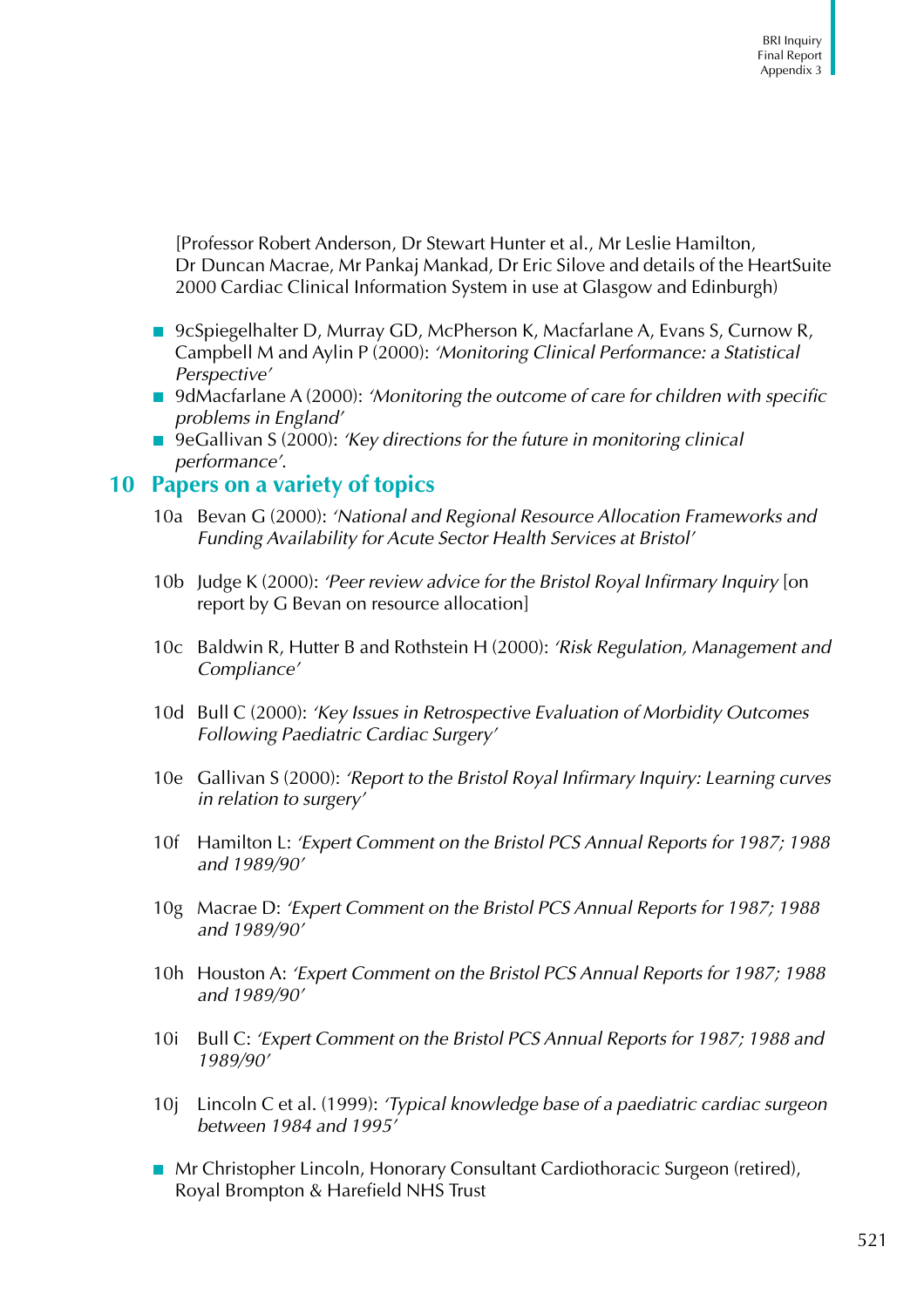[Professor Robert Anderson, Dr Stewart Hunter et al., Mr Leslie Hamilton, Dr Duncan Macrae, Mr Pankaj Mankad, Dr Eric Silove and details of the HeartSuite 2000 Cardiac Clinical Information System in use at Glasgow and Edinburgh)

- 9cSpiegelhalter D, Murray GD, McPherson K, Macfarlane A, Evans S, Curnow R, Campbell M and Aylin P (2000): *'Monitoring Clinical Performance: a Statistical Perspective'*
- 9dMacfarlane A (2000): *'Monitoring the outcome of care for children with specific problems in England'*
- 9eGallivan S (2000): *'Key directions for the future in monitoring clinical performance'*.

## 10 Papers on a variety of topics

10a Bevan G (2000): *'National and Regional Resource Allocation Frameworks and Funding Availability for Acute Sector Health Services at Bristol'*

10b Judge K (2000): *'Peer review advice for the Bristol Royal Infirmary Inquiry* [on report by G Bevan on resource allocation]

10c Baldwin R, Hutter B and Rothstein H (2000): *'Risk Regulation, Management and Compliance'*

10d Bull C (2000): *'Key Issues in Retrospective Evaluation of Morbidity Outcomes Following Paediatric Cardiac Surgery'*

10e Gallivan S (2000): *'Report to the Bristol Royal Infirmary Inquiry: Learning curves in relation to surgery'*

10f Hamilton L: *'Expert Comment on the Bristol PCS Annual Reports for 1987; 1988 and 1989/90'*

10g Macrae D: *'Expert Comment on the Bristol PCS Annual Reports for 1987; 1988 and 1989/90'*

10h Houston A: *'Expert Comment on the Bristol PCS Annual Reports for 1987; 1988 and 1989/90'*

10i Bull C: *'Expert Comment on the Bristol PCS Annual Reports for 1987; 1988 and 1989/90'*

10j Lincoln C et al. (1999): *'Typical knowledge base of a paediatric cardiac surgeon between 1984 and 1995'*

- Mr Christopher Lincoln, Honorary Consultant Cardiothoracic Surgeon (retired), Royal Brompton & Harefield NHS Trust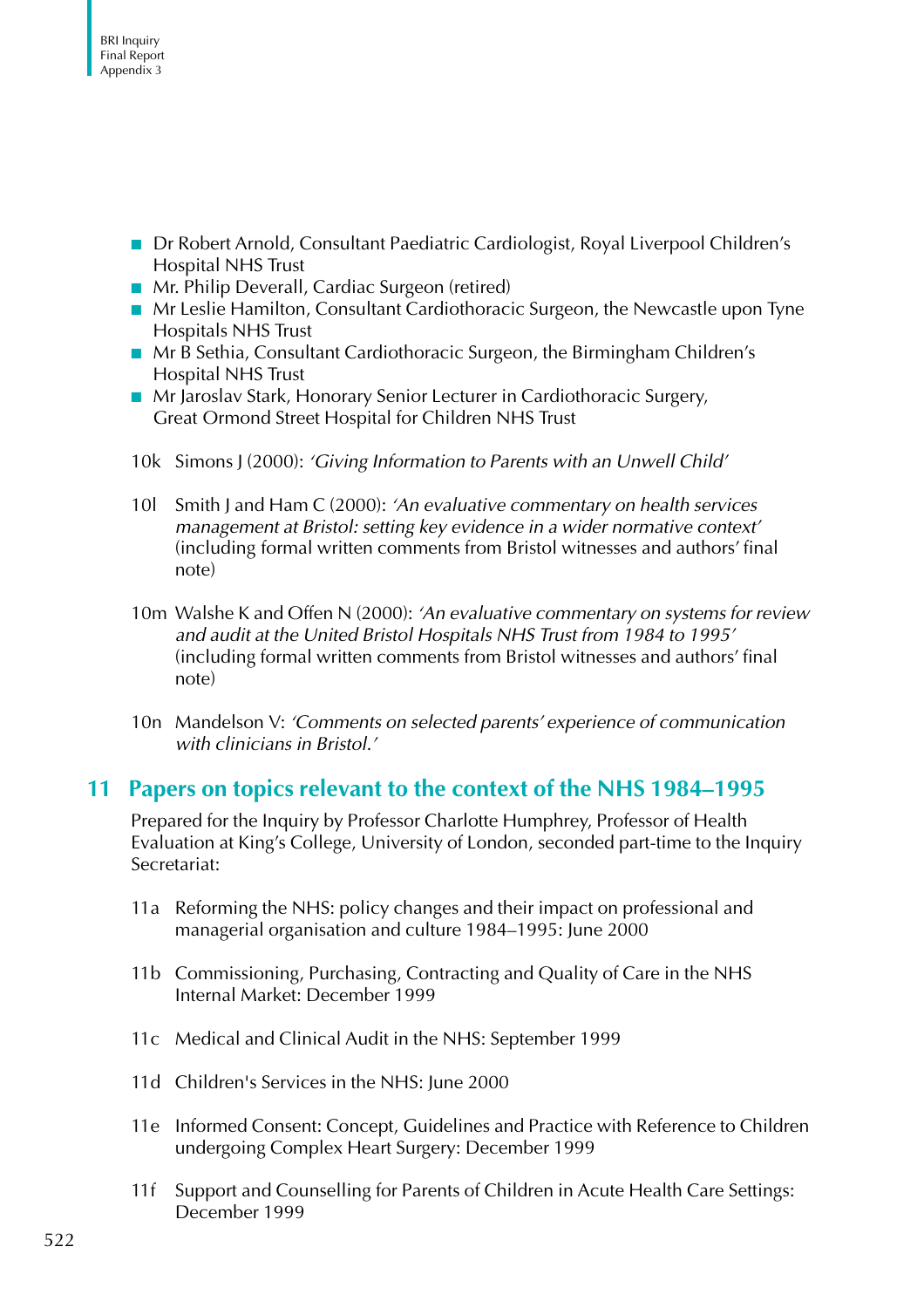- Dr Robert Arnold, Consultant Paediatric Cardiologist, Royal Liverpool Children's Hospital NHS Trust
- Mr. Philip Deverall, Cardiac Surgeon (retired)
- Mr Leslie Hamilton, Consultant Cardiothoracic Surgeon, the Newcastle upon Tyne Hospitals NHS Trust
- Mr B Sethia, Consultant Cardiothoracic Surgeon, the Birmingham Children's Hospital NHS Trust
- Mr Jaroslav Stark, Honorary Senior Lecturer in Cardiothoracic Surgery, Great Ormond Street Hospital for Children NHS Trust

10k Simons J (2000): *'Giving Information to Parents with an Unwell Child'*

10l Smith J and Ham C (2000): *'An evaluative commentary on health services management at Bristol: setting key evidence in a wider normative context'* (including formal written comments from Bristol witnesses and authors' final note)

10m Walshe K and Offen N (2000): *'An evaluative commentary on systems for review and audit at the United Bristol Hospitals NHS Trust from 1984 to 1995'* (including formal written comments from Bristol witnesses and authors' final note)

10n Mandelson V: *'Comments on selected parents' experience of communication with clinicians in Bristol.'*

## 11 Papers on topics relevant to the context of the NHS 1984–1995

Prepared for the Inquiry by Professor Charlotte Humphrey, Professor of Health Evaluation at King's College, University of London, seconded part-time to the Inquiry Secretariat:

11a Reforming the NHS: policy changes and their impact on professional and managerial organisation and culture 1984–1995: June 2000

11b Commissioning, Purchasing, Contracting and Quality of Care in the NHS Internal Market: December 1999

11c Medical and Clinical Audit in the NHS: September 1999

11d Children's Services in the NHS: June 2000

11e Informed Consent: Concept, Guidelines and Practice with Reference to Children undergoing Complex Heart Surgery: December 1999

11f Support and Counselling for Parents of Children in Acute Health Care Settings: December 1999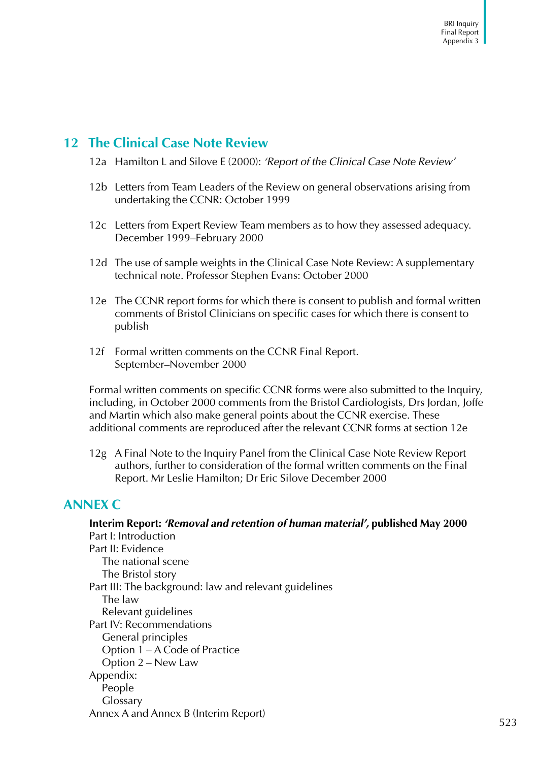## 12 The Clinical Case Note Review

12a Hamilton L and Silove E (2000): *'Report of the Clinical Case Note Review'*

12b Letters from Team Leaders of the Review on general observations arising from undertaking the CCNR: October 1999

12c Letters from Expert Review Team members as to how they assessed adequacy. December 1999–February 2000

12d The use of sample weights in the Clinical Case Note Review: A supplementary technical note. Professor Stephen Evans: October 2000

12e The CCNR report forms for which there is consent to publish and formal written comments of Bristol Clinicians on specific cases for which there is consent to publish

12f Formal written comments on the CCNR Final Report. September–November 2000

Formal written comments on specific CCNR forms were also submitted to the Inquiry, including, in October 2000 comments from the Bristol Cardiologists, Drs Jordan, Joffe and Martin which also make general points about the CCNR exercise. These additional comments are reproduced after the relevant CCNR forms at section 12e

12g A Final Note to the Inquiry Panel from the Clinical Case Note Review Report authors, further to consideration of the formal written comments on the Final Report. Mr Leslie Hamilton; Dr Eric Silove December 2000

## ANNEX C

**Interim Report: *'Removal and retention of human material'*, published May 2000**

Part I: Introduction
Part II: Evidence
- The national scene
- The Bristol story

Part III: The background: law and relevant guidelines
- The law
- Relevant guidelines

Part IV: Recommendations
- General principles
- Option 1 – A Code of Practice
- Option 2 – New Law

Appendix:
- People
- Glossary

Annex A and Annex B (Interim Report)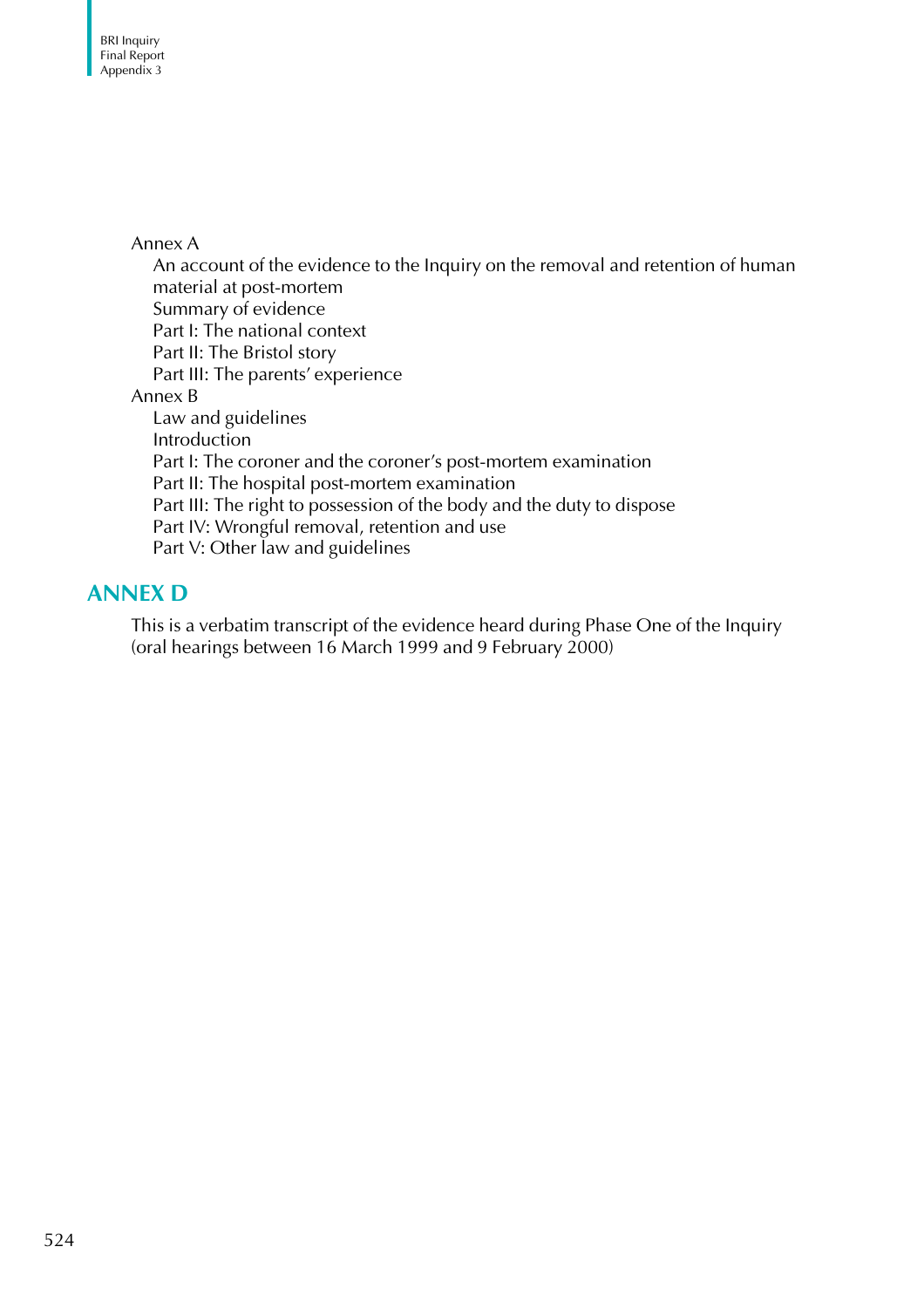Annex A

- An account of the evidence to the Inquiry on the removal and retention of human material at post-mortem
- Summary of evidence
- Part I: The national context
- Part II: The Bristol story
- Part III: The parents' experience

Annex B

- Law and guidelines
- Introduction
- Part I: The coroner and the coroner's post-mortem examination
- Part II: The hospital post-mortem examination
- Part III: The right to possession of the body and the duty to dispose
- Part IV: Wrongful removal, retention and use
- Part V: Other law and guidelines

## ANNEX D

This is a verbatim transcript of the evidence heard during Phase One of the Inquiry (oral hearings between 16 March 1999 and 9 February 2000)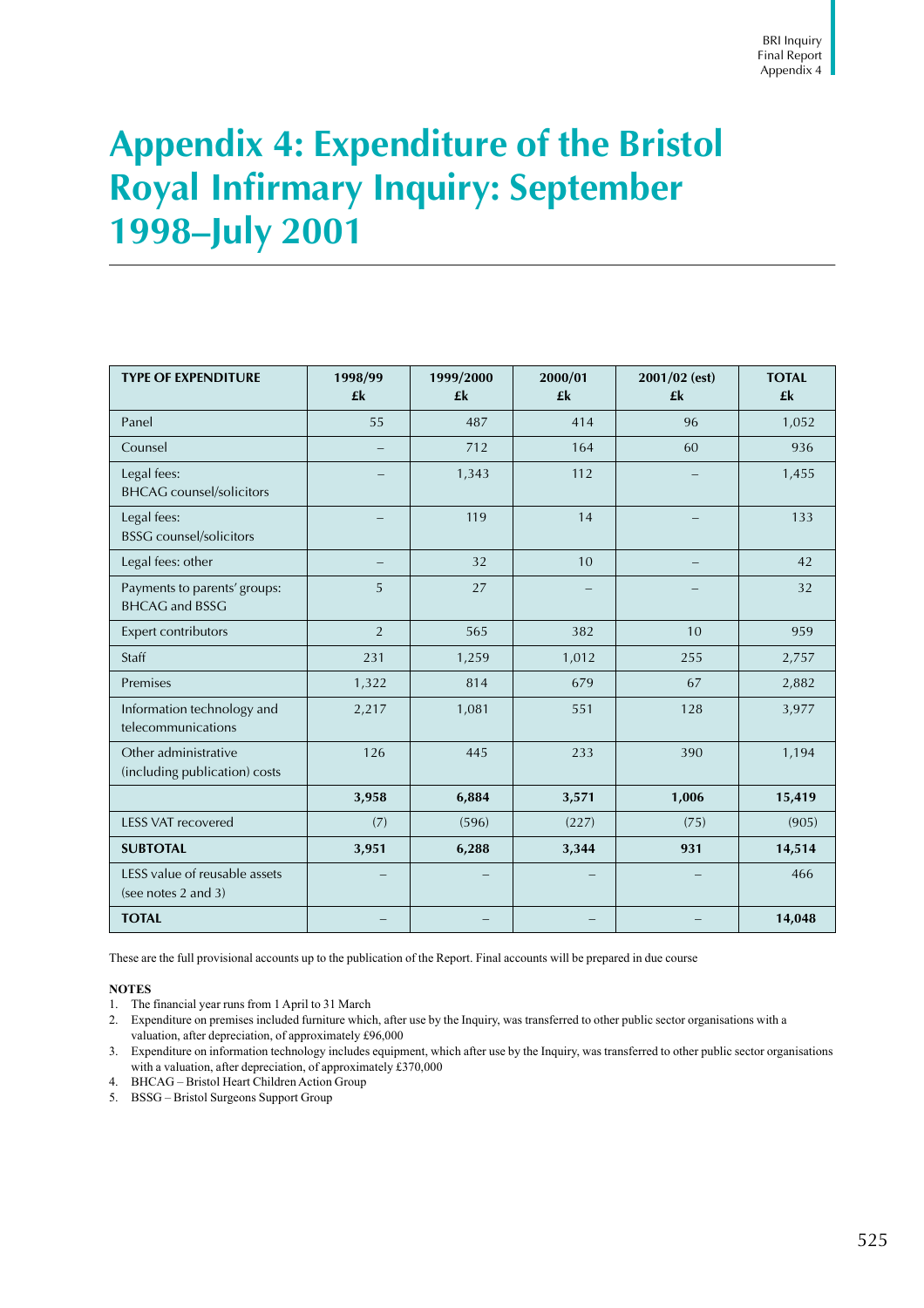# Appendix 4: Expenditure of the Bristol Royal Infirmary Inquiry: September 1998–July 2001

| TYPE OF EXPENDITURE | 1998/99 £k | 1999/2000 £k | 2000/01 £k | 2001/02 (est) £k | TOTAL £k |
|---|---|---|---|---|---|
| Panel | 55 | 487 | 414 | 96 | 1,052 |
| Counsel | – | 712 | 164 | 60 | 936 |
| Legal fees: BHCAG counsel/solicitors | – | 1,343 | 112 | – | 1,455 |
| Legal fees: BSSG counsel/solicitors | – | 119 | 14 | – | 133 |
| Legal fees: other | – | 32 | 10 | – | 42 |
| Payments to parents' groups: BHCAG and BSSG | 5 | 27 | – | – | 32 |
| Expert contributors | 2 | 565 | 382 | 10 | 959 |
| Staff | 231 | 1,259 | 1,012 | 255 | 2,757 |
| Premises | 1,322 | 814 | 679 | 67 | 2,882 |
| Information technology and telecommunications | 2,217 | 1,081 | 551 | 128 | 3,977 |
| Other administrative (including publication) costs | 126 | 445 | 233 | 390 | 1,194 |
| | **3,958** | **6,884** | **3,571** | **1,006** | **15,419** |
| LESS VAT recovered | (7) | (596) | (227) | (75) | (905) |
| **SUBTOTAL** | **3,951** | **6,288** | **3,344** | **931** | **14,514** |
| LESS value of reusable assets (see notes 2 and 3) | – | – | – | – | 466 |
| **TOTAL** | – | – | – | – | **14,048** |

These are the full provisional accounts up to the publication of the Report. Final accounts will be prepared in due course

**NOTES**

1. The financial year runs from 1 April to 31 March
2. Expenditure on premises included furniture which, after use by the Inquiry, was transferred to other public sector organisations with a valuation, after depreciation, of approximately £96,000
3. Expenditure on information technology includes equipment, which after use by the Inquiry, was transferred to other public sector organisations with a valuation, after depreciation, of approximately £370,000
4. BHCAG – Bristol Heart Children Action Group
5. BSSG – Bristol Surgeons Support Group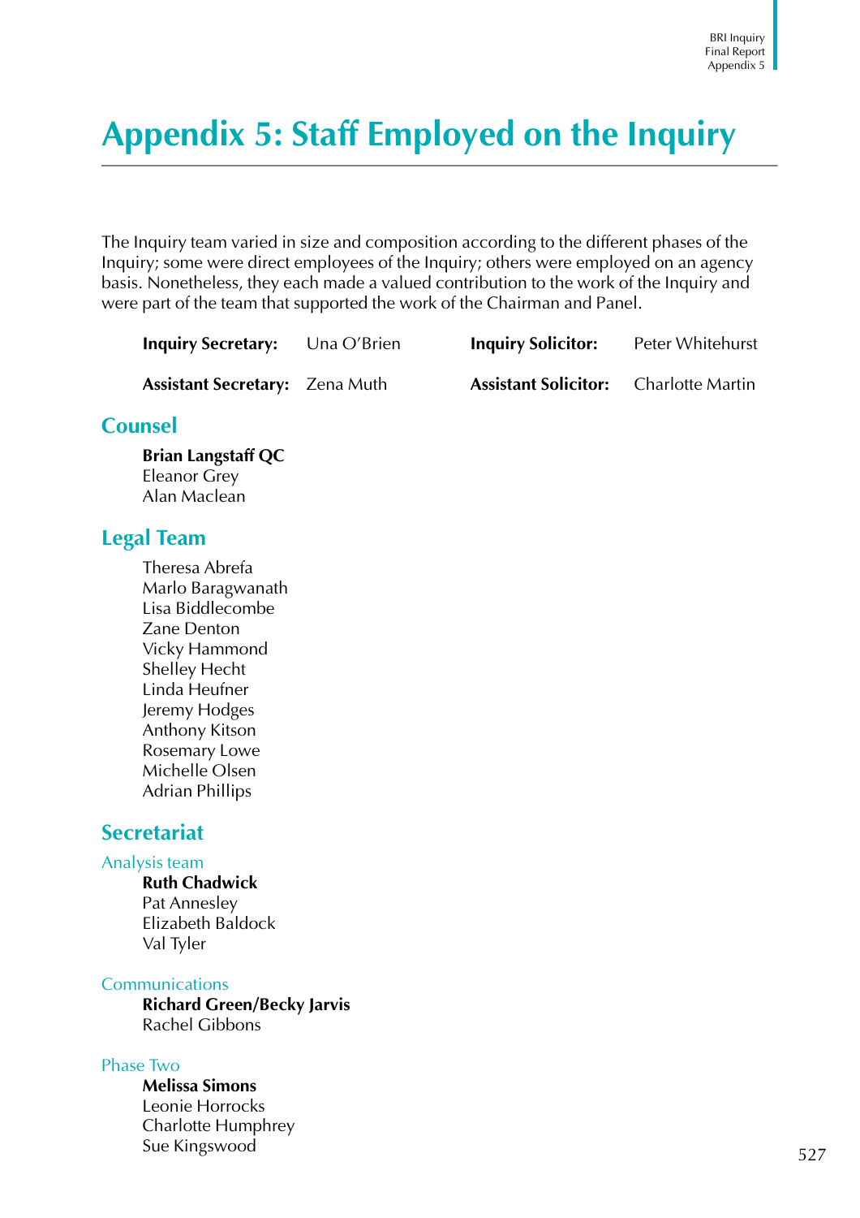# Appendix 5: Staff Employed on the Inquiry

The Inquiry team varied in size and composition according to the different phases of the Inquiry; some were direct employees of the Inquiry; others were employed on an agency basis. Nonetheless, they each made a valued contribution to the work of the Inquiry and were part of the team that supported the work of the Chairman and Panel.

**Inquiry Secretary:** Una O'Brien

**Assistant Secretary:** Zena Muth

**Inquiry Solicitor:** Peter Whitehurst

**Assistant Solicitor:** Charlotte Martin

## Counsel

**Brian Langstaff QC**
Eleanor Grey
Alan Maclean

## Legal Team

Theresa Abrefa
Marlo Baragwanath
Lisa Biddlecombe
Zane Denton
Vicky Hammond
Shelley Hecht
Linda Heufner
Jeremy Hodges
Anthony Kitson
Rosemary Lowe
Michelle Olsen
Adrian Phillips

## Secretariat

### Analysis team

**Ruth Chadwick**
Pat Annesley
Elizabeth Baldock
Val Tyler

### Communications

**Richard Green/Becky Jarvis**
Rachel Gibbons

### Phase Two

**Melissa Simons**
Leonie Horrocks
Charlotte Humphrey
Sue Kingswood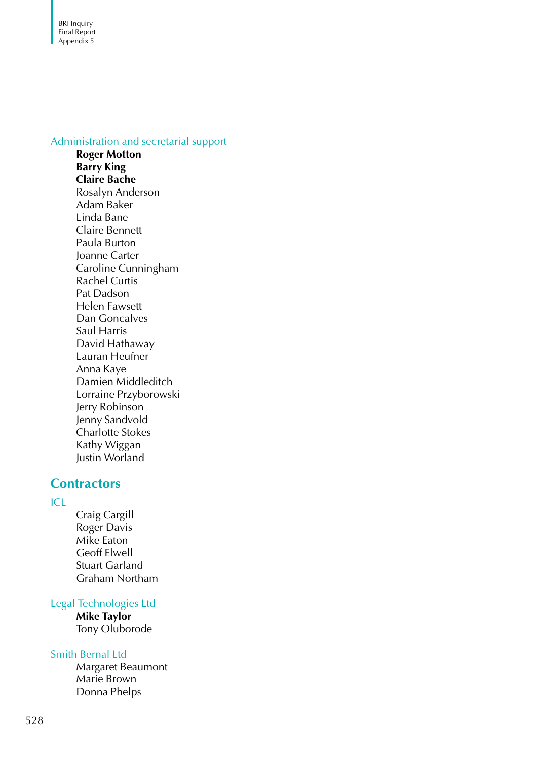### Administration and secretarial support

**Roger Motton**
**Barry King**
**Claire Bache**
Rosalyn Anderson
Adam Baker
Linda Bane
Claire Bennett
Paula Burton
Joanne Carter
Caroline Cunningham
Rachel Curtis
Pat Dadson
Helen Fawsett
Dan Goncalves
Saul Harris
David Hathaway
Lauran Heufner
Anna Kaye
Damien Middleditch
Lorraine Przyborowski
Jerry Robinson
Jenny Sandvold
Charlotte Stokes
Kathy Wiggan
Justin Worland

## Contractors

### ICL

Craig Cargill
Roger Davis
Mike Eaton
Geoff Elwell
Stuart Garland
Graham Northam

### Legal Technologies Ltd

**Mike Taylor**
Tony Oluborode

### Smith Bernal Ltd

Margaret Beaumont
Marie Brown
Donna Phelps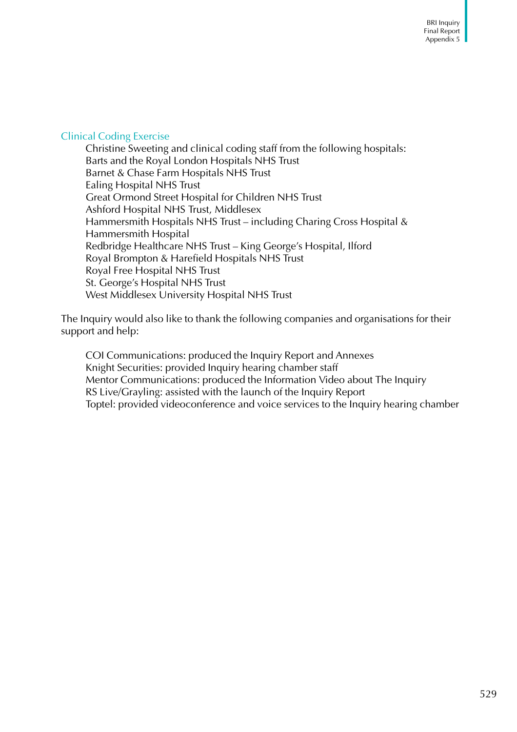### Clinical Coding Exercise

Christine Sweeting and clinical coding staff from the following hospitals:
Barts and the Royal London Hospitals NHS Trust
Barnet & Chase Farm Hospitals NHS Trust
Ealing Hospital NHS Trust
Great Ormond Street Hospital for Children NHS Trust
Ashford Hospital NHS Trust, Middlesex
Hammersmith Hospitals NHS Trust – including Charing Cross Hospital & Hammersmith Hospital
Redbridge Healthcare NHS Trust – King George's Hospital, Ilford
Royal Brompton & Harefield Hospitals NHS Trust
Royal Free Hospital NHS Trust
St. George's Hospital NHS Trust
West Middlesex University Hospital NHS Trust

The Inquiry would also like to thank the following companies and organisations for their support and help:

COI Communications: produced the Inquiry Report and Annexes
Knight Securities: provided Inquiry hearing chamber staff
Mentor Communications: produced the Information Video about The Inquiry
RS Live/Grayling: assisted with the launch of the Inquiry Report
Toptel: provided videoconference and voice services to the Inquiry hearing chamber